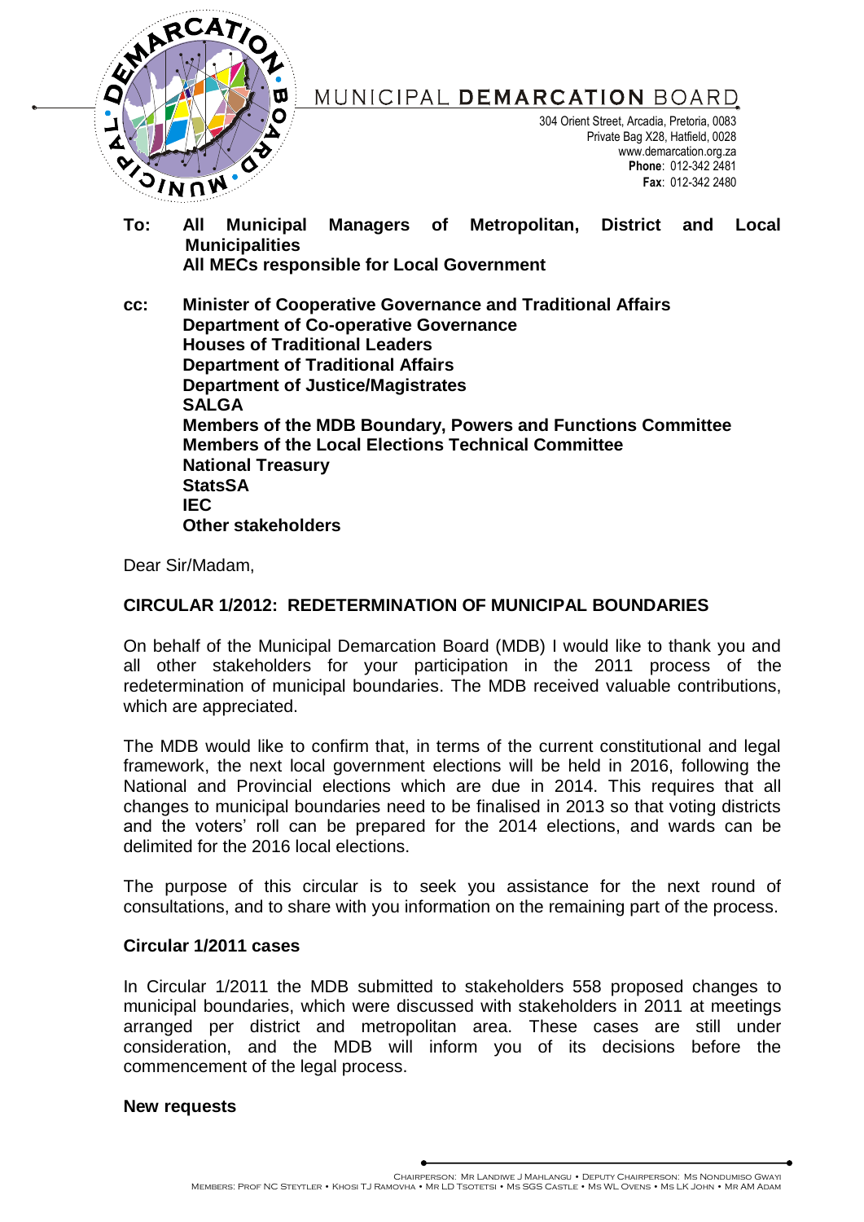MUNICIPAL **DEMARCATION** BOARD

304 Orient Street, Arcadia, Pretoria, 0083
Private Bag X28, Hatfield, 0028
www.demarcation.org.za
**Phone**: 012-342 2481
**Fax**: 012-342 2480

**To: All Municipal Managers of Metropolitan, District and Local Municipalities**
**All MECs responsible for Local Government**

**cc: Minister of Cooperative Governance and Traditional Affairs**
**Department of Co-operative Governance**
**Houses of Traditional Leaders**
**Department of Traditional Affairs**
**Department of Justice/Magistrates**
**SALGA**
**Members of the MDB Boundary, Powers and Functions Committee**
**Members of the Local Elections Technical Committee**
**National Treasury**
**StatsSA**
**IEC**
**Other stakeholders**

Dear Sir/Madam,

## CIRCULAR 1/2012: REDETERMINATION OF MUNICIPAL BOUNDARIES

On behalf of the Municipal Demarcation Board (MDB) I would like to thank you and all other stakeholders for your participation in the 2011 process of the redetermination of municipal boundaries. The MDB received valuable contributions, which are appreciated.

The MDB would like to confirm that, in terms of the current constitutional and legal framework, the next local government elections will be held in 2016, following the National and Provincial elections which are due in 2014. This requires that all changes to municipal boundaries need to be finalised in 2013 so that voting districts and the voters' roll can be prepared for the 2014 elections, and wards can be delimited for the 2016 local elections.

The purpose of this circular is to seek you assistance for the next round of consultations, and to share with you information on the remaining part of the process.

### Circular 1/2011 cases

In Circular 1/2011 the MDB submitted to stakeholders 558 proposed changes to municipal boundaries, which were discussed with stakeholders in 2011 at meetings arranged per district and metropolitan area. These cases are still under consideration, and the MDB will inform you of its decisions before the commencement of the legal process.

### New requests

Chairperson: Mr Landiwe J Mahlangu • Deputy Chairperson: Ms Nondumiso Gwayi
Members: Prof NC Steytler • Khosi TJ Ramovha • Mr LD Tsotetsi • Ms SGS Castle • Ms WL Ovens • Ms LK John • Mr AM Adam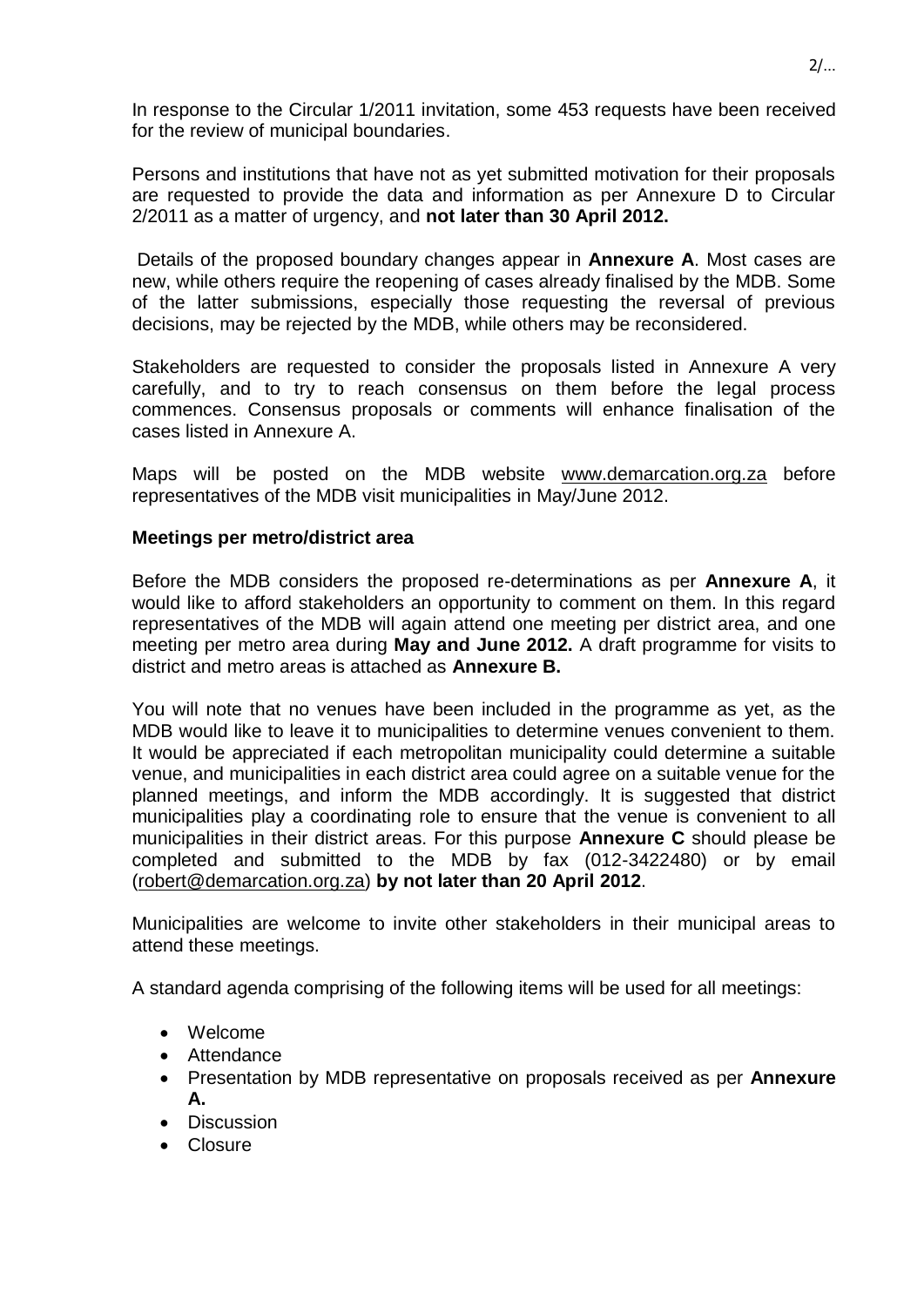In response to the Circular 1/2011 invitation, some 453 requests have been received for the review of municipal boundaries.

Persons and institutions that have not as yet submitted motivation for their proposals are requested to provide the data and information as per Annexure D to Circular 2/2011 as a matter of urgency, and **not later than 30 April 2012.**

Details of the proposed boundary changes appear in **Annexure A**. Most cases are new, while others require the reopening of cases already finalised by the MDB. Some of the latter submissions, especially those requesting the reversal of previous decisions, may be rejected by the MDB, while others may be reconsidered.

Stakeholders are requested to consider the proposals listed in Annexure A very carefully, and to try to reach consensus on them before the legal process commences. Consensus proposals or comments will enhance finalisation of the cases listed in Annexure A.

Maps will be posted on the MDB website www.demarcation.org.za before representatives of the MDB visit municipalities in May/June 2012.

**Meetings per metro/district area**

Before the MDB considers the proposed re-determinations as per **Annexure A**, it would like to afford stakeholders an opportunity to comment on them. In this regard representatives of the MDB will again attend one meeting per district area, and one meeting per metro area during **May and June 2012.** A draft programme for visits to district and metro areas is attached as **Annexure B.**

You will note that no venues have been included in the programme as yet, as the MDB would like to leave it to municipalities to determine venues convenient to them. It would be appreciated if each metropolitan municipality could determine a suitable venue, and municipalities in each district area could agree on a suitable venue for the planned meetings, and inform the MDB accordingly. It is suggested that district municipalities play a coordinating role to ensure that the venue is convenient to all municipalities in their district areas. For this purpose **Annexure C** should please be completed and submitted to the MDB by fax (012-3422480) or by email (robert@demarcation.org.za) **by not later than 20 April 2012**.

Municipalities are welcome to invite other stakeholders in their municipal areas to attend these meetings.

A standard agenda comprising of the following items will be used for all meetings:

- Welcome
- Attendance
- Presentation by MDB representative on proposals received as per **Annexure A.**
- Discussion
- Closure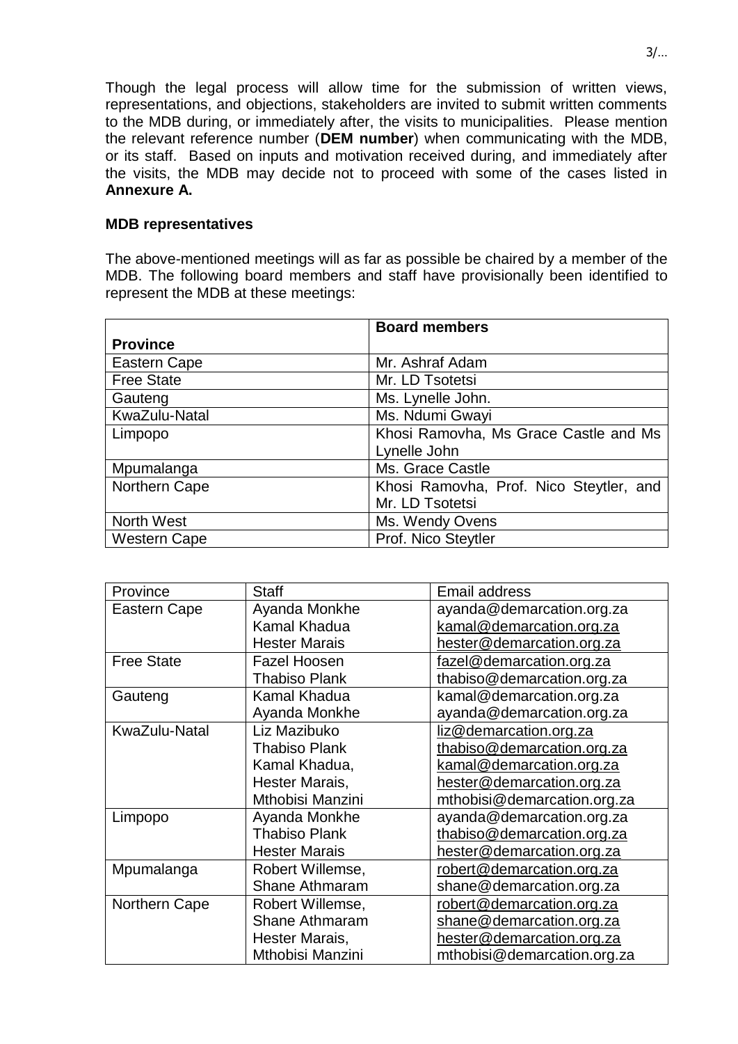Though the legal process will allow time for the submission of written views, representations, and objections, stakeholders are invited to submit written comments to the MDB during, or immediately after, the visits to municipalities. Please mention the relevant reference number (**DEM number**) when communicating with the MDB, or its staff. Based on inputs and motivation received during, and immediately after the visits, the MDB may decide not to proceed with some of the cases listed in **Annexure A.**

**MDB representatives**

The above-mentioned meetings will as far as possible be chaired by a member of the MDB. The following board members and staff have provisionally been identified to represent the MDB at these meetings:

| **Province** | **Board members** |
|---|---|
| Eastern Cape | Mr. Ashraf Adam |
| Free State | Mr. LD Tsotetsi |
| Gauteng | Ms. Lynelle John. |
| KwaZulu-Natal | Ms. Ndumi Gwayi |
| Limpopo | Khosi Ramovha, Ms Grace Castle and Ms Lynelle John |
| Mpumalanga | Ms. Grace Castle |
| Northern Cape | Khosi Ramovha, Prof. Nico Steytler, and Mr. LD Tsotetsi |
| North West | Ms. Wendy Ovens |
| Western Cape | Prof. Nico Steytler |

| Province | Staff | Email address |
|---|---|---|
| Eastern Cape | Ayanda Monkhe<br>Kamal Khadua<br>Hester Marais | ayanda@demarcation.org.za<br>kamal@demarcation.org.za<br>hester@demarcation.org.za |
| Free State | Fazel Hoosen<br>Thabiso Plank | fazel@demarcation.org.za<br>thabiso@demarcation.org.za |
| Gauteng | Kamal Khadua<br>Ayanda Monkhe | kamal@demarcation.org.za<br>ayanda@demarcation.org.za |
| KwaZulu-Natal | Liz Mazibuko<br>Thabiso Plank<br>Kamal Khadua,<br>Hester Marais,<br>Mthobisi Manzini | liz@demarcation.org.za<br>thabiso@demarcation.org.za<br>kamal@demarcation.org.za<br>hester@demarcation.org.za<br>mthobisi@demarcation.org.za |
| Limpopo | Ayanda Monkhe<br>Thabiso Plank<br>Hester Marais | ayanda@demarcation.org.za<br>thabiso@demarcation.org.za<br>hester@demarcation.org.za |
| Mpumalanga | Robert Willemse,<br>Shane Athmaram | robert@demarcation.org.za<br>shane@demarcation.org.za |
| Northern Cape | Robert Willemse,<br>Shane Athmaram<br>Hester Marais,<br>Mthobisi Manzini | robert@demarcation.org.za<br>shane@demarcation.org.za<br>hester@demarcation.org.za<br>mthobisi@demarcation.org.za |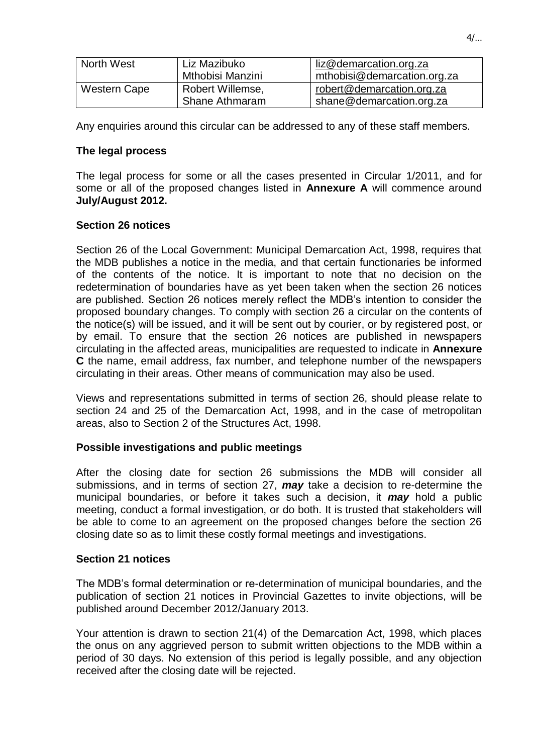| North West | Liz Mazibuko<br>Mthobisi Manzini | liz@demarcation.org.za<br>mthobisi@demarcation.org.za |
|---|---|---|
| Western Cape | Robert Willemse,<br>Shane Athmaram | robert@demarcation.org.za<br>shane@demarcation.org.za |

Any enquiries around this circular can be addressed to any of these staff members.

**The legal process**

The legal process for some or all the cases presented in Circular 1/2011, and for some or all of the proposed changes listed in **Annexure A** will commence around **July/August 2012.**

**Section 26 notices**

Section 26 of the Local Government: Municipal Demarcation Act, 1998, requires that the MDB publishes a notice in the media, and that certain functionaries be informed of the contents of the notice. It is important to note that no decision on the redetermination of boundaries have as yet been taken when the section 26 notices are published. Section 26 notices merely reflect the MDB's intention to consider the proposed boundary changes. To comply with section 26 a circular on the contents of the notice(s) will be issued, and it will be sent out by courier, or by registered post, or by email. To ensure that the section 26 notices are published in newspapers circulating in the affected areas, municipalities are requested to indicate in **Annexure C** the name, email address, fax number, and telephone number of the newspapers circulating in their areas. Other means of communication may also be used.

Views and representations submitted in terms of section 26, should please relate to section 24 and 25 of the Demarcation Act, 1998, and in the case of metropolitan areas, also to Section 2 of the Structures Act, 1998.

**Possible investigations and public meetings**

After the closing date for section 26 submissions the MDB will consider all submissions, and in terms of section 27, ***may*** take a decision to re-determine the municipal boundaries, or before it takes such a decision, it ***may*** hold a public meeting, conduct a formal investigation, or do both. It is trusted that stakeholders will be able to come to an agreement on the proposed changes before the section 26 closing date so as to limit these costly formal meetings and investigations.

**Section 21 notices**

The MDB's formal determination or re-determination of municipal boundaries, and the publication of section 21 notices in Provincial Gazettes to invite objections, will be published around December 2012/January 2013.

Your attention is drawn to section 21(4) of the Demarcation Act, 1998, which places the onus on any aggrieved person to submit written objections to the MDB within a period of 30 days. No extension of this period is legally possible, and any objection received after the closing date will be rejected.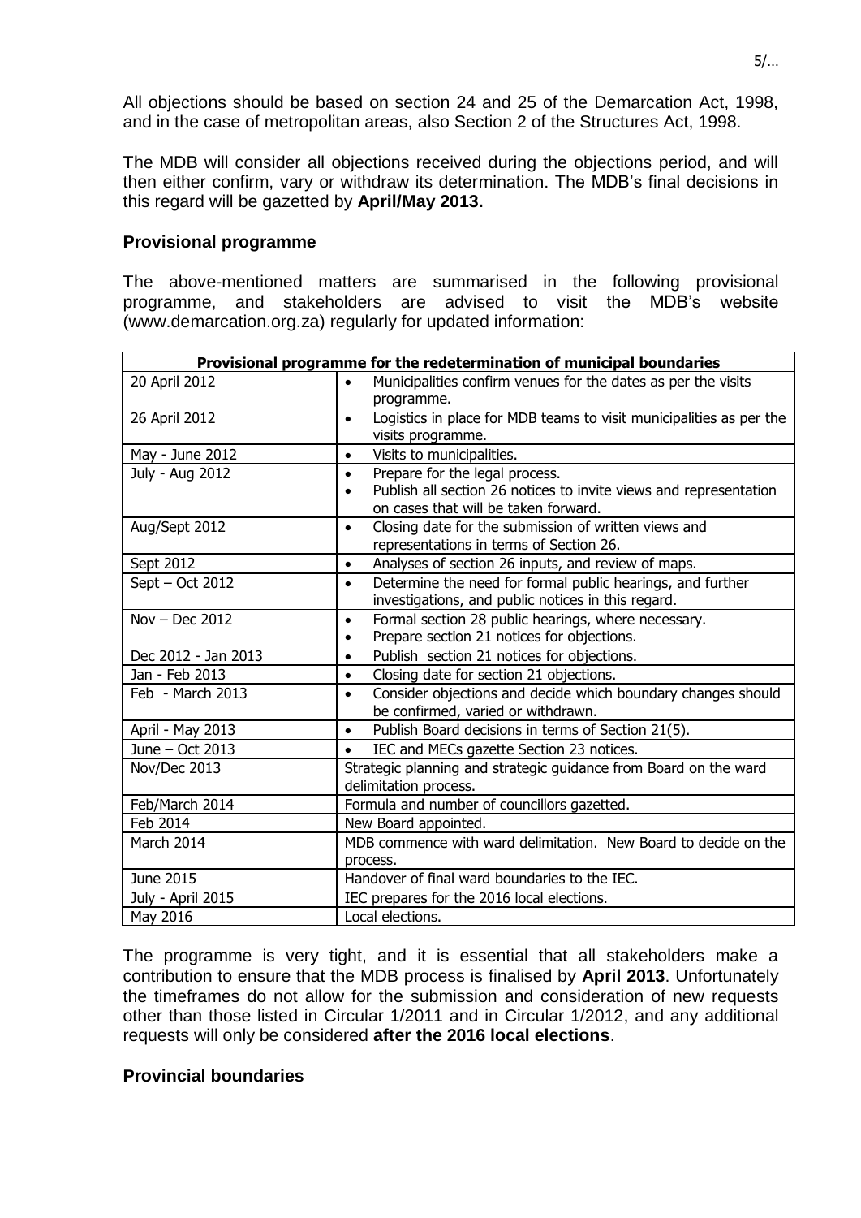All objections should be based on section 24 and 25 of the Demarcation Act, 1998, and in the case of metropolitan areas, also Section 2 of the Structures Act, 1998.

The MDB will consider all objections received during the objections period, and will then either confirm, vary or withdraw its determination. The MDB's final decisions in this regard will be gazetted by **April/May 2013.**

### Provisional programme

The above-mentioned matters are summarised in the following provisional programme, and stakeholders are advised to visit the MDB's website (www.demarcation.org.za) regularly for updated information:

| **Provisional programme for the redetermination of municipal boundaries** | |
|---|---|
| 20 April 2012 | • Municipalities confirm venues for the dates as per the visits programme. |
| 26 April 2012 | • Logistics in place for MDB teams to visit municipalities as per the visits programme. |
| May - June 2012 | • Visits to municipalities. |
| July - Aug 2012 | • Prepare for the legal process.<br>• Publish all section 26 notices to invite views and representation on cases that will be taken forward. |
| Aug/Sept 2012 | • Closing date for the submission of written views and representations in terms of Section 26. |
| Sept 2012 | • Analyses of section 26 inputs, and review of maps. |
| Sept – Oct 2012 | • Determine the need for formal public hearings, and further investigations, and public notices in this regard. |
| Nov – Dec 2012 | • Formal section 28 public hearings, where necessary.<br>• Prepare section 21 notices for objections. |
| Dec 2012 - Jan 2013 | • Publish section 21 notices for objections. |
| Jan - Feb 2013 | • Closing date for section 21 objections. |
| Feb - March 2013 | • Consider objections and decide which boundary changes should be confirmed, varied or withdrawn. |
| April - May 2013 | • Publish Board decisions in terms of Section 21(5). |
| June – Oct 2013 | • IEC and MECs gazette Section 23 notices. |
| Nov/Dec 2013 | Strategic planning and strategic guidance from Board on the ward delimitation process. |
| Feb/March 2014 | Formula and number of councillors gazetted. |
| Feb 2014 | New Board appointed. |
| March 2014 | MDB commence with ward delimitation. New Board to decide on the process. |
| June 2015 | Handover of final ward boundaries to the IEC. |
| July - April 2015 | IEC prepares for the 2016 local elections. |
| May 2016 | Local elections. |

The programme is very tight, and it is essential that all stakeholders make a contribution to ensure that the MDB process is finalised by **April 2013**. Unfortunately the timeframes do not allow for the submission and consideration of new requests other than those listed in Circular 1/2011 and in Circular 1/2012, and any additional requests will only be considered **after the 2016 local elections**.

### Provincial boundaries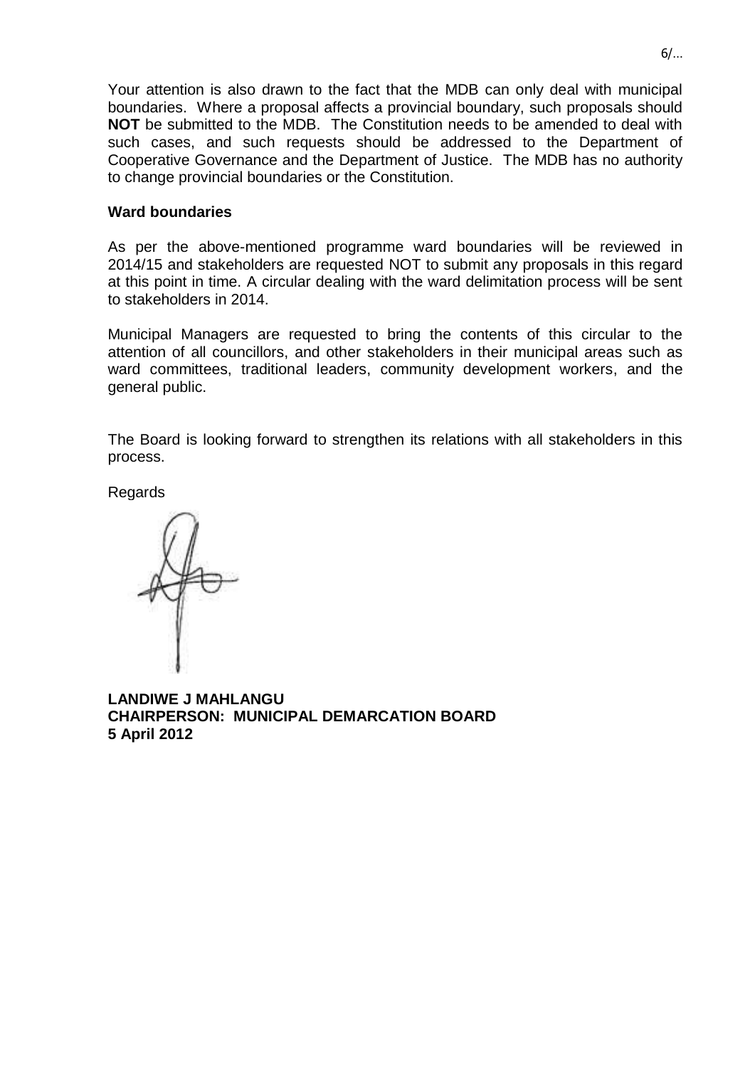Your attention is also drawn to the fact that the MDB can only deal with municipal boundaries. Where a proposal affects a provincial boundary, such proposals should **NOT** be submitted to the MDB. The Constitution needs to be amended to deal with such cases, and such requests should be addressed to the Department of Cooperative Governance and the Department of Justice. The MDB has no authority to change provincial boundaries or the Constitution.

**Ward boundaries**

As per the above-mentioned programme ward boundaries will be reviewed in 2014/15 and stakeholders are requested NOT to submit any proposals in this regard at this point in time. A circular dealing with the ward delimitation process will be sent to stakeholders in 2014.

Municipal Managers are requested to bring the contents of this circular to the attention of all councillors, and other stakeholders in their municipal areas such as ward committees, traditional leaders, community development workers, and the general public.

The Board is looking forward to strengthen its relations with all stakeholders in this process.

Regards

**LANDIWE J MAHLANGU**
**CHAIRPERSON: MUNICIPAL DEMARCATION BOARD**
**5 April 2012**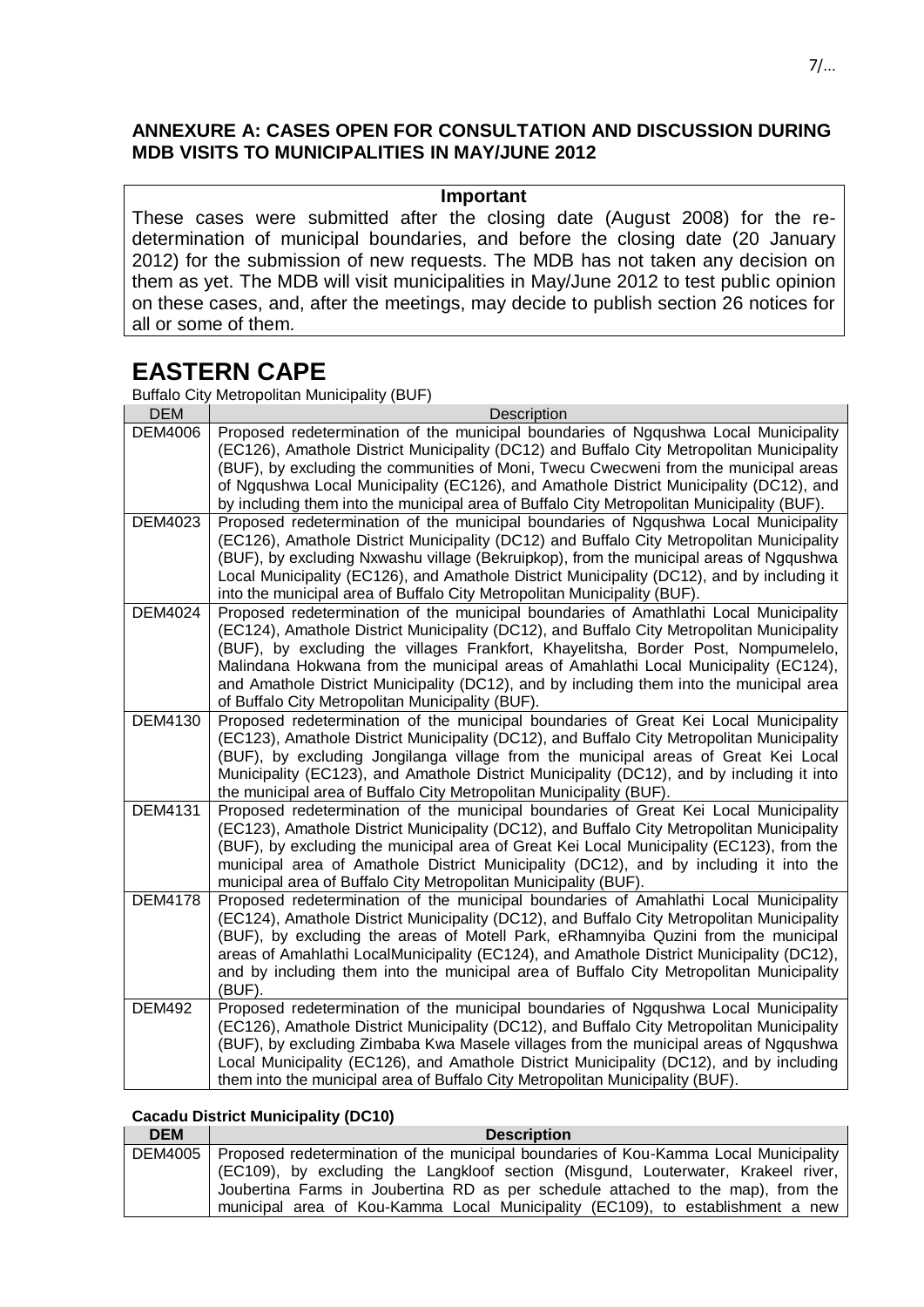## ANNEXURE A: CASES OPEN FOR CONSULTATION AND DISCUSSION DURING MDB VISITS TO MUNICIPALITIES IN MAY/JUNE 2012

**Important**

These cases were submitted after the closing date (August 2008) for the re-determination of municipal boundaries, and before the closing date (20 January 2012) for the submission of new requests. The MDB has not taken any decision on them as yet. The MDB will visit municipalities in May/June 2012 to test public opinion on these cases, and, after the meetings, may decide to publish section 26 notices for all or some of them.

# EASTERN CAPE

Buffalo City Metropolitan Municipality (BUF)

| DEM | Description |
|---|---|
| DEM4006 | Proposed redetermination of the municipal boundaries of Ngqushwa Local Municipality (EC126), Amathole District Municipality (DC12) and Buffalo City Metropolitan Municipality (BUF), by excluding the communities of Moni, Twecu Cwecweni from the municipal areas of Ngqushwa Local Municipality (EC126), and Amathole District Municipality (DC12), and by including them into the municipal area of Buffalo City Metropolitan Municipality (BUF). |
| DEM4023 | Proposed redetermination of the municipal boundaries of Ngqushwa Local Municipality (EC126), Amathole District Municipality (DC12) and Buffalo City Metropolitan Municipality (BUF), by excluding Nxwashu village (Bekruipkop), from the municipal areas of Ngqushwa Local Municipality (EC126), and Amathole District Municipality (DC12), and by including it into the municipal area of Buffalo City Metropolitan Municipality (BUF). |
| DEM4024 | Proposed redetermination of the municipal boundaries of Amathlathi Local Municipality (EC124), Amathole District Municipality (DC12), and Buffalo City Metropolitan Municipality (BUF), by excluding the villages Frankfort, Khayelitsha, Border Post, Nompumelelo, Malindana Hokwana from the municipal areas of Amahlathi Local Municipality (EC124), and Amathole District Municipality (DC12), and by including them into the municipal area of Buffalo City Metropolitan Municipality (BUF). |
| DEM4130 | Proposed redetermination of the municipal boundaries of Great Kei Local Municipality (EC123), Amathole District Municipality (DC12), and Buffalo City Metropolitan Municipality (BUF), by excluding Jongilanga village from the municipal areas of Great Kei Local Municipality (EC123), and Amathole District Municipality (DC12), and by including it into the municipal area of Buffalo City Metropolitan Municipality (BUF). |
| DEM4131 | Proposed redetermination of the municipal boundaries of Great Kei Local Municipality (EC123), Amathole District Municipality (DC12), and Buffalo City Metropolitan Municipality (BUF), by excluding the municipal area of Great Kei Local Municipality (EC123), from the municipal area of Amathole District Municipality (DC12), and by including it into the municipal area of Buffalo City Metropolitan Municipality (BUF). |
| DEM4178 | Proposed redetermination of the municipal boundaries of Amahlathi Local Municipality (EC124), Amathole District Municipality (DC12), and Buffalo City Metropolitan Municipality (BUF), by excluding the areas of Motell Park, eRhamnyiba Quzini from the municipal areas of Amahlathi LocalMunicipality (EC124), and Amathole District Municipality (DC12), and by including them into the municipal area of Buffalo City Metropolitan Municipality (BUF). |
| DEM492 | Proposed redetermination of the municipal boundaries of Ngqushwa Local Municipality (EC126), Amathole District Municipality (DC12), and Buffalo City Metropolitan Municipality (BUF), by excluding Zimbaba Kwa Masele villages from the municipal areas of Ngqushwa Local Municipality (EC126), and Amathole District Municipality (DC12), and by including them into the municipal area of Buffalo City Metropolitan Municipality (BUF). |

**Cacadu District Municipality (DC10)**

| DEM | Description |
|---|---|
| DEM4005 | Proposed redetermination of the municipal boundaries of Kou-Kamma Local Municipality (EC109), by excluding the Langkloof section (Misgund, Louterwater, Krakeel river, Joubertina Farms in Joubertina RD as per schedule attached to the map), from the municipal area of Kou-Kamma Local Municipality (EC109), to establishment a new |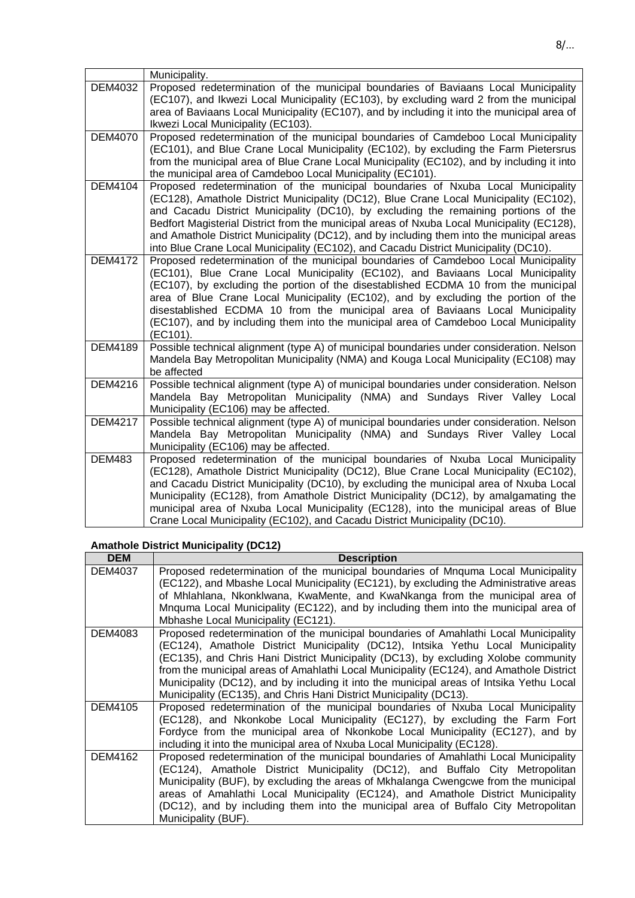|  | Municipality. |
| --- | --- |
| DEM4032 | Proposed redetermination of the municipal boundaries of Baviaans Local Municipality (EC107), and Ikwezi Local Municipality (EC103), by excluding ward 2 from the municipal area of Baviaans Local Municipality (EC107), and by including it into the municipal area of Ikwezi Local Municipality (EC103). |
| DEM4070 | Proposed redetermination of the municipal boundaries of Camdeboo Local Municipality (EC101), and Blue Crane Local Municipality (EC102), by excluding the Farm Pietersrus from the municipal area of Blue Crane Local Municipality (EC102), and by including it into the municipal area of Camdeboo Local Municipality (EC101). |
| DEM4104 | Proposed redetermination of the municipal boundaries of Nxuba Local Municipality (EC128), Amathole District Municipality (DC12), Blue Crane Local Municipality (EC102), and Cacadu District Municipality (DC10), by excluding the remaining portions of the Bedfort Magisterial District from the municipal areas of Nxuba Local Municipality (EC128), and Amathole District Municipality (DC12), and by including them into the municipal areas into Blue Crane Local Municipality (EC102), and Cacadu District Municipality (DC10). |
| DEM4172 | Proposed redetermination of the municipal boundaries of Camdeboo Local Municipality (EC101), Blue Crane Local Municipality (EC102), and Baviaans Local Municipality (EC107), by excluding the portion of the disestablished ECDMA 10 from the municipal area of Blue Crane Local Municipality (EC102), and by excluding the portion of the disestablished ECDMA 10 from the municipal area of Baviaans Local Municipality (EC107), and by including them into the municipal area of Camdeboo Local Municipality (EC101). |
| DEM4189 | Possible technical alignment (type A) of municipal boundaries under consideration. Nelson Mandela Bay Metropolitan Municipality (NMA) and Kouga Local Municipality (EC108) may be affected |
| DEM4216 | Possible technical alignment (type A) of municipal boundaries under consideration. Nelson Mandela Bay Metropolitan Municipality (NMA) and Sundays River Valley Local Municipality (EC106) may be affected. |
| DEM4217 | Possible technical alignment (type A) of municipal boundaries under consideration. Nelson Mandela Bay Metropolitan Municipality (NMA) and Sundays River Valley Local Municipality (EC106) may be affected. |
| DEM483 | Proposed redetermination of the municipal boundaries of Nxuba Local Municipality (EC128), Amathole District Municipality (DC12), Blue Crane Local Municipality (EC102), and Cacadu District Municipality (DC10), by excluding the municipal area of Nxuba Local Municipality (EC128), from Amathole District Municipality (DC12), by amalgamating the municipal area of Nxuba Local Municipality (EC128), into the municipal areas of Blue Crane Local Municipality (EC102), and Cacadu District Municipality (DC10). |

**Amathole District Municipality (DC12)**

| DEM | Description |
| --- | --- |
| DEM4037 | Proposed redetermination of the municipal boundaries of Mnquma Local Municipality (EC122), and Mbashe Local Municipality (EC121), by excluding the Administrative areas of Mhlahlana, Nkonklwana, KwaMente, and KwaNkanga from the municipal area of Mnquma Local Municipality (EC122), and by including them into the municipal area of Mbhashe Local Municipality (EC121). |
| DEM4083 | Proposed redetermination of the municipal boundaries of Amahlathi Local Municipality (EC124), Amathole District Municipality (DC12), Intsika Yethu Local Municipality (EC135), and Chris Hani District Municipality (DC13), by excluding Xolobe community from the municipal areas of Amahlathi Local Municipality (EC124), and Amathole District Municipality (DC12), and by including it into the municipal areas of Intsika Yethu Local Municipality (EC135), and Chris Hani District Municipality (DC13). |
| DEM4105 | Proposed redetermination of the municipal boundaries of Nxuba Local Municipality (EC128), and Nkonkobe Local Municipality (EC127), by excluding the Farm Fort Fordyce from the municipal area of Nkonkobe Local Municipality (EC127), and by including it into the municipal area of Nxuba Local Municipality (EC128). |
| DEM4162 | Proposed redetermination of the municipal boundaries of Amahlathi Local Municipality (EC124), Amathole District Municipality (DC12), and Buffalo City Metropolitan Municipality (BUF), by excluding the areas of Mkhalanga Cwengcwe from the municipal areas of Amahlathi Local Municipality (EC124), and Amathole District Municipality (DC12), and by including them into the municipal area of Buffalo City Metropolitan Municipality (BUF). |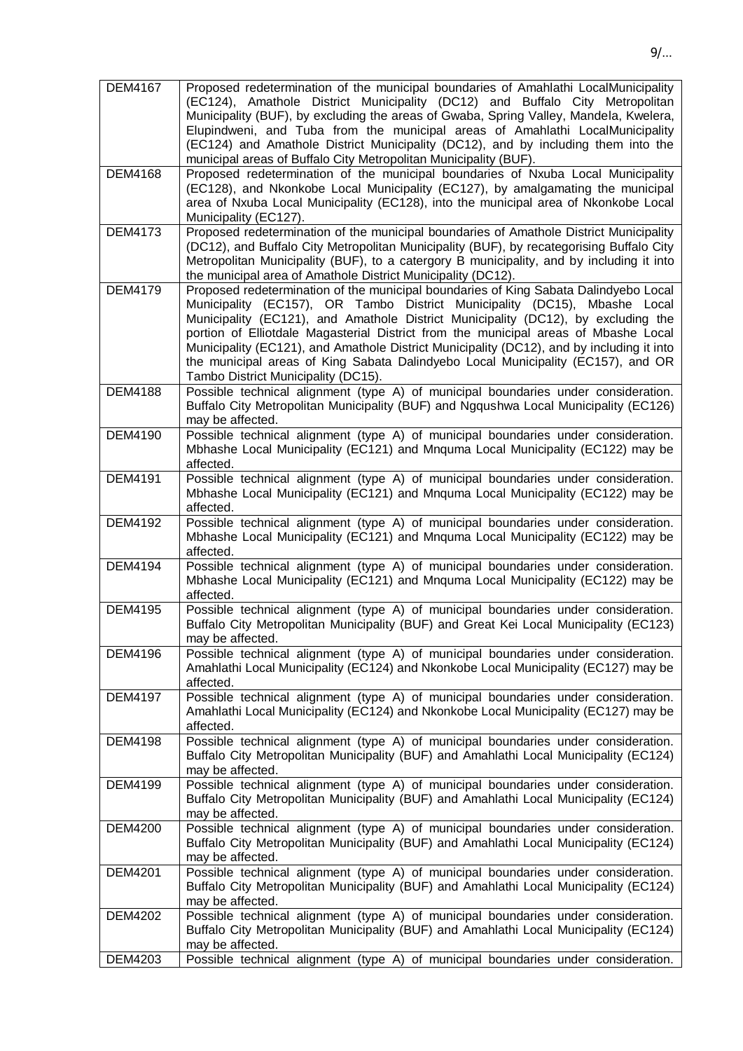| | |
|---|---|
| DEM4167 | Proposed redetermination of the municipal boundaries of Amahlathi LocalMunicipality (EC124), Amathole District Municipality (DC12) and Buffalo City Metropolitan Municipality (BUF), by excluding the areas of Gwaba, Spring Valley, Mandela, Kwelera, Elupindweni, and Tuba from the municipal areas of Amahlathi LocalMunicipality (EC124) and Amathole District Municipality (DC12), and by including them into the municipal areas of Buffalo City Metropolitan Municipality (BUF). |
| DEM4168 | Proposed redetermination of the municipal boundaries of Nxuba Local Municipality (EC128), and Nkonkobe Local Municipality (EC127), by amalgamating the municipal area of Nxuba Local Municipality (EC128), into the municipal area of Nkonkobe Local Municipality (EC127). |
| DEM4173 | Proposed redetermination of the municipal boundaries of Amathole District Municipality (DC12), and Buffalo City Metropolitan Municipality (BUF), by recategorising Buffalo City Metropolitan Municipality (BUF), to a catergory B municipality, and by including it into the municipal area of Amathole District Municipality (DC12). |
| DEM4179 | Proposed redetermination of the municipal boundaries of King Sabata Dalindyebo Local Municipality (EC157), OR Tambo District Municipality (DC15), Mbashe Local Municipality (EC121), and Amathole District Municipality (DC12), by excluding the portion of Elliotdale Magasterial District from the municipal areas of Mbashe Local Municipality (EC121), and Amathole District Municipality (DC12), and by including it into the municipal areas of King Sabata Dalindyebo Local Municipality (EC157), and OR Tambo District Municipality (DC15). |
| DEM4188 | Possible technical alignment (type A) of municipal boundaries under consideration. Buffalo City Metropolitan Municipality (BUF) and Ngqushwa Local Municipality (EC126) may be affected. |
| DEM4190 | Possible technical alignment (type A) of municipal boundaries under consideration. Mbhashe Local Municipality (EC121) and Mnquma Local Municipality (EC122) may be affected. |
| DEM4191 | Possible technical alignment (type A) of municipal boundaries under consideration. Mbhashe Local Municipality (EC121) and Mnquma Local Municipality (EC122) may be affected. |
| DEM4192 | Possible technical alignment (type A) of municipal boundaries under consideration. Mbhashe Local Municipality (EC121) and Mnquma Local Municipality (EC122) may be affected. |
| DEM4194 | Possible technical alignment (type A) of municipal boundaries under consideration. Mbhashe Local Municipality (EC121) and Mnquma Local Municipality (EC122) may be affected. |
| DEM4195 | Possible technical alignment (type A) of municipal boundaries under consideration. Buffalo City Metropolitan Municipality (BUF) and Great Kei Local Municipality (EC123) may be affected. |
| DEM4196 | Possible technical alignment (type A) of municipal boundaries under consideration. Amahlathi Local Municipality (EC124) and Nkonkobe Local Municipality (EC127) may be affected. |
| DEM4197 | Possible technical alignment (type A) of municipal boundaries under consideration. Amahlathi Local Municipality (EC124) and Nkonkobe Local Municipality (EC127) may be affected. |
| DEM4198 | Possible technical alignment (type A) of municipal boundaries under consideration. Buffalo City Metropolitan Municipality (BUF) and Amahlathi Local Municipality (EC124) may be affected. |
| DEM4199 | Possible technical alignment (type A) of municipal boundaries under consideration. Buffalo City Metropolitan Municipality (BUF) and Amahlathi Local Municipality (EC124) may be affected. |
| DEM4200 | Possible technical alignment (type A) of municipal boundaries under consideration. Buffalo City Metropolitan Municipality (BUF) and Amahlathi Local Municipality (EC124) may be affected. |
| DEM4201 | Possible technical alignment (type A) of municipal boundaries under consideration. Buffalo City Metropolitan Municipality (BUF) and Amahlathi Local Municipality (EC124) may be affected. |
| DEM4202 | Possible technical alignment (type A) of municipal boundaries under consideration. Buffalo City Metropolitan Municipality (BUF) and Amahlathi Local Municipality (EC124) may be affected. |
| DEM4203 | Possible technical alignment (type A) of municipal boundaries under consideration. |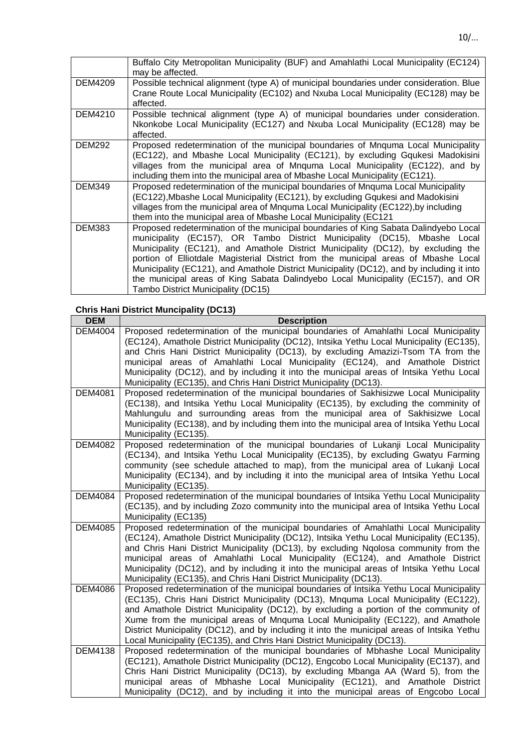| | |
|---|---|
| | Buffalo City Metropolitan Municipality (BUF) and Amahlathi Local Municipality (EC124) may be affected. |
| DEM4209 | Possible technical alignment (type A) of municipal boundaries under consideration. Blue Crane Route Local Municipality (EC102) and Nxuba Local Municipality (EC128) may be affected. |
| DEM4210 | Possible technical alignment (type A) of municipal boundaries under consideration. Nkonkobe Local Municipality (EC127) and Nxuba Local Municipality (EC128) may be affected. |
| DEM292 | Proposed redetermination of the municipal boundaries of Mnquma Local Municipality (EC122), and Mbashe Local Municipality (EC121), by excluding Gqukesi Madokisini villages from the municipal area of Mnquma Local Municipality (EC122), and by including them into the municipal area of Mbashe Local Municipality (EC121). |
| DEM349 | Proposed redetermination of the municipal boundaries of Mnquma Local Municipality (EC122),Mbashe Local Municipality (EC121), by excluding Gqukesi and Madokisini villages from the municipal area of Mnquma Local Municipality (EC122),by including them into the municipal area of Mbashe Local Municipality (EC121 |
| DEM383 | Proposed redetermination of the municipal boundaries of King Sabata Dalindyebo Local municipality (EC157), OR Tambo District Municipality (DC15), Mbashe Local Municipality (EC121), and Amathole District Municipality (DC12), by excluding the portion of Elliotdale Magisterial District from the municipal areas of Mbashe Local Municipality (EC121), and Amathole District Municipality (DC12), and by including it into the municipal areas of King Sabata Dalindyebo Local Municipality (EC157), and OR Tambo District Municipality (DC15) |

**Chris Hani District Muncipality (DC13)**

| DEM | Description |
|---|---|
| DEM4004 | Proposed redetermination of the municipal boundaries of Amahlathi Local Municipality (EC124), Amathole District Municipality (DC12), Intsika Yethu Local Municipality (EC135), and Chris Hani District Municipality (DC13), by excluding Amazizi-Tsom TA from the municipal areas of Amahlathi Local Municipality (EC124), and Amathole District Municipality (DC12), and by including it into the municipal areas of Intsika Yethu Local Municipality (EC135), and Chris Hani District Municipality (DC13). |
| DEM4081 | Proposed redetermination of the municipal boundaries of Sakhisizwe Local Municipality (EC138), and Intsika Yethu Local Municipality (EC135), by excluding the comminity of Mahlungulu and surrounding areas from the municipal area of Sakhisizwe Local Municipality (EC138), and by including them into the municipal area of Intsika Yethu Local Municipality (EC135). |
| DEM4082 | Proposed redetermination of the municipal boundaries of Lukanji Local Municipality (EC134), and Intsika Yethu Local Municipality (EC135), by excluding Gwatyu Farming community (see schedule attached to map), from the municipal area of Lukanji Local Municipality (EC134), and by including it into the municipal area of Intsika Yethu Local Municipality (EC135). |
| DEM4084 | Proposed redetermination of the municipal boundaries of Intsika Yethu Local Municipality (EC135), and by including Zozo community into the municipal area of Intsika Yethu Local Municipality (EC135) |
| DEM4085 | Proposed redetermination of the municipal boundaries of Amahlathi Local Municipality (EC124), Amathole District Municipality (DC12), Intsika Yethu Local Municipality (EC135), and Chris Hani District Municipality (DC13), by excluding Nqolosa community from the municipal areas of Amahlathi Local Municipality (EC124), and Amathole District Municipality (DC12), and by including it into the municipal areas of Intsika Yethu Local Municipality (EC135), and Chris Hani District Municipality (DC13). |
| DEM4086 | Proposed redetermination of the municipal boundaries of Intsika Yethu Local Municipality (EC135), Chris Hani District Municipality (DC13), Mnquma Local Municipality (EC122), and Amathole District Municipality (DC12), by excluding a portion of the community of Xume from the municipal areas of Mnquma Local Municipality (EC122), and Amathole District Municipality (DC12), and by including it into the municipal areas of Intsika Yethu Local Municipality (EC135), and Chris Hani District Municipality (DC13). |
| DEM4138 | Proposed redetermination of the municipal boundaries of Mbhashe Local Municipality (EC121), Amathole District Municipality (DC12), Engcobo Local Municipality (EC137), and Chris Hani District Municipality (DC13), by excluding Mbanga AA (Ward 5), from the municipal areas of Mbhashe Local Municipality (EC121), and Amathole District Municipality (DC12), and by including it into the municipal areas of Engcobo Local |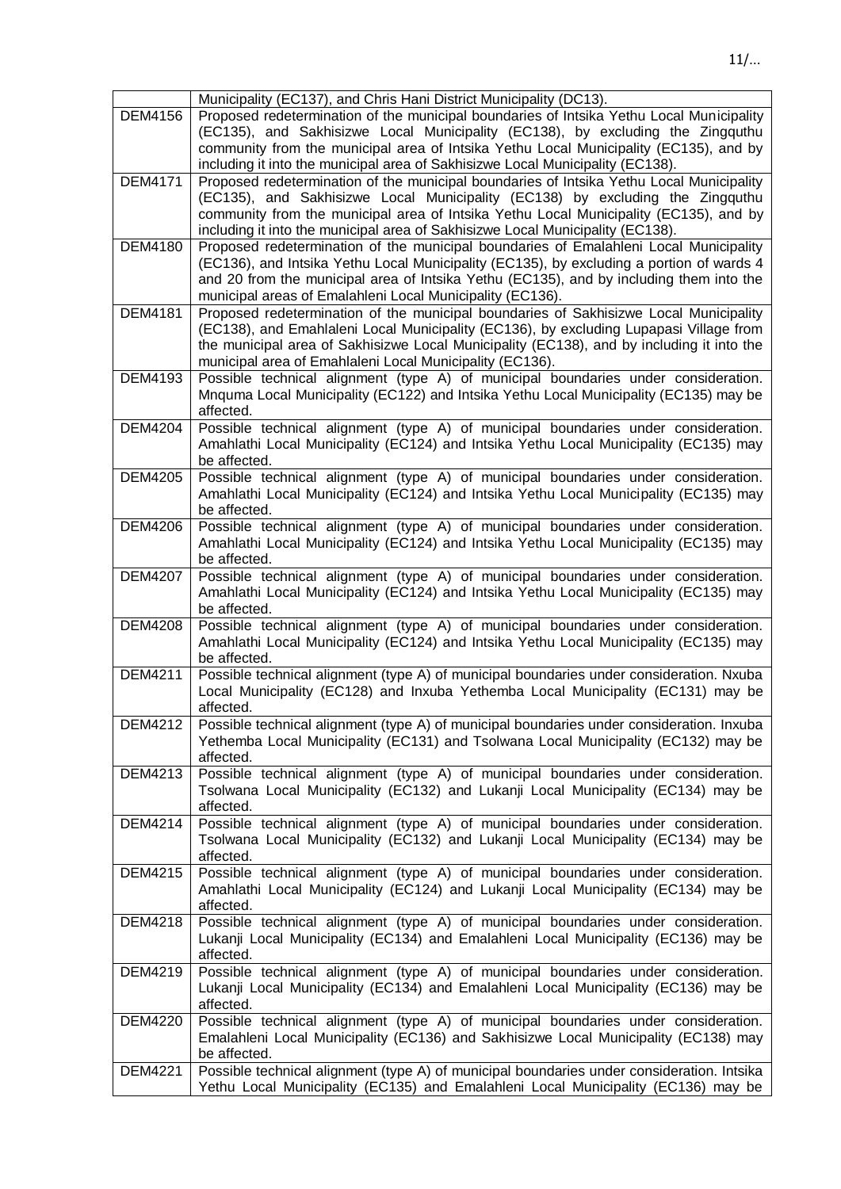| | |
|---|---|
| | Municipality (EC137), and Chris Hani District Municipality (DC13). |
| DEM4156 | Proposed redetermination of the municipal boundaries of Intsika Yethu Local Municipality (EC135), and Sakhisizwe Local Municipality (EC138), by excluding the Zingquthu community from the municipal area of Intsika Yethu Local Municipality (EC135), and by including it into the municipal area of Sakhisizwe Local Municipality (EC138). |
| DEM4171 | Proposed redetermination of the municipal boundaries of Intsika Yethu Local Municipality (EC135), and Sakhisizwe Local Municipality (EC138) by excluding the Zingquthu community from the municipal area of Intsika Yethu Local Municipality (EC135), and by including it into the municipal area of Sakhisizwe Local Municipality (EC138). |
| DEM4180 | Proposed redetermination of the municipal boundaries of Emalahleni Local Municipality (EC136), and Intsika Yethu Local Municipality (EC135), by excluding a portion of wards 4 and 20 from the municipal area of Intsika Yethu (EC135), and by including them into the municipal areas of Emalahleni Local Municipality (EC136). |
| DEM4181 | Proposed redetermination of the municipal boundaries of Sakhisizwe Local Municipality (EC138), and Emahlaleni Local Municipality (EC136), by excluding Lupapasi Village from the municipal area of Sakhisizwe Local Municipality (EC138), and by including it into the municipal area of Emahlaleni Local Municipality (EC136). |
| DEM4193 | Possible technical alignment (type A) of municipal boundaries under consideration. Mnquma Local Municipality (EC122) and Intsika Yethu Local Municipality (EC135) may be affected. |
| DEM4204 | Possible technical alignment (type A) of municipal boundaries under consideration. Amahlathi Local Municipality (EC124) and Intsika Yethu Local Municipality (EC135) may be affected. |
| DEM4205 | Possible technical alignment (type A) of municipal boundaries under consideration. Amahlathi Local Municipality (EC124) and Intsika Yethu Local Municipality (EC135) may be affected. |
| DEM4206 | Possible technical alignment (type A) of municipal boundaries under consideration. Amahlathi Local Municipality (EC124) and Intsika Yethu Local Municipality (EC135) may be affected. |
| DEM4207 | Possible technical alignment (type A) of municipal boundaries under consideration. Amahlathi Local Municipality (EC124) and Intsika Yethu Local Municipality (EC135) may be affected. |
| DEM4208 | Possible technical alignment (type A) of municipal boundaries under consideration. Amahlathi Local Municipality (EC124) and Intsika Yethu Local Municipality (EC135) may be affected. |
| DEM4211 | Possible technical alignment (type A) of municipal boundaries under consideration. Nxuba Local Municipality (EC128) and Inxuba Yethemba Local Municipality (EC131) may be affected. |
| DEM4212 | Possible technical alignment (type A) of municipal boundaries under consideration. Inxuba Yethemba Local Municipality (EC131) and Tsolwana Local Municipality (EC132) may be affected. |
| DEM4213 | Possible technical alignment (type A) of municipal boundaries under consideration. Tsolwana Local Municipality (EC132) and Lukanji Local Municipality (EC134) may be affected. |
| DEM4214 | Possible technical alignment (type A) of municipal boundaries under consideration. Tsolwana Local Municipality (EC132) and Lukanji Local Municipality (EC134) may be affected. |
| DEM4215 | Possible technical alignment (type A) of municipal boundaries under consideration. Amahlathi Local Municipality (EC124) and Lukanji Local Municipality (EC134) may be affected. |
| DEM4218 | Possible technical alignment (type A) of municipal boundaries under consideration. Lukanji Local Municipality (EC134) and Emalahleni Local Municipality (EC136) may be affected. |
| DEM4219 | Possible technical alignment (type A) of municipal boundaries under consideration. Lukanji Local Municipality (EC134) and Emalahleni Local Municipality (EC136) may be affected. |
| DEM4220 | Possible technical alignment (type A) of municipal boundaries under consideration. Emalahleni Local Municipality (EC136) and Sakhisizwe Local Municipality (EC138) may be affected. |
| DEM4221 | Possible technical alignment (type A) of municipal boundaries under consideration. Intsika Yethu Local Municipality (EC135) and Emalahleni Local Municipality (EC136) may be |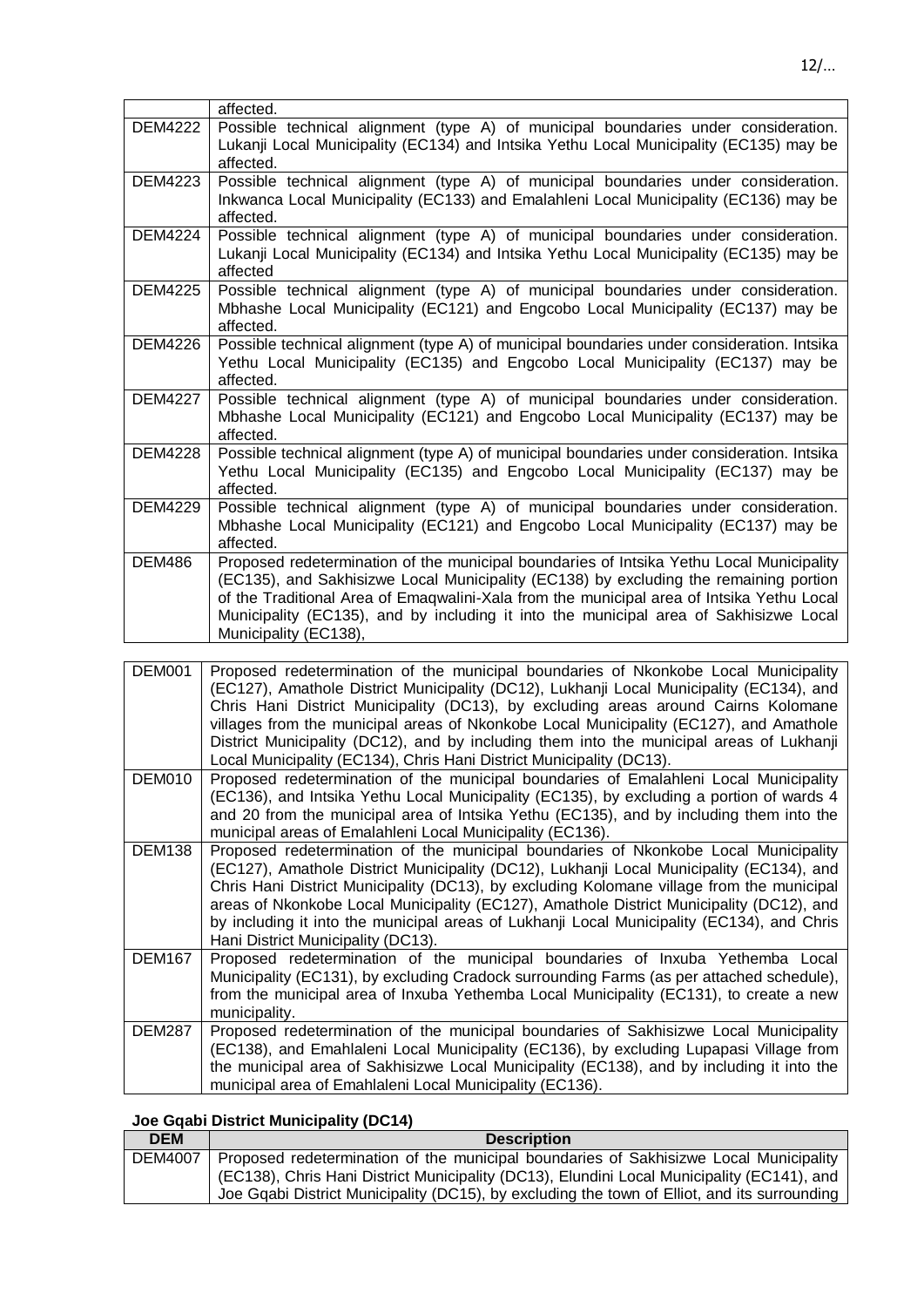| | |
|---|---|
| | affected. |
| DEM4222 | Possible technical alignment (type A) of municipal boundaries under consideration. Lukanji Local Municipality (EC134) and Intsika Yethu Local Municipality (EC135) may be affected. |
| DEM4223 | Possible technical alignment (type A) of municipal boundaries under consideration. Inkwanca Local Municipality (EC133) and Emalahleni Local Municipality (EC136) may be affected. |
| DEM4224 | Possible technical alignment (type A) of municipal boundaries under consideration. Lukanji Local Municipality (EC134) and Intsika Yethu Local Municipality (EC135) may be affected |
| DEM4225 | Possible technical alignment (type A) of municipal boundaries under consideration. Mbhashe Local Municipality (EC121) and Engcobo Local Municipality (EC137) may be affected. |
| DEM4226 | Possible technical alignment (type A) of municipal boundaries under consideration. Intsika Yethu Local Municipality (EC135) and Engcobo Local Municipality (EC137) may be affected. |
| DEM4227 | Possible technical alignment (type A) of municipal boundaries under consideration. Mbhashe Local Municipality (EC121) and Engcobo Local Municipality (EC137) may be affected. |
| DEM4228 | Possible technical alignment (type A) of municipal boundaries under consideration. Intsika Yethu Local Municipality (EC135) and Engcobo Local Municipality (EC137) may be affected. |
| DEM4229 | Possible technical alignment (type A) of municipal boundaries under consideration. Mbhashe Local Municipality (EC121) and Engcobo Local Municipality (EC137) may be affected. |
| DEM486 | Proposed redetermination of the municipal boundaries of Intsika Yethu Local Municipality (EC135), and Sakhisizwe Local Municipality (EC138) by excluding the remaining portion of the Traditional Area of Emaqwalini-Xala from the municipal area of Intsika Yethu Local Municipality (EC135), and by including it into the municipal area of Sakhisizwe Local Municipality (EC138), |

| | |
|---|---|
| DEM001 | Proposed redetermination of the municipal boundaries of Nkonkobe Local Municipality (EC127), Amathole District Municipality (DC12), Lukhanji Local Municipality (EC134), and Chris Hani District Municipality (DC13), by excluding areas around Cairns Kolomane villages from the municipal areas of Nkonkobe Local Municipality (EC127), and Amathole District Municipality (DC12), and by including them into the municipal areas of Lukhanji Local Municipality (EC134), Chris Hani District Municipality (DC13). |
| DEM010 | Proposed redetermination of the municipal boundaries of Emalahleni Local Municipality (EC136), and Intsika Yethu Local Municipality (EC135), by excluding a portion of wards 4 and 20 from the municipal area of Intsika Yethu (EC135), and by including them into the municipal areas of Emalahleni Local Municipality (EC136). |
| DEM138 | Proposed redetermination of the municipal boundaries of Nkonkobe Local Municipality (EC127), Amathole District Municipality (DC12), Lukhanji Local Municipality (EC134), and Chris Hani District Municipality (DC13), by excluding Kolomane village from the municipal areas of Nkonkobe Local Municipality (EC127), Amathole District Municipality (DC12), and by including it into the municipal areas of Lukhanji Local Municipality (EC134), and Chris Hani District Municipality (DC13). |
| DEM167 | Proposed redetermination of the municipal boundaries of Inxuba Yethemba Local Municipality (EC131), by excluding Cradock surrounding Farms (as per attached schedule), from the municipal area of Inxuba Yethemba Local Municipality (EC131), to create a new municipality. |
| DEM287 | Proposed redetermination of the municipal boundaries of Sakhisizwe Local Municipality (EC138), and Emahlaleni Local Municipality (EC136), by excluding Lupapasi Village from the municipal area of Sakhisizwe Local Municipality (EC138), and by including it into the municipal area of Emahlaleni Local Municipality (EC136). |

**Joe Gqabi District Municipality (DC14)**

| DEM | Description |
|---|---|
| DEM4007 | Proposed redetermination of the municipal boundaries of Sakhisizwe Local Municipality (EC138), Chris Hani District Municipality (DC13), Elundini Local Municipality (EC141), and Joe Gqabi District Municipality (DC15), by excluding the town of Elliot, and its surrounding |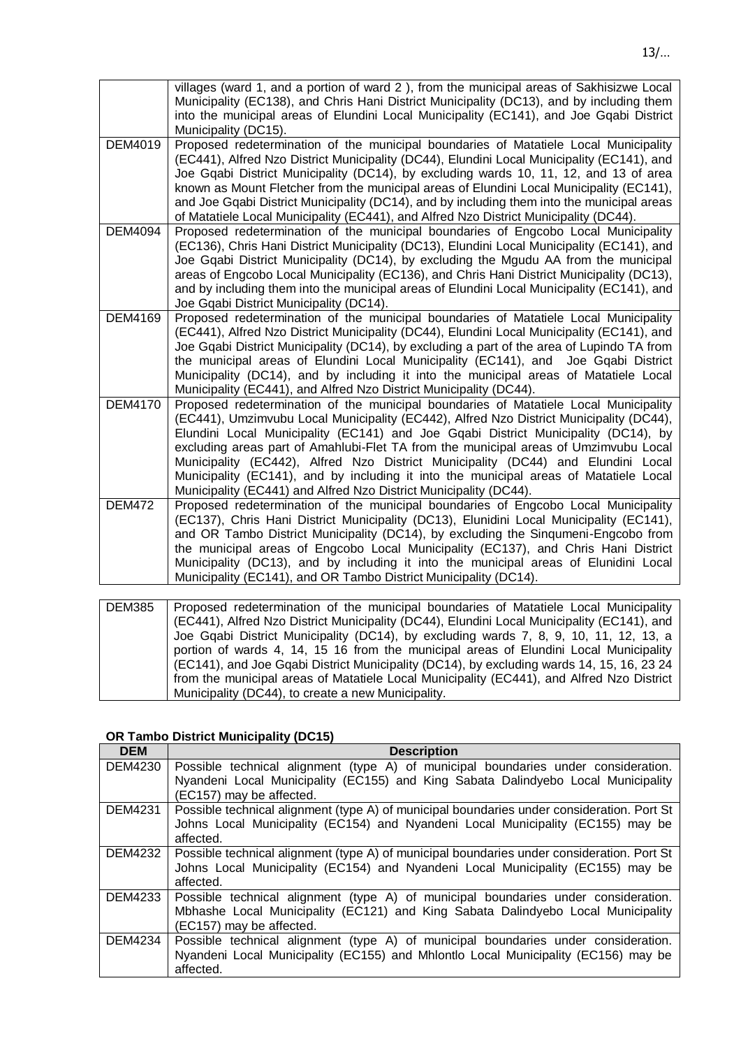| | |
|---|---|
| | villages (ward 1, and a portion of ward 2 ), from the municipal areas of Sakhisizwe Local Municipality (EC138), and Chris Hani District Municipality (DC13), and by including them into the municipal areas of Elundini Local Municipality (EC141), and Joe Gqabi District Municipality (DC15). |
| DEM4019 | Proposed redetermination of the municipal boundaries of Matatiele Local Municipality (EC441), Alfred Nzo District Municipality (DC44), Elundini Local Municipality (EC141), and Joe Gqabi District Municipality (DC14), by excluding wards 10, 11, 12, and 13 of area known as Mount Fletcher from the municipal areas of Elundini Local Municipality (EC141), and Joe Gqabi District Municipality (DC14), and by including them into the municipal areas of Matatiele Local Municipality (EC441), and Alfred Nzo District Municipality (DC44). |
| DEM4094 | Proposed redetermination of the municipal boundaries of Engcobo Local Municipality (EC136), Chris Hani District Municipality (DC13), Elundini Local Municipality (EC141), and Joe Gqabi District Municipality (DC14), by excluding the Mgudu AA from the municipal areas of Engcobo Local Municipality (EC136), and Chris Hani District Municipality (DC13), and by including them into the municipal areas of Elundini Local Municipality (EC141), and Joe Gqabi District Municipality (DC14). |
| DEM4169 | Proposed redetermination of the municipal boundaries of Matatiele Local Municipality (EC441), Alfred Nzo District Municipality (DC44), Elundini Local Municipality (EC141), and Joe Gqabi District Municipality (DC14), by excluding a part of the area of Lupindo TA from the municipal areas of Elundini Local Municipality (EC141), and Joe Gqabi District Municipality (DC14), and by including it into the municipal areas of Matatiele Local Municipality (EC441), and Alfred Nzo District Municipality (DC44). |
| DEM4170 | Proposed redetermination of the municipal boundaries of Matatiele Local Municipality (EC441), Umzimvubu Local Municipality (EC442), Alfred Nzo District Municipality (DC44), Elundini Local Municipality (EC141) and Joe Gqabi District Municipality (DC14), by excluding areas part of Amahlubi-Flet TA from the municipal areas of Umzimvubu Local Municipality (EC442), Alfred Nzo District Municipality (DC44) and Elundini Local Municipality (EC141), and by including it into the municipal areas of Matatiele Local Municipality (EC441) and Alfred Nzo District Municipality (DC44). |
| DEM472 | Proposed redetermination of the municipal boundaries of Engcobo Local Municipality (EC137), Chris Hani District Municipality (DC13), Elunidini Local Municipality (EC141), and OR Tambo District Municipality (DC14), by excluding the Sinqumeni-Engcobo from the municipal areas of Engcobo Local Municipality (EC137), and Chris Hani District Municipality (DC13), and by including it into the municipal areas of Elunidini Local Municipality (EC141), and OR Tambo District Municipality (DC14). |
| DEM385 | Proposed redetermination of the municipal boundaries of Matatiele Local Municipality (EC441), Alfred Nzo District Municipality (DC44), Elundini Local Municipality (EC141), and Joe Gqabi District Municipality (DC14), by excluding wards 7, 8, 9, 10, 11, 12, 13, a portion of wards 4, 14, 15 16 from the municipal areas of Elundini Local Municipality (EC141), and Joe Gqabi District Municipality (DC14), by excluding wards 14, 15, 16, 23 24 from the municipal areas of Matatiele Local Municipality (EC441), and Alfred Nzo District Municipality (DC44), to create a new Municipality. |

**OR Tambo District Municipality (DC15)**

| DEM | Description |
|---|---|
| DEM4230 | Possible technical alignment (type A) of municipal boundaries under consideration. Nyandeni Local Municipality (EC155) and King Sabata Dalindyebo Local Municipality (EC157) may be affected. |
| DEM4231 | Possible technical alignment (type A) of municipal boundaries under consideration. Port St Johns Local Municipality (EC154) and Nyandeni Local Municipality (EC155) may be affected. |
| DEM4232 | Possible technical alignment (type A) of municipal boundaries under consideration. Port St Johns Local Municipality (EC154) and Nyandeni Local Municipality (EC155) may be affected. |
| DEM4233 | Possible technical alignment (type A) of municipal boundaries under consideration. Mbhashe Local Municipality (EC121) and King Sabata Dalindyebo Local Municipality (EC157) may be affected. |
| DEM4234 | Possible technical alignment (type A) of municipal boundaries under consideration. Nyandeni Local Municipality (EC155) and Mhlontlo Local Municipality (EC156) may be affected. |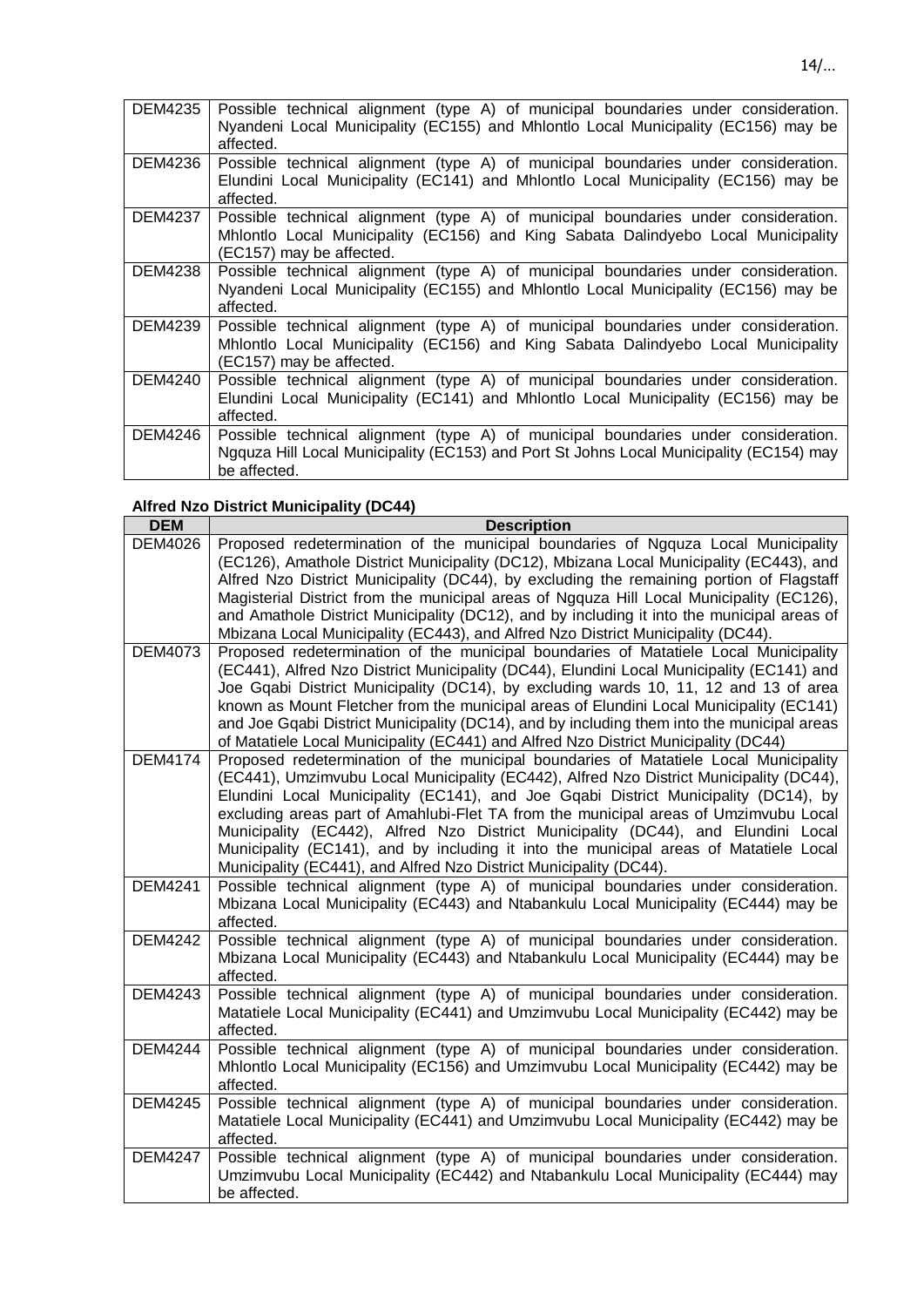| | |
|---|---|
| DEM4235 | Possible technical alignment (type A) of municipal boundaries under consideration. Nyandeni Local Municipality (EC155) and Mhlontlo Local Municipality (EC156) may be affected. |
| DEM4236 | Possible technical alignment (type A) of municipal boundaries under consideration. Elundini Local Municipality (EC141) and Mhlontlo Local Municipality (EC156) may be affected. |
| DEM4237 | Possible technical alignment (type A) of municipal boundaries under consideration. Mhlontlo Local Municipality (EC156) and King Sabata Dalindyebo Local Municipality (EC157) may be affected. |
| DEM4238 | Possible technical alignment (type A) of municipal boundaries under consideration. Nyandeni Local Municipality (EC155) and Mhlontlo Local Municipality (EC156) may be affected. |
| DEM4239 | Possible technical alignment (type A) of municipal boundaries under consideration. Mhlontlo Local Municipality (EC156) and King Sabata Dalindyebo Local Municipality (EC157) may be affected. |
| DEM4240 | Possible technical alignment (type A) of municipal boundaries under consideration. Elundini Local Municipality (EC141) and Mhlontlo Local Municipality (EC156) may be affected. |
| DEM4246 | Possible technical alignment (type A) of municipal boundaries under consideration. Ngquza Hill Local Municipality (EC153) and Port St Johns Local Municipality (EC154) may be affected. |

**Alfred Nzo District Municipality (DC44)**

| DEM | Description |
|---|---|
| DEM4026 | Proposed redetermination of the municipal boundaries of Ngquza Local Municipality (EC126), Amathole District Municipality (DC12), Mbizana Local Municipality (EC443), and Alfred Nzo District Municipality (DC44), by excluding the remaining portion of Flagstaff Magisterial District from the municipal areas of Ngquza Hill Local Municipality (EC126), and Amathole District Municipality (DC12), and by including it into the municipal areas of Mbizana Local Municipality (EC443), and Alfred Nzo District Municipality (DC44). |
| DEM4073 | Proposed redetermination of the municipal boundaries of Matatiele Local Municipality (EC441), Alfred Nzo District Municipality (DC44), Elundini Local Municipality (EC141) and Joe Gqabi District Municipality (DC14), by excluding wards 10, 11, 12 and 13 of area known as Mount Fletcher from the municipal areas of Elundini Local Municipality (EC141) and Joe Gqabi District Municipality (DC14), and by including them into the municipal areas of Matatiele Local Municipality (EC441) and Alfred Nzo District Municipality (DC44) |
| DEM4174 | Proposed redetermination of the municipal boundaries of Matatiele Local Municipality (EC441), Umzimvubu Local Municipality (EC442), Alfred Nzo District Municipality (DC44), Elundini Local Municipality (EC141), and Joe Gqabi District Municipality (DC14), by excluding areas part of Amahlubi-Flet TA from the municipal areas of Umzimvubu Local Municipality (EC442), Alfred Nzo District Municipality (DC44), and Elundini Local Municipality (EC141), and by including it into the municipal areas of Matatiele Local Municipality (EC441), and Alfred Nzo District Municipality (DC44). |
| DEM4241 | Possible technical alignment (type A) of municipal boundaries under consideration. Mbizana Local Municipality (EC443) and Ntabankulu Local Municipality (EC444) may be affected. |
| DEM4242 | Possible technical alignment (type A) of municipal boundaries under consideration. Mbizana Local Municipality (EC443) and Ntabankulu Local Municipality (EC444) may be affected. |
| DEM4243 | Possible technical alignment (type A) of municipal boundaries under consideration. Matatiele Local Municipality (EC441) and Umzimvubu Local Municipality (EC442) may be affected. |
| DEM4244 | Possible technical alignment (type A) of municipal boundaries under consideration. Mhlontlo Local Municipality (EC156) and Umzimvubu Local Municipality (EC442) may be affected. |
| DEM4245 | Possible technical alignment (type A) of municipal boundaries under consideration. Matatiele Local Municipality (EC441) and Umzimvubu Local Municipality (EC442) may be affected. |
| DEM4247 | Possible technical alignment (type A) of municipal boundaries under consideration. Umzimvubu Local Municipality (EC442) and Ntabankulu Local Municipality (EC444) may be affected. |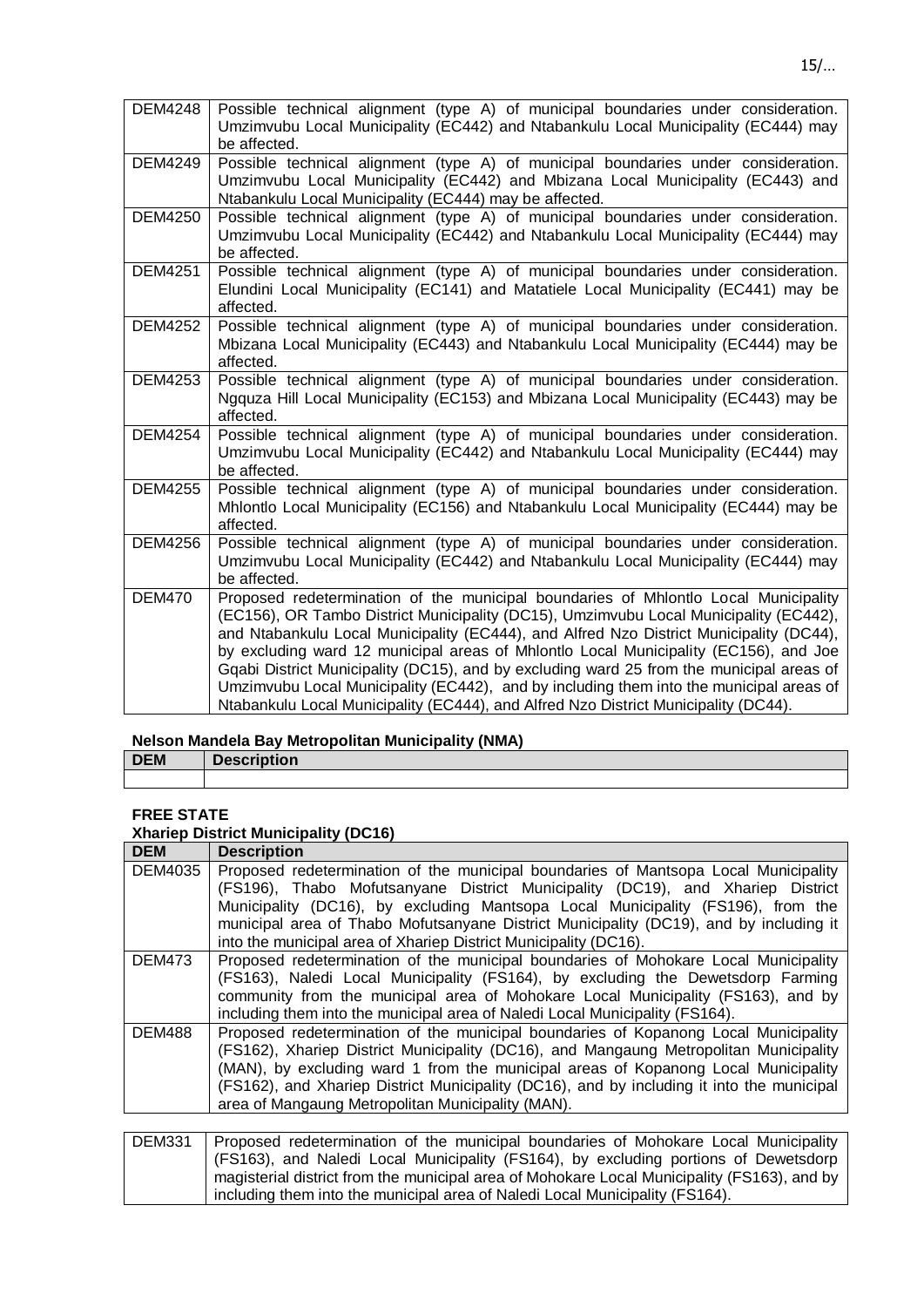| | |
|---|---|
| DEM4248 | Possible technical alignment (type A) of municipal boundaries under consideration. Umzimvubu Local Municipality (EC442) and Ntabankulu Local Municipality (EC444) may be affected. |
| DEM4249 | Possible technical alignment (type A) of municipal boundaries under consideration. Umzimvubu Local Municipality (EC442) and Mbizana Local Municipality (EC443) and Ntabankulu Local Municipality (EC444) may be affected. |
| DEM4250 | Possible technical alignment (type A) of municipal boundaries under consideration. Umzimvubu Local Municipality (EC442) and Ntabankulu Local Municipality (EC444) may be affected. |
| DEM4251 | Possible technical alignment (type A) of municipal boundaries under consideration. Elundini Local Municipality (EC141) and Matatiele Local Municipality (EC441) may be affected. |
| DEM4252 | Possible technical alignment (type A) of municipal boundaries under consideration. Mbizana Local Municipality (EC443) and Ntabankulu Local Municipality (EC444) may be affected. |
| DEM4253 | Possible technical alignment (type A) of municipal boundaries under consideration. Ngquza Hill Local Municipality (EC153) and Mbizana Local Municipality (EC443) may be affected. |
| DEM4254 | Possible technical alignment (type A) of municipal boundaries under consideration. Umzimvubu Local Municipality (EC442) and Ntabankulu Local Municipality (EC444) may be affected. |
| DEM4255 | Possible technical alignment (type A) of municipal boundaries under consideration. Mhlontlo Local Municipality (EC156) and Ntabankulu Local Municipality (EC444) may be affected. |
| DEM4256 | Possible technical alignment (type A) of municipal boundaries under consideration. Umzimvubu Local Municipality (EC442) and Ntabankulu Local Municipality (EC444) may be affected. |
| DEM470 | Proposed redetermination of the municipal boundaries of Mhlontlo Local Municipality (EC156), OR Tambo District Municipality (DC15), Umzimvubu Local Municipality (EC442), and Ntabankulu Local Municipality (EC444), and Alfred Nzo District Municipality (DC44), by excluding ward 12 municipal areas of Mhlontlo Local Municipality (EC156), and Joe Gqabi District Municipality (DC15), and by excluding ward 25 from the municipal areas of Umzimvubu Local Municipality (EC442), and by including them into the municipal areas of Ntabankulu Local Municipality (EC444), and Alfred Nzo District Municipality (DC44). |

**Nelson Mandela Bay Metropolitan Municipality (NMA)**

| DEM | Description |
|---|---|
| | |

**FREE STATE**

**Xhariep District Municipality (DC16)**

| DEM | Description |
|---|---|
| DEM4035 | Proposed redetermination of the municipal boundaries of Mantsopa Local Municipality (FS196), Thabo Mofutsanyane District Municipality (DC19), and Xhariep District Municipality (DC16), by excluding Mantsopa Local Municipality (FS196), from the municipal area of Thabo Mofutsanyane District Municipality (DC19), and by including it into the municipal area of Xhariep District Municipality (DC16). |
| DEM473 | Proposed redetermination of the municipal boundaries of Mohokare Local Municipality (FS163), Naledi Local Municipality (FS164), by excluding the Dewetsdorp Farming community from the municipal area of Mohokare Local Municipality (FS163), and by including them into the municipal area of Naledi Local Municipality (FS164). |
| DEM488 | Proposed redetermination of the municipal boundaries of Kopanong Local Municipality (FS162), Xhariep District Municipality (DC16), and Mangaung Metropolitan Municipality (MAN), by excluding ward 1 from the municipal areas of Kopanong Local Municipality (FS162), and Xhariep District Municipality (DC16), and by including it into the municipal area of Mangaung Metropolitan Municipality (MAN). |
| DEM331 | Proposed redetermination of the municipal boundaries of Mohokare Local Municipality (FS163), and Naledi Local Municipality (FS164), by excluding portions of Dewetsdorp magisterial district from the municipal area of Mohokare Local Municipality (FS163), and by including them into the municipal area of Naledi Local Municipality (FS164). |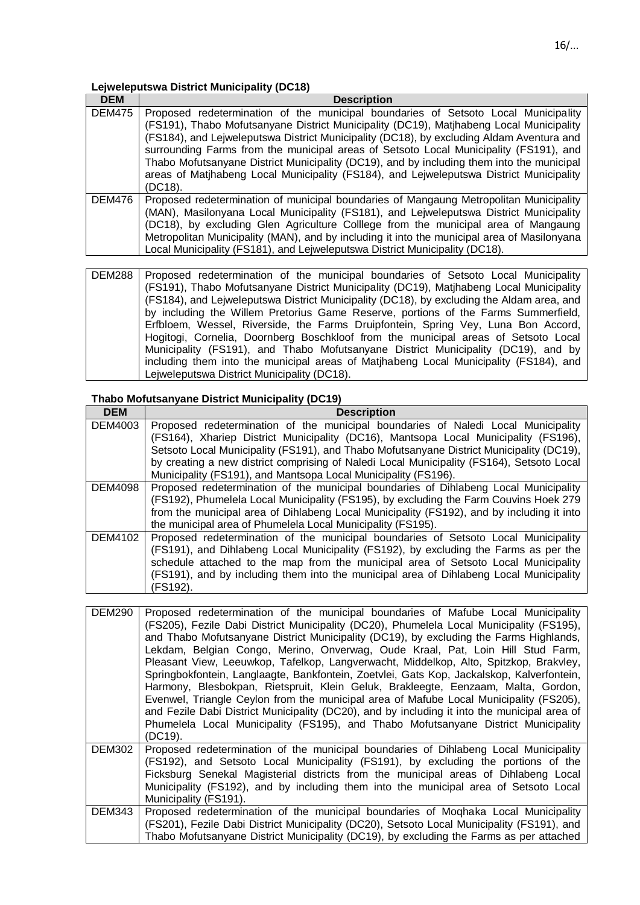**Lejweleputswa District Municipality (DC18)**

| DEM | Description |
|---|---|
| DEM475 | Proposed redetermination of the municipal boundaries of Setsoto Local Municipality (FS191), Thabo Mofutsanyane District Municipality (DC19), Matjhabeng Local Municipality (FS184), and Lejweleputswa District Municipality (DC18), by excluding Aldam Aventura and surrounding Farms from the municipal areas of Setsoto Local Municipality (FS191), and Thabo Mofutsanyane District Municipality (DC19), and by including them into the municipal areas of Matjhabeng Local Municipality (FS184), and Lejweleputswa District Municipality (DC18). |
| DEM476 | Proposed redetermination of municipal boundaries of Mangaung Metropolitan Municipality (MAN), Masilonyana Local Municipality (FS181), and Lejweleputswa District Municipality (DC18), by excluding Glen Agriculture Colllege from the municipal area of Mangaung Metropolitan Municipality (MAN), and by including it into the municipal area of Masilonyana Local Municipality (FS181), and Lejweleputswa District Municipality (DC18). |
| DEM288 | Proposed redetermination of the municipal boundaries of Setsoto Local Municipality (FS191), Thabo Mofutsanyane District Municipality (DC19), Matjhabeng Local Municipality (FS184), and Lejweleputswa District Municipality (DC18), by excluding the Aldam area, and by including the Willem Pretorius Game Reserve, portions of the Farms Summerfield, Erfbloem, Wessel, Riverside, the Farms Druipfontein, Spring Vey, Luna Bon Accord, Hogitogi, Cornelia, Doornberg Boschkloof from the municipal areas of Setsoto Local Municipality (FS191), and Thabo Mofutsanyane District Municipality (DC19), and by including them into the municipal areas of Matjhabeng Local Municipality (FS184), and Lejweleputswa District Municipality (DC18). |

**Thabo Mofutsanyane District Municipality (DC19)**

| DEM | Description |
|---|---|
| DEM4003 | Proposed redetermination of the municipal boundaries of Naledi Local Municipality (FS164), Xhariep District Municipality (DC16), Mantsopa Local Municipality (FS196), Setsoto Local Municipality (FS191), and Thabo Mofutsanyane District Municipality (DC19), by creating a new district comprising of Naledi Local Municipality (FS164), Setsoto Local Municipality (FS191), and Mantsopa Local Municipality (FS196). |
| DEM4098 | Proposed redetermination of the municipal boundaries of Dihlabeng Local Municipality (FS192), Phumelela Local Municipality (FS195), by excluding the Farm Couvins Hoek 279 from the municipal area of Dihlabeng Local Municipality (FS192), and by including it into the municipal area of Phumelela Local Municipality (FS195). |
| DEM4102 | Proposed redetermination of the municipal boundaries of Setsoto Local Municipality (FS191), and Dihlabeng Local Municipality (FS192), by excluding the Farms as per the schedule attached to the map from the municipal area of Setsoto Local Municipality (FS191), and by including them into the municipal area of Dihlabeng Local Municipality (FS192). |
| DEM290 | Proposed redetermination of the municipal boundaries of Mafube Local Municipality (FS205), Fezile Dabi District Municipality (DC20), Phumelela Local Municipality (FS195), and Thabo Mofutsanyane District Municipality (DC19), by excluding the Farms Highlands, Lekdam, Belgian Congo, Merino, Onverwag, Oude Kraal, Pat, Loin Hill Stud Farm, Pleasant View, Leeuwkop, Tafelkop, Langverwacht, Middelkop, Alto, Spitzkop, Brakvley, Springbokfontein, Langlaagte, Bankfontein, Zoetvlei, Gats Kop, Jackalskop, Kalverfontein, Harmony, Blesbokpan, Rietspruit, Klein Geluk, Brakleegte, Eenzaam, Malta, Gordon, Evenwel, Triangle Ceylon from the municipal area of Mafube Local Municipality (FS205), and Fezile Dabi District Municipality (DC20), and by including it into the municipal area of Phumelela Local Municipality (FS195), and Thabo Mofutsanyane District Municipality (DC19). |
| DEM302 | Proposed redetermination of the municipal boundaries of Dihlabeng Local Municipality (FS192), and Setsoto Local Municipality (FS191), by excluding the portions of the Ficksburg Senekal Magisterial districts from the municipal areas of Dihlabeng Local Municipality (FS192), and by including them into the municipal area of Setsoto Local Municipality (FS191). |
| DEM343 | Proposed redetermination of the municipal boundaries of Moqhaka Local Municipality (FS201), Fezile Dabi District Municipality (DC20), Setsoto Local Municipality (FS191), and Thabo Mofutsanyane District Municipality (DC19), by excluding the Farms as per attached |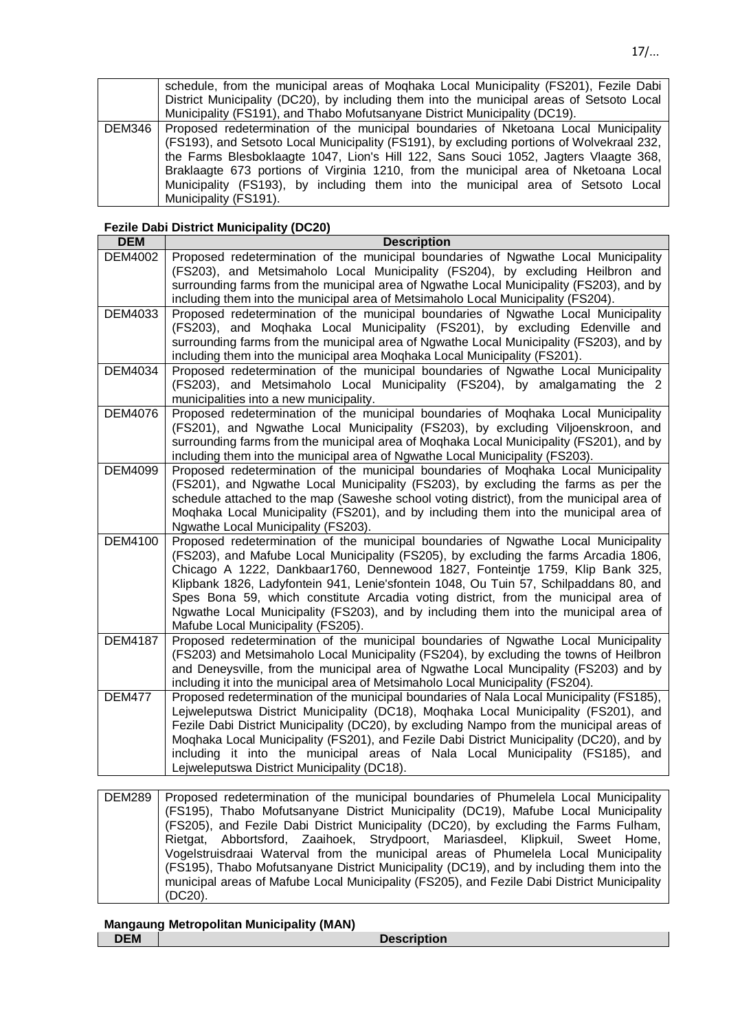| | |
|---|---|
| | schedule, from the municipal areas of Moqhaka Local Municipality (FS201), Fezile Dabi District Municipality (DC20), by including them into the municipal areas of Setsoto Local Municipality (FS191), and Thabo Mofutsanyane District Municipality (DC19). |
| DEM346 | Proposed redetermination of the municipal boundaries of Nketoana Local Municipality (FS193), and Setsoto Local Municipality (FS191), by excluding portions of Wolvekraal 232, the Farms Blesboklaagte 1047, Lion's Hill 122, Sans Souci 1052, Jagters Vlaagte 368, Braklaagte 673 portions of Virginia 1210, from the municipal area of Nketoana Local Municipality (FS193), by including them into the municipal area of Setsoto Local Municipality (FS191). |

**Fezile Dabi District Municipality (DC20)**

| DEM | Description |
|---|---|
| DEM4002 | Proposed redetermination of the municipal boundaries of Ngwathe Local Municipality (FS203), and Metsimaholo Local Municipality (FS204), by excluding Heilbron and surrounding farms from the municipal area of Ngwathe Local Municipality (FS203), and by including them into the municipal area of Metsimaholo Local Municipality (FS204). |
| DEM4033 | Proposed redetermination of the municipal boundaries of Ngwathe Local Municipality (FS203), and Moqhaka Local Municipality (FS201), by excluding Edenville and surrounding farms from the municipal area of Ngwathe Local Municipality (FS203), and by including them into the municipal area Moqhaka Local Municipality (FS201). |
| DEM4034 | Proposed redetermination of the municipal boundaries of Ngwathe Local Municipality (FS203), and Metsimaholo Local Municipality (FS204), by amalgamating the 2 municipalities into a new municipality. |
| DEM4076 | Proposed redetermination of the municipal boundaries of Moqhaka Local Municipality (FS201), and Ngwathe Local Municipality (FS203), by excluding Viljoenskroon, and surrounding farms from the municipal area of Moqhaka Local Municipality (FS201), and by including them into the municipal area of Ngwathe Local Municipality (FS203). |
| DEM4099 | Proposed redetermination of the municipal boundaries of Moqhaka Local Municipality (FS201), and Ngwathe Local Municipality (FS203), by excluding the farms as per the schedule attached to the map (Saweshe school voting district), from the municipal area of Moqhaka Local Municipality (FS201), and by including them into the municipal area of Ngwathe Local Municipality (FS203). |
| DEM4100 | Proposed redetermination of the municipal boundaries of Ngwathe Local Municipality (FS203), and Mafube Local Municipality (FS205), by excluding the farms Arcadia 1806, Chicago A 1222, Dankbaar1760, Dennewood 1827, Fonteintje 1759, Klip Bank 325, Klipbank 1826, Ladyfontein 941, Lenie'sfontein 1048, Ou Tuin 57, Schilpaddans 80, and Spes Bona 59, which constitute Arcadia voting district, from the municipal area of Ngwathe Local Municipality (FS203), and by including them into the municipal area of Mafube Local Municipality (FS205). |
| DEM4187 | Proposed redetermination of the municipal boundaries of Ngwathe Local Municipality (FS203) and Metsimaholo Local Municipality (FS204), by excluding the towns of Heilbron and Deneysville, from the municipal area of Ngwathe Local Muncipality (FS203) and by including it into the municipal area of Metsimaholo Local Municipality (FS204). |
| DEM477 | Proposed redetermination of the municipal boundaries of Nala Local Municipality (FS185), Lejweleputswa District Municipality (DC18), Moqhaka Local Municipality (FS201), and Fezile Dabi District Municipality (DC20), by excluding Nampo from the municipal areas of Moqhaka Local Municipality (FS201), and Fezile Dabi District Municipality (DC20), and by including it into the municipal areas of Nala Local Municipality (FS185), and Lejweleputswa District Municipality (DC18). |
| DEM289 | Proposed redetermination of the municipal boundaries of Phumelela Local Municipality (FS195), Thabo Mofutsanyane District Municipality (DC19), Mafube Local Municipality (FS205), and Fezile Dabi District Municipality (DC20), by excluding the Farms Fulham, Rietgat, Abbortsford, Zaaihoek, Strydpoort, Mariasdeel, Klipkuil, Sweet Home, Vogelstruisdraai Waterval from the municipal areas of Phumelela Local Municipality (FS195), Thabo Mofutsanyane District Municipality (DC19), and by including them into the municipal areas of Mafube Local Municipality (FS205), and Fezile Dabi District Municipality (DC20). |

**Mangaung Metropolitan Municipality (MAN)**

| DEM | Description |
|---|---|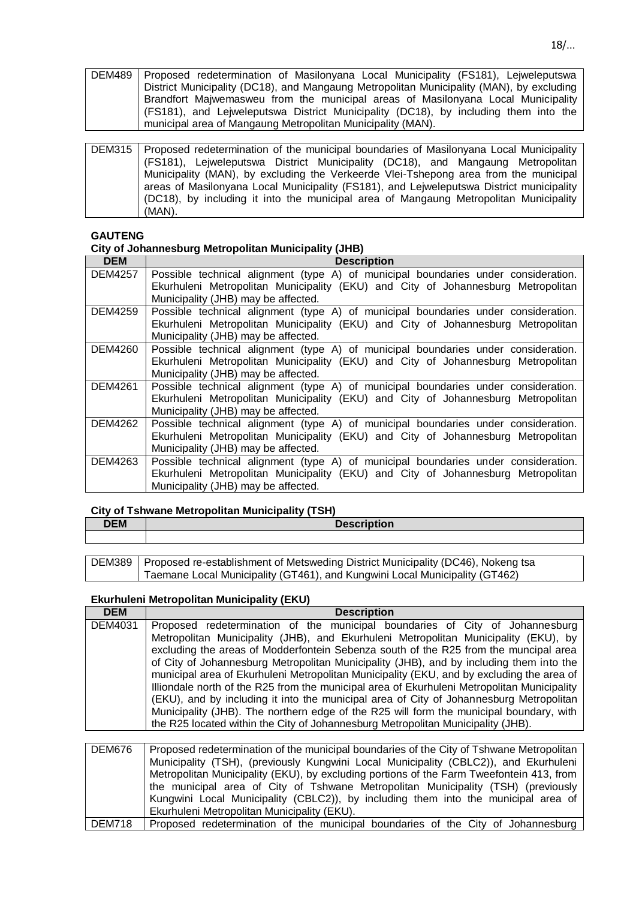| | |
|---|---|
| DEM489 | Proposed redetermination of Masilonyana Local Municipality (FS181), Lejweleputswa District Municipality (DC18), and Mangaung Metropolitan Municipality (MAN), by excluding Brandfort Majwemasweu from the municipal areas of Masilonyana Local Municipality (FS181), and Lejweleputswa District Municipality (DC18), by including them into the municipal area of Mangaung Metropolitan Municipality (MAN). |

| | |
|---|---|
| DEM315 | Proposed redetermination of the municipal boundaries of Masilonyana Local Municipality (FS181), Lejweleputswa District Municipality (DC18), and Mangaung Metropolitan Municipality (MAN), by excluding the Verkeerde Vlei-Tshepong area from the municipal areas of Masilonyana Local Municipality (FS181), and Lejweleputswa District municipality (DC18), by including it into the municipal area of Mangaung Metropolitan Municipality (MAN). |

**GAUTENG**

**City of Johannesburg Metropolitan Municipality (JHB)**

| DEM | Description |
|---|---|
| DEM4257 | Possible technical alignment (type A) of municipal boundaries under consideration. Ekurhuleni Metropolitan Municipality (EKU) and City of Johannesburg Metropolitan Municipality (JHB) may be affected. |
| DEM4259 | Possible technical alignment (type A) of municipal boundaries under consideration. Ekurhuleni Metropolitan Municipality (EKU) and City of Johannesburg Metropolitan Municipality (JHB) may be affected. |
| DEM4260 | Possible technical alignment (type A) of municipal boundaries under consideration. Ekurhuleni Metropolitan Municipality (EKU) and City of Johannesburg Metropolitan Municipality (JHB) may be affected. |
| DEM4261 | Possible technical alignment (type A) of municipal boundaries under consideration. Ekurhuleni Metropolitan Municipality (EKU) and City of Johannesburg Metropolitan Municipality (JHB) may be affected. |
| DEM4262 | Possible technical alignment (type A) of municipal boundaries under consideration. Ekurhuleni Metropolitan Municipality (EKU) and City of Johannesburg Metropolitan Municipality (JHB) may be affected. |
| DEM4263 | Possible technical alignment (type A) of municipal boundaries under consideration. Ekurhuleni Metropolitan Municipality (EKU) and City of Johannesburg Metropolitan Municipality (JHB) may be affected. |

**City of Tshwane Metropolitan Municipality (TSH)**

| DEM | Description |
|---|---|
| | |

| | |
|---|---|
| DEM389 | Proposed re-establishment of Metsweding District Municipality (DC46), Nokeng tsa Taemane Local Municipality (GT461), and Kungwini Local Municipality (GT462) |

**Ekurhuleni Metropolitan Municipality (EKU)**

| DEM | Description |
|---|---|
| DEM4031 | Proposed redetermination of the municipal boundaries of City of Johannesburg Metropolitan Municipality (JHB), and Ekurhuleni Metropolitan Municipality (EKU), by excluding the areas of Modderfontein Sebenza south of the R25 from the muncipal area of City of Johannesburg Metropolitan Municipality (JHB), and by including them into the municipal area of Ekurhuleni Metropolitan Municipality (EKU, and by excluding the area of Illiondale north of the R25 from the municipal area of Ekurhuleni Metropolitan Municipality (EKU), and by including it into the municipal area of City of Johannesburg Metropolitan Municipality (JHB). The northern edge of the R25 will form the municipal boundary, with the R25 located within the City of Johannesburg Metropolitan Municipality (JHB). |

| | |
|---|---|
| DEM676 | Proposed redetermination of the municipal boundaries of the City of Tshwane Metropolitan Municipality (TSH), (previously Kungwini Local Municipality (CBLC2)), and Ekurhuleni Metropolitan Municipality (EKU), by excluding portions of the Farm Tweefontein 413, from the municipal area of City of Tshwane Metropolitan Municipality (TSH) (previously Kungwini Local Municipality (CBLC2)), by including them into the municipal area of Ekurhuleni Metropolitan Municipality (EKU). |
| DEM718 | Proposed redetermination of the municipal boundaries of the City of Johannesburg |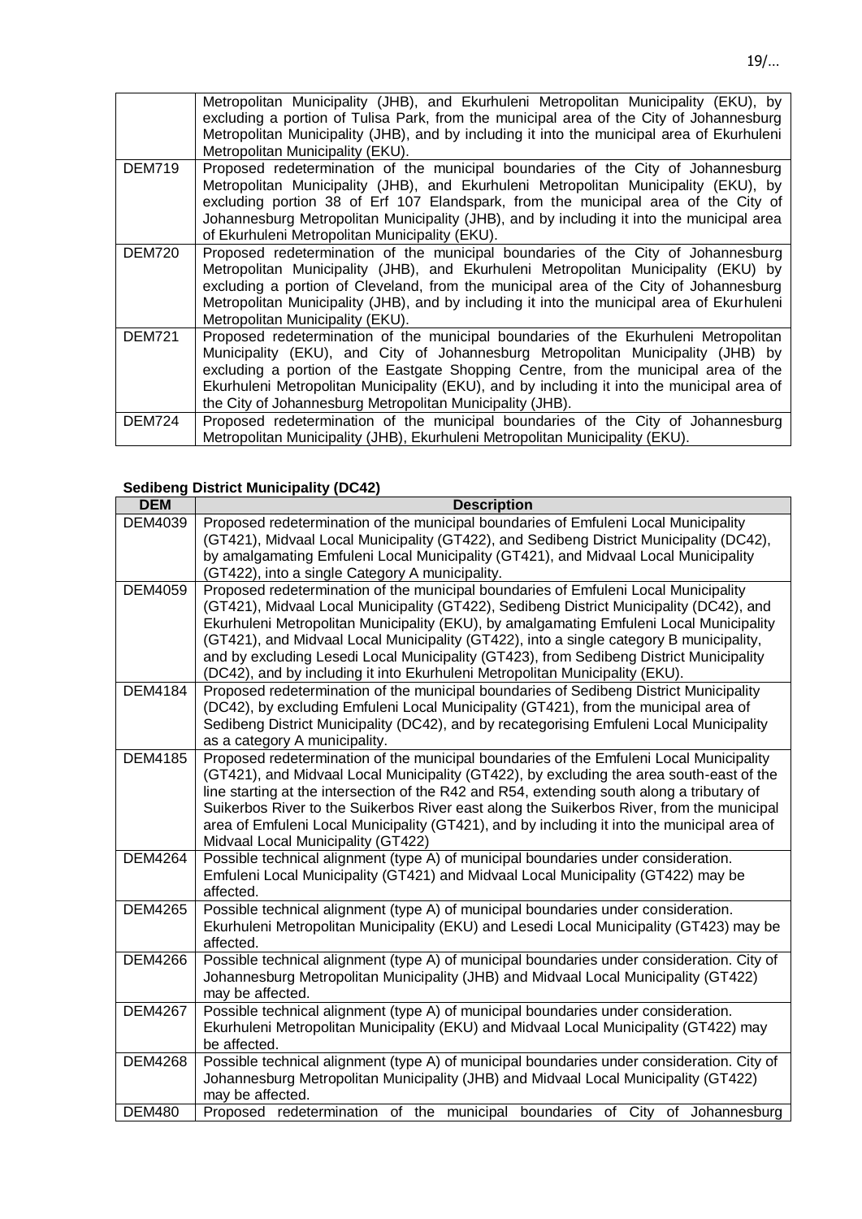| | |
|---|---|
| | Metropolitan Municipality (JHB), and Ekurhuleni Metropolitan Municipality (EKU), by excluding a portion of Tulisa Park, from the municipal area of the City of Johannesburg Metropolitan Municipality (JHB), and by including it into the municipal area of Ekurhuleni Metropolitan Municipality (EKU). |
| DEM719 | Proposed redetermination of the municipal boundaries of the City of Johannesburg Metropolitan Municipality (JHB), and Ekurhuleni Metropolitan Municipality (EKU), by excluding portion 38 of Erf 107 Elandspark, from the municipal area of the City of Johannesburg Metropolitan Municipality (JHB), and by including it into the municipal area of Ekurhuleni Metropolitan Municipality (EKU). |
| DEM720 | Proposed redetermination of the municipal boundaries of the City of Johannesburg Metropolitan Municipality (JHB), and Ekurhuleni Metropolitan Municipality (EKU) by excluding a portion of Cleveland, from the municipal area of the City of Johannesburg Metropolitan Municipality (JHB), and by including it into the municipal area of Ekurhuleni Metropolitan Municipality (EKU). |
| DEM721 | Proposed redetermination of the municipal boundaries of the Ekurhuleni Metropolitan Municipality (EKU), and City of Johannesburg Metropolitan Municipality (JHB) by excluding a portion of the Eastgate Shopping Centre, from the municipal area of the Ekurhuleni Metropolitan Municipality (EKU), and by including it into the municipal area of the City of Johannesburg Metropolitan Municipality (JHB). |
| DEM724 | Proposed redetermination of the municipal boundaries of the City of Johannesburg Metropolitan Municipality (JHB), Ekurhuleni Metropolitan Municipality (EKU). |

**Sedibeng District Municipality (DC42)**

| DEM | Description |
|---|---|
| DEM4039 | Proposed redetermination of the municipal boundaries of Emfuleni Local Municipality (GT421), Midvaal Local Municipality (GT422), and Sedibeng District Municipality (DC42), by amalgamating Emfuleni Local Municipality (GT421), and Midvaal Local Municipality (GT422), into a single Category A municipality. |
| DEM4059 | Proposed redetermination of the municipal boundaries of Emfuleni Local Municipality (GT421), Midvaal Local Municipality (GT422), Sedibeng District Municipality (DC42), and Ekurhuleni Metropolitan Municipality (EKU), by amalgamating Emfuleni Local Municipality (GT421), and Midvaal Local Municipality (GT422), into a single category B municipality, and by excluding Lesedi Local Municipality (GT423), from Sedibeng District Municipality (DC42), and by including it into Ekurhuleni Metropolitan Municipality (EKU). |
| DEM4184 | Proposed redetermination of the municipal boundaries of Sedibeng District Municipality (DC42), by excluding Emfuleni Local Municipality (GT421), from the municipal area of Sedibeng District Municipality (DC42), and by recategorising Emfuleni Local Municipality as a category A municipality. |
| DEM4185 | Proposed redetermination of the municipal boundaries of the Emfuleni Local Municipality (GT421), and Midvaal Local Municipality (GT422), by excluding the area south-east of the line starting at the intersection of the R42 and R54, extending south along a tributary of Suikerbos River to the Suikerbos River east along the Suikerbos River, from the municipal area of Emfuleni Local Municipality (GT421), and by including it into the municipal area of Midvaal Local Municipality (GT422) |
| DEM4264 | Possible technical alignment (type A) of municipal boundaries under consideration. Emfuleni Local Municipality (GT421) and Midvaal Local Municipality (GT422) may be affected. |
| DEM4265 | Possible technical alignment (type A) of municipal boundaries under consideration. Ekurhuleni Metropolitan Municipality (EKU) and Lesedi Local Municipality (GT423) may be affected. |
| DEM4266 | Possible technical alignment (type A) of municipal boundaries under consideration. City of Johannesburg Metropolitan Municipality (JHB) and Midvaal Local Municipality (GT422) may be affected. |
| DEM4267 | Possible technical alignment (type A) of municipal boundaries under consideration. Ekurhuleni Metropolitan Municipality (EKU) and Midvaal Local Municipality (GT422) may be affected. |
| DEM4268 | Possible technical alignment (type A) of municipal boundaries under consideration. City of Johannesburg Metropolitan Municipality (JHB) and Midvaal Local Municipality (GT422) may be affected. |
| DEM480 | Proposed redetermination of the municipal boundaries of City of Johannesburg |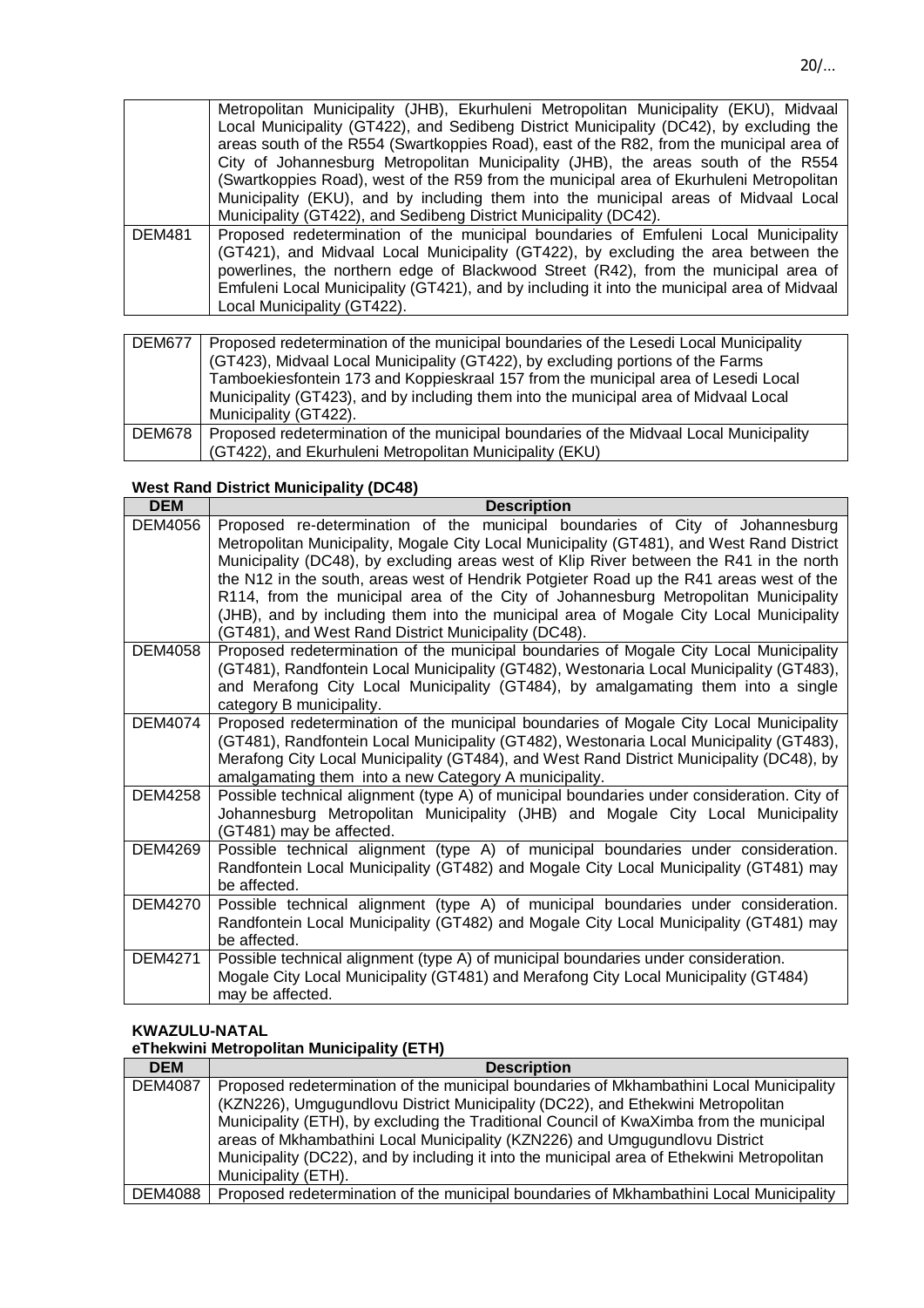| | |
|---|---|
| | Metropolitan Municipality (JHB), Ekurhuleni Metropolitan Municipality (EKU), Midvaal Local Municipality (GT422), and Sedibeng District Municipality (DC42), by excluding the areas south of the R554 (Swartkoppies Road), east of the R82, from the municipal area of City of Johannesburg Metropolitan Municipality (JHB), the areas south of the R554 (Swartkoppies Road), west of the R59 from the municipal area of Ekurhuleni Metropolitan Municipality (EKU), and by including them into the municipal areas of Midvaal Local Municipality (GT422), and Sedibeng District Municipality (DC42). |
| DEM481 | Proposed redetermination of the municipal boundaries of Emfuleni Local Municipality (GT421), and Midvaal Local Municipality (GT422), by excluding the area between the powerlines, the northern edge of Blackwood Street (R42), from the municipal area of Emfuleni Local Municipality (GT421), and by including it into the municipal area of Midvaal Local Municipality (GT422). |
| DEM677 | Proposed redetermination of the municipal boundaries of the Lesedi Local Municipality (GT423), Midvaal Local Municipality (GT422), by excluding portions of the Farms Tamboekiesfontein 173 and Koppieskraal 157 from the municipal area of Lesedi Local Municipality (GT423), and by including them into the municipal area of Midvaal Local Municipality (GT422). |
| DEM678 | Proposed redetermination of the municipal boundaries of the Midvaal Local Municipality (GT422), and Ekurhuleni Metropolitan Municipality (EKU) |

**West Rand District Municipality (DC48)**

| DEM | Description |
|---|---|
| DEM4056 | Proposed re-determination of the municipal boundaries of City of Johannesburg Metropolitan Municipality, Mogale City Local Municipality (GT481), and West Rand District Municipality (DC48), by excluding areas west of Klip River between the R41 in the north the N12 in the south, areas west of Hendrik Potgieter Road up the R41 areas west of the R114, from the municipal area of the City of Johannesburg Metropolitan Municipality (JHB), and by including them into the municipal area of Mogale City Local Municipality (GT481), and West Rand District Municipality (DC48). |
| DEM4058 | Proposed redetermination of the municipal boundaries of Mogale City Local Municipality (GT481), Randfontein Local Municipality (GT482), Westonaria Local Municipality (GT483), and Merafong City Local Municipality (GT484), by amalgamating them into a single category B municipality. |
| DEM4074 | Proposed redetermination of the municipal boundaries of Mogale City Local Municipality (GT481), Randfontein Local Municipality (GT482), Westonaria Local Municipality (GT483), Merafong City Local Municipality (GT484), and West Rand District Municipality (DC48), by amalgamating them into a new Category A municipality. |
| DEM4258 | Possible technical alignment (type A) of municipal boundaries under consideration. City of Johannesburg Metropolitan Municipality (JHB) and Mogale City Local Municipality (GT481) may be affected. |
| DEM4269 | Possible technical alignment (type A) of municipal boundaries under consideration. Randfontein Local Municipality (GT482) and Mogale City Local Municipality (GT481) may be affected. |
| DEM4270 | Possible technical alignment (type A) of municipal boundaries under consideration. Randfontein Local Municipality (GT482) and Mogale City Local Municipality (GT481) may be affected. |
| DEM4271 | Possible technical alignment (type A) of municipal boundaries under consideration. Mogale City Local Municipality (GT481) and Merafong City Local Municipality (GT484) may be affected. |

**KWAZULU-NATAL**

**eThekwini Metropolitan Municipality (ETH)**

| DEM | Description |
|---|---|
| DEM4087 | Proposed redetermination of the municipal boundaries of Mkhambathini Local Municipality (KZN226), Umgugundlovu District Municipality (DC22), and Ethekwini Metropolitan Municipality (ETH), by excluding the Traditional Council of KwaXimba from the municipal areas of Mkhambathini Local Municipality (KZN226) and Umgugundlovu District Municipality (DC22), and by including it into the municipal area of Ethekwini Metropolitan Municipality (ETH). |
| DEM4088 | Proposed redetermination of the municipal boundaries of Mkhambathini Local Municipality |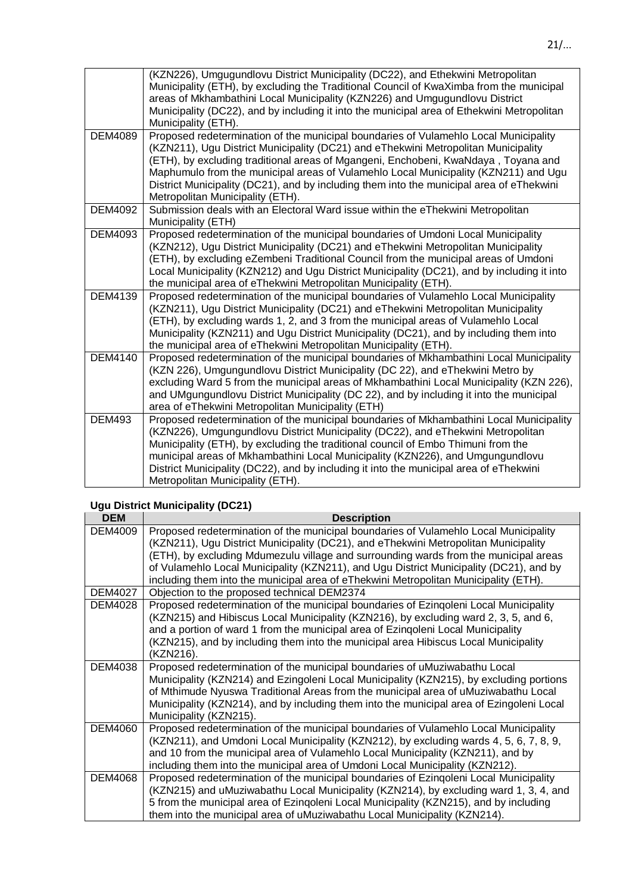| | |
|---|---|
| | (KZN226), Umgugundlovu District Municipality (DC22), and Ethekwini Metropolitan Municipality (ETH), by excluding the Traditional Council of KwaXimba from the municipal areas of Mkhambathini Local Municipality (KZN226) and Umgugundlovu District Municipality (DC22), and by including it into the municipal area of Ethekwini Metropolitan Municipality (ETH). |
| DEM4089 | Proposed redetermination of the municipal boundaries of Vulamehlo Local Municipality (KZN211), Ugu District Municipality (DC21) and eThekwini Metropolitan Municipality (ETH), by excluding traditional areas of Mgangeni, Enchobeni, KwaNdaya , Toyana and Maphumulo from the municipal areas of Vulamehlo Local Municipality (KZN211) and Ugu District Municipality (DC21), and by including them into the municipal area of eThekwini Metropolitan Municipality (ETH). |
| DEM4092 | Submission deals with an Electoral Ward issue within the eThekwini Metropolitan Municipality (ETH) |
| DEM4093 | Proposed redetermination of the municipal boundaries of Umdoni Local Municipality (KZN212), Ugu District Municipality (DC21) and eThekwini Metropolitan Municipality (ETH), by excluding eZembeni Traditional Council from the municipal areas of Umdoni Local Municipality (KZN212) and Ugu District Municipality (DC21), and by including it into the municipal area of eThekwini Metropolitan Municipality (ETH). |
| DEM4139 | Proposed redetermination of the municipal boundaries of Vulamehlo Local Municipality (KZN211), Ugu District Municipality (DC21) and eThekwini Metropolitan Municipality (ETH), by excluding wards 1, 2, and 3 from the municipal areas of Vulamehlo Local Municipality (KZN211) and Ugu District Municipality (DC21), and by including them into the municipal area of eThekwini Metropolitan Municipality (ETH). |
| DEM4140 | Proposed redetermination of the municipal boundaries of Mkhambathini Local Municipality (KZN 226), Umgungundlovu District Municipality (DC 22), and eThekwini Metro by excluding Ward 5 from the municipal areas of Mkhambathini Local Municipality (KZN 226), and UMgungundlovu District Municipality (DC 22), and by including it into the municipal area of eThekwini Metropolitan Municipality (ETH) |
| DEM493 | Proposed redetermination of the municipal boundaries of Mkhambathini Local Municipality (KZN226), Umgungundlovu District Municipality (DC22), and eThekwini Metropolitan Municipality (ETH), by excluding the traditional council of Embo Thimuni from the municipal areas of Mkhambathini Local Municipality (KZN226), and Umgungundlovu District Municipality (DC22), and by including it into the municipal area of eThekwini Metropolitan Municipality (ETH). |

**Ugu District Municipality (DC21)**

| DEM | Description |
|---|---|
| DEM4009 | Proposed redetermination of the municipal boundaries of Vulamehlo Local Municipality (KZN211), Ugu District Municipality (DC21), and eThekwini Metropolitan Municipality (ETH), by excluding Mdumezulu village and surrounding wards from the municipal areas of Vulamehlo Local Municipality (KZN211), and Ugu District Municipality (DC21), and by including them into the municipal area of eThekwini Metropolitan Municipality (ETH). |
| DEM4027 | Objection to the proposed technical DEM2374 |
| DEM4028 | Proposed redetermination of the municipal boundaries of Ezinqoleni Local Municipality (KZN215) and Hibiscus Local Municipality (KZN216), by excluding ward 2, 3, 5, and 6, and a portion of ward 1 from the municipal area of Ezinqoleni Local Municipality (KZN215), and by including them into the municipal area Hibiscus Local Municipality (KZN216). |
| DEM4038 | Proposed redetermination of the municipal boundaries of uMuziwabathu Local Municipality (KZN214) and Ezingoleni Local Municipality (KZN215), by excluding portions of Mthimude Nyuswa Traditional Areas from the municipal area of uMuziwabathu Local Municipality (KZN214), and by including them into the municipal area of Ezingoleni Local Municipality (KZN215). |
| DEM4060 | Proposed redetermination of the municipal boundaries of Vulamehlo Local Municipality (KZN211), and Umdoni Local Municipality (KZN212), by excluding wards 4, 5, 6, 7, 8, 9, and 10 from the municipal area of Vulamehlo Local Municipality (KZN211), and by including them into the municipal area of Umdoni Local Municipality (KZN212). |
| DEM4068 | Proposed redetermination of the municipal boundaries of Ezinqoleni Local Municipality (KZN215) and uMuziwabathu Local Municipality (KZN214), by excluding ward 1, 3, 4, and 5 from the municipal area of Ezinqoleni Local Municipality (KZN215), and by including them into the municipal area of uMuziwabathu Local Municipality (KZN214). |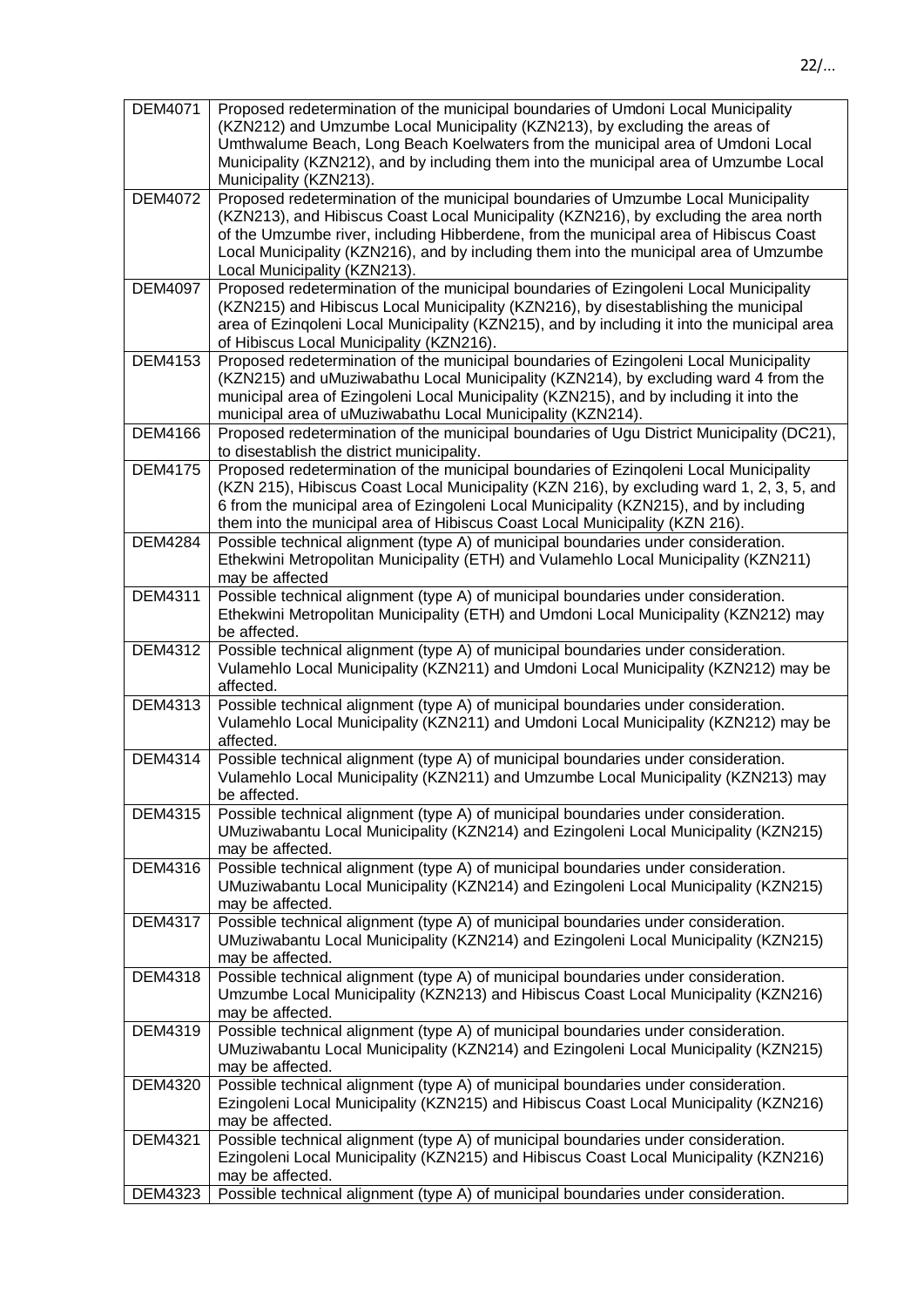| | |
|---|---|
| DEM4071 | Proposed redetermination of the municipal boundaries of Umdoni Local Municipality (KZN212) and Umzumbe Local Municipality (KZN213), by excluding the areas of Umthwalume Beach, Long Beach Koelwaters from the municipal area of Umdoni Local Municipality (KZN212), and by including them into the municipal area of Umzumbe Local Municipality (KZN213). |
| DEM4072 | Proposed redetermination of the municipal boundaries of Umzumbe Local Municipality (KZN213), and Hibiscus Coast Local Municipality (KZN216), by excluding the area north of the Umzumbe river, including Hibberdene, from the municipal area of Hibiscus Coast Local Municipality (KZN216), and by including them into the municipal area of Umzumbe Local Municipality (KZN213). |
| DEM4097 | Proposed redetermination of the municipal boundaries of Ezingoleni Local Municipality (KZN215) and Hibiscus Local Municipality (KZN216), by disestablishing the municipal area of Ezinqoleni Local Municipality (KZN215), and by including it into the municipal area of Hibiscus Local Municipality (KZN216). |
| DEM4153 | Proposed redetermination of the municipal boundaries of Ezingoleni Local Municipality (KZN215) and uMuziwabathu Local Municipality (KZN214), by excluding ward 4 from the municipal area of Ezingoleni Local Municipality (KZN215), and by including it into the municipal area of uMuziwabathu Local Municipality (KZN214). |
| DEM4166 | Proposed redetermination of the municipal boundaries of Ugu District Municipality (DC21), to disestablish the district municipality. |
| DEM4175 | Proposed redetermination of the municipal boundaries of Ezinqoleni Local Municipality (KZN 215), Hibiscus Coast Local Municipality (KZN 216), by excluding ward 1, 2, 3, 5, and 6 from the municipal area of Ezingoleni Local Municipality (KZN215), and by including them into the municipal area of Hibiscus Coast Local Municipality (KZN 216). |
| DEM4284 | Possible technical alignment (type A) of municipal boundaries under consideration. Ethekwini Metropolitan Municipality (ETH) and Vulamehlo Local Municipality (KZN211) may be affected |
| DEM4311 | Possible technical alignment (type A) of municipal boundaries under consideration. Ethekwini Metropolitan Municipality (ETH) and Umdoni Local Municipality (KZN212) may be affected. |
| DEM4312 | Possible technical alignment (type A) of municipal boundaries under consideration. Vulamehlo Local Municipality (KZN211) and Umdoni Local Municipality (KZN212) may be affected. |
| DEM4313 | Possible technical alignment (type A) of municipal boundaries under consideration. Vulamehlo Local Municipality (KZN211) and Umdoni Local Municipality (KZN212) may be affected. |
| DEM4314 | Possible technical alignment (type A) of municipal boundaries under consideration. Vulamehlo Local Municipality (KZN211) and Umzumbe Local Municipality (KZN213) may be affected. |
| DEM4315 | Possible technical alignment (type A) of municipal boundaries under consideration. UMuziwabantu Local Municipality (KZN214) and Ezingoleni Local Municipality (KZN215) may be affected. |
| DEM4316 | Possible technical alignment (type A) of municipal boundaries under consideration. UMuziwabantu Local Municipality (KZN214) and Ezingoleni Local Municipality (KZN215) may be affected. |
| DEM4317 | Possible technical alignment (type A) of municipal boundaries under consideration. UMuziwabantu Local Municipality (KZN214) and Ezingoleni Local Municipality (KZN215) may be affected. |
| DEM4318 | Possible technical alignment (type A) of municipal boundaries under consideration. Umzumbe Local Municipality (KZN213) and Hibiscus Coast Local Municipality (KZN216) may be affected. |
| DEM4319 | Possible technical alignment (type A) of municipal boundaries under consideration. UMuziwabantu Local Municipality (KZN214) and Ezingoleni Local Municipality (KZN215) may be affected. |
| DEM4320 | Possible technical alignment (type A) of municipal boundaries under consideration. Ezingoleni Local Municipality (KZN215) and Hibiscus Coast Local Municipality (KZN216) may be affected. |
| DEM4321 | Possible technical alignment (type A) of municipal boundaries under consideration. Ezingoleni Local Municipality (KZN215) and Hibiscus Coast Local Municipality (KZN216) may be affected. |
| DEM4323 | Possible technical alignment (type A) of municipal boundaries under consideration. |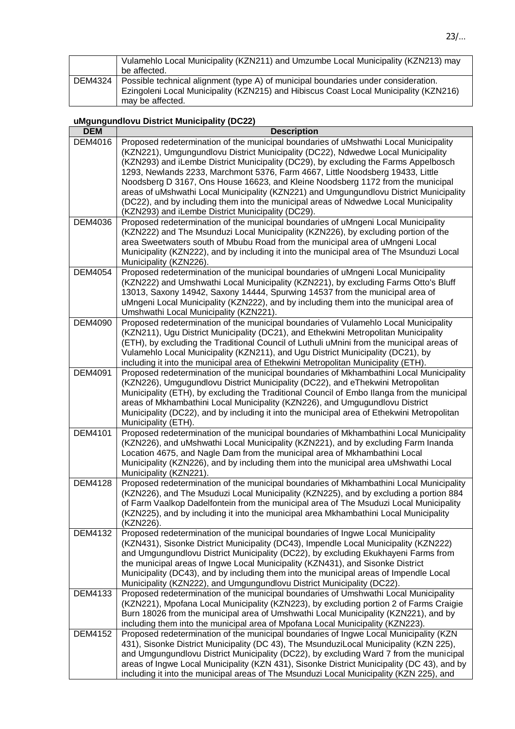| | |
|---|---|
| | Vulamehlo Local Municipality (KZN211) and Umzumbe Local Municipality (KZN213) may be affected. |
| DEM4324 | Possible technical alignment (type A) of municipal boundaries under consideration. Ezingoleni Local Municipality (KZN215) and Hibiscus Coast Local Municipality (KZN216) may be affected. |

**uMgungundlovu District Municipality (DC22)**

| DEM | Description |
|---|---|
| DEM4016 | Proposed redetermination of the municipal boundaries of uMshwathi Local Municipality (KZN221), Umgungundlovu District Municipality (DC22), Ndwedwe Local Municipality (KZN293) and iLembe District Municipality (DC29), by excluding the Farms Appelbosch 1293, Newlands 2233, Marchmont 5376, Farm 4667, Little Noodsberg 19433, Little Noodsberg D 3167, Ons House 16623, and Kleine Noodsberg 1172 from the municipal areas of uMshwathi Local Municipality (KZN221) and Umgungundlovu District Municipality (DC22), and by including them into the municipal areas of Ndwedwe Local Municipality (KZN293) and iLembe District Municipality (DC29). |
| DEM4036 | Proposed redetermination of the municipal boundaries of uMngeni Local Municipality (KZN222) and The Msunduzi Local Municipality (KZN226), by excluding portion of the area Sweetwaters south of Mbubu Road from the municipal area of uMngeni Local Municipality (KZN222), and by including it into the municipal area of The Msunduzi Local Municipality (KZN226). |
| DEM4054 | Proposed redetermination of the municipal boundaries of uMngeni Local Municipality (KZN222) and Umshwathi Local Municipality (KZN221), by excluding Farms Otto's Bluff 13013, Saxony 14942, Saxony 14444, Spurwing 14537 from the municipal area of uMngeni Local Municipality (KZN222), and by including them into the municipal area of Umshwathi Local Municipality (KZN221). |
| DEM4090 | Proposed redetermination of the municipal boundaries of Vulamehlo Local Municipality (KZN211), Ugu District Municipality (DC21), and Ethekwini Metropolitan Municipality (ETH), by excluding the Traditional Council of Luthuli uMnini from the municipal areas of Vulamehlo Local Municipality (KZN211), and Ugu District Municipality (DC21), by including it into the municipal area of Ethekwini Metropolitan Municipality (ETH). |
| DEM4091 | Proposed redetermination of the municipal boundaries of Mkhambathini Local Municipality (KZN226), Umgugundlovu District Municipality (DC22), and eThekwini Metropolitan Municipality (ETH), by excluding the Traditional Council of Embo Ilanga from the municipal areas of Mkhambathini Local Municipality (KZN226), and Umgugundlovu District Municipality (DC22), and by including it into the municipal area of Ethekwini Metropolitan Municipality (ETH). |
| DEM4101 | Proposed redetermination of the municipal boundaries of Mkhambathini Local Municipality (KZN226), and uMshwathi Local Municipality (KZN221), and by excluding Farm Inanda Location 4675, and Nagle Dam from the municipal area of Mkhambathini Local Municipality (KZN226), and by including them into the municipal area uMshwathi Local Municipality (KZN221). |
| DEM4128 | Proposed redetermination of the municipal boundaries of Mkhambathini Local Municipality (KZN226), and The Msuduzi Local Municipality (KZN225), and by excluding a portion 884 of Farm Vaalkop Dadelfontein from the municipal area of The Msuduzi Local Municipality (KZN225), and by including it into the municipal area Mkhambathini Local Municipality (KZN226). |
| DEM4132 | Proposed redetermination of the municipal boundaries of Ingwe Local Municipality (KZN431), Sisonke District Municipality (DC43), Impendle Local Municipality (KZN222) and Umgungundlovu District Municipality (DC22), by excluding Ekukhayeni Farms from the municipal areas of Ingwe Local Municipality (KZN431), and Sisonke District Municipality (DC43), and by including them into the municipal areas of Impendle Local Municipality (KZN222), and Umgungundlovu District Municipality (DC22). |
| DEM4133 | Proposed redetermination of the municipal boundaries of Umshwathi Local Municipality (KZN221), Mpofana Local Municipality (KZN223), by excluding portion 2 of Farms Craigie Burn 18026 from the municipal area of Umshwathi Local Municipality (KZN221), and by including them into the municipal area of Mpofana Local Municipality (KZN223). |
| DEM4152 | Proposed redetermination of the municipal boundaries of Ingwe Local Municipality (KZN 431), Sisonke District Municipality (DC 43), The MsunduziLocal Municipality (KZN 225), and Umgungundlovu District Municipality (DC22), by excluding Ward 7 from the municipal areas of Ingwe Local Municipality (KZN 431), Sisonke District Municipality (DC 43), and by including it into the municipal areas of The Msunduzi Local Municipality (KZN 225), and |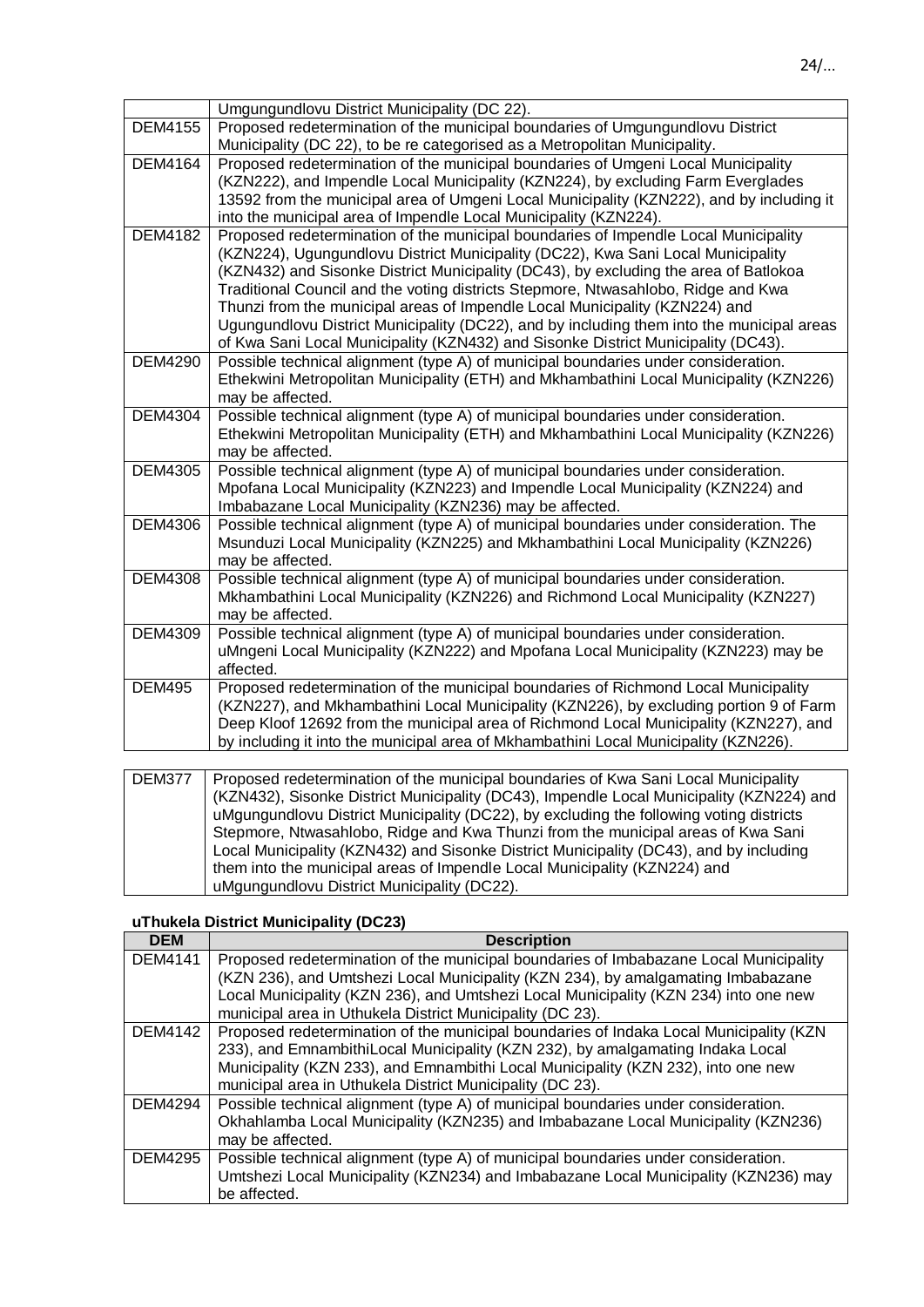| | |
|---|---|
| | Umgungundlovu District Municipality (DC 22). |
| DEM4155 | Proposed redetermination of the municipal boundaries of Umgungundlovu District Municipality (DC 22), to be re categorised as a Metropolitan Municipality. |
| DEM4164 | Proposed redetermination of the municipal boundaries of Umgeni Local Municipality (KZN222), and Impendle Local Municipality (KZN224), by excluding Farm Everglades 13592 from the municipal area of Umgeni Local Municipality (KZN222), and by including it into the municipal area of Impendle Local Municipality (KZN224). |
| DEM4182 | Proposed redetermination of the municipal boundaries of Impendle Local Municipality (KZN224), Ugungundlovu District Municipality (DC22), Kwa Sani Local Municipality (KZN432) and Sisonke District Municipality (DC43), by excluding the area of Batlokoa Traditional Council and the voting districts Stepmore, Ntwasahlobo, Ridge and Kwa Thunzi from the municipal areas of Impendle Local Municipality (KZN224) and Ugungundlovu District Municipality (DC22), and by including them into the municipal areas of Kwa Sani Local Municipality (KZN432) and Sisonke District Municipality (DC43). |
| DEM4290 | Possible technical alignment (type A) of municipal boundaries under consideration. Ethekwini Metropolitan Municipality (ETH) and Mkhambathini Local Municipality (KZN226) may be affected. |
| DEM4304 | Possible technical alignment (type A) of municipal boundaries under consideration. Ethekwini Metropolitan Municipality (ETH) and Mkhambathini Local Municipality (KZN226) may be affected. |
| DEM4305 | Possible technical alignment (type A) of municipal boundaries under consideration. Mpofana Local Municipality (KZN223) and Impendle Local Municipality (KZN224) and Imbabazane Local Municipality (KZN236) may be affected. |
| DEM4306 | Possible technical alignment (type A) of municipal boundaries under consideration. The Msunduzi Local Municipality (KZN225) and Mkhambathini Local Municipality (KZN226) may be affected. |
| DEM4308 | Possible technical alignment (type A) of municipal boundaries under consideration. Mkhambathini Local Municipality (KZN226) and Richmond Local Municipality (KZN227) may be affected. |
| DEM4309 | Possible technical alignment (type A) of municipal boundaries under consideration. uMngeni Local Municipality (KZN222) and Mpofana Local Municipality (KZN223) may be affected. |
| DEM495 | Proposed redetermination of the municipal boundaries of Richmond Local Municipality (KZN227), and Mkhambathini Local Municipality (KZN226), by excluding portion 9 of Farm Deep Kloof 12692 from the municipal area of Richmond Local Municipality (KZN227), and by including it into the municipal area of Mkhambathini Local Municipality (KZN226). |

| | |
|---|---|
| DEM377 | Proposed redetermination of the municipal boundaries of Kwa Sani Local Municipality (KZN432), Sisonke District Municipality (DC43), Impendle Local Municipality (KZN224) and uMgungundlovu District Municipality (DC22), by excluding the following voting districts Stepmore, Ntwasahlobo, Ridge and Kwa Thunzi from the municipal areas of Kwa Sani Local Municipality (KZN432) and Sisonke District Municipality (DC43), and by including them into the municipal areas of Impendle Local Municipality (KZN224) and uMgungundlovu District Municipality (DC22). |

**uThukela District Municipality (DC23)**

| DEM | Description |
|---|---|
| DEM4141 | Proposed redetermination of the municipal boundaries of Imbabazane Local Municipality (KZN 236), and Umtshezi Local Municipality (KZN 234), by amalgamating Imbabazane Local Municipality (KZN 236), and Umtshezi Local Municipality (KZN 234) into one new municipal area in Uthukela District Municipality (DC 23). |
| DEM4142 | Proposed redetermination of the municipal boundaries of Indaka Local Municipality (KZN 233), and EmnambithiLocal Municipality (KZN 232), by amalgamating Indaka Local Municipality (KZN 233), and Emnambithi Local Municipality (KZN 232), into one new municipal area in Uthukela District Municipality (DC 23). |
| DEM4294 | Possible technical alignment (type A) of municipal boundaries under consideration. Okhahlamba Local Municipality (KZN235) and Imbabazane Local Municipality (KZN236) may be affected. |
| DEM4295 | Possible technical alignment (type A) of municipal boundaries under consideration. Umtshezi Local Municipality (KZN234) and Imbabazane Local Municipality (KZN236) may be affected. |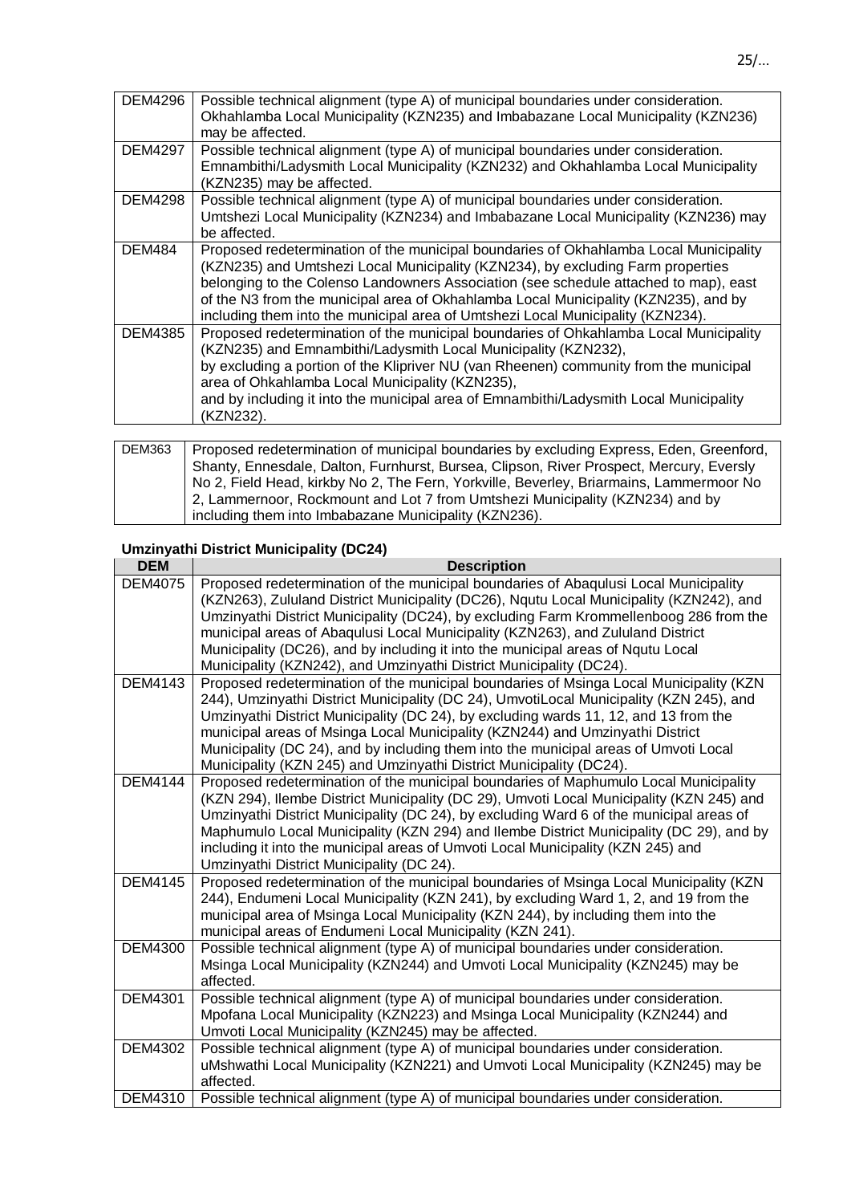| | |
|---|---|
| DEM4296 | Possible technical alignment (type A) of municipal boundaries under consideration. Okhahlamba Local Municipality (KZN235) and Imbabazane Local Municipality (KZN236) may be affected. |
| DEM4297 | Possible technical alignment (type A) of municipal boundaries under consideration. Emnambithi/Ladysmith Local Municipality (KZN232) and Okhahlamba Local Municipality (KZN235) may be affected. |
| DEM4298 | Possible technical alignment (type A) of municipal boundaries under consideration. Umtshezi Local Municipality (KZN234) and Imbabazane Local Municipality (KZN236) may be affected. |
| DEM484 | Proposed redetermination of the municipal boundaries of Okhahlamba Local Municipality (KZN235) and Umtshezi Local Municipality (KZN234), by excluding Farm properties belonging to the Colenso Landowners Association (see schedule attached to map), east of the N3 from the municipal area of Okhahlamba Local Municipality (KZN235), and by including them into the municipal area of Umtshezi Local Municipality (KZN234). |
| DEM4385 | Proposed redetermination of the municipal boundaries of Ohkahlamba Local Municipality (KZN235) and Emnambithi/Ladysmith Local Municipality (KZN232), by excluding a portion of the Klipriver NU (van Rheenen) community from the municipal area of Ohkahlamba Local Municipality (KZN235), and by including it into the municipal area of Emnambithi/Ladysmith Local Municipality (KZN232). |

| | |
|---|---|
| DEM363 | Proposed redetermination of municipal boundaries by excluding Express, Eden, Greenford, Shanty, Ennesdale, Dalton, Furnhurst, Bursea, Clipson, River Prospect, Mercury, Eversly No 2, Field Head, kirkby No 2, The Fern, Yorkville, Beverley, Briarmains, Lammermoor No 2, Lammernoor, Rockmount and Lot 7 from Umtshezi Municipality (KZN234) and by including them into Imbabazane Municipality (KZN236). |

**Umzinyathi District Municipality (DC24)**

| DEM | Description |
|---|---|
| DEM4075 | Proposed redetermination of the municipal boundaries of Abaqulusi Local Municipality (KZN263), Zululand District Municipality (DC26), Nqutu Local Municipality (KZN242), and Umzinyathi District Municipality (DC24), by excluding Farm Krommellenboog 286 from the municipal areas of Abaqulusi Local Municipality (KZN263), and Zululand District Municipality (DC26), and by including it into the municipal areas of Nqutu Local Municipality (KZN242), and Umzinyathi District Municipality (DC24). |
| DEM4143 | Proposed redetermination of the municipal boundaries of Msinga Local Municipality (KZN 244), Umzinyathi District Municipality (DC 24), UmvotiLocal Municipality (KZN 245), and Umzinyathi District Municipality (DC 24), by excluding wards 11, 12, and 13 from the municipal areas of Msinga Local Municipality (KZN244) and Umzinyathi District Municipality (DC 24), and by including them into the municipal areas of Umvoti Local Municipality (KZN 245) and Umzinyathi District Municipality (DC24). |
| DEM4144 | Proposed redetermination of the municipal boundaries of Maphumulo Local Municipality (KZN 294), Ilembe District Municipality (DC 29), Umvoti Local Municipality (KZN 245) and Umzinyathi District Municipality (DC 24), by excluding Ward 6 of the municipal areas of Maphumulo Local Municipality (KZN 294) and Ilembe District Municipality (DC 29), and by including it into the municipal areas of Umvoti Local Municipality (KZN 245) and Umzinyathi District Municipality (DC 24). |
| DEM4145 | Proposed redetermination of the municipal boundaries of Msinga Local Municipality (KZN 244), Endumeni Local Municipality (KZN 241), by excluding Ward 1, 2, and 19 from the municipal area of Msinga Local Municipality (KZN 244), by including them into the municipal areas of Endumeni Local Municipality (KZN 241). |
| DEM4300 | Possible technical alignment (type A) of municipal boundaries under consideration. Msinga Local Municipality (KZN244) and Umvoti Local Municipality (KZN245) may be affected. |
| DEM4301 | Possible technical alignment (type A) of municipal boundaries under consideration. Mpofana Local Municipality (KZN223) and Msinga Local Municipality (KZN244) and Umvoti Local Municipality (KZN245) may be affected. |
| DEM4302 | Possible technical alignment (type A) of municipal boundaries under consideration. uMshwathi Local Municipality (KZN221) and Umvoti Local Municipality (KZN245) may be affected. |
| DEM4310 | Possible technical alignment (type A) of municipal boundaries under consideration. |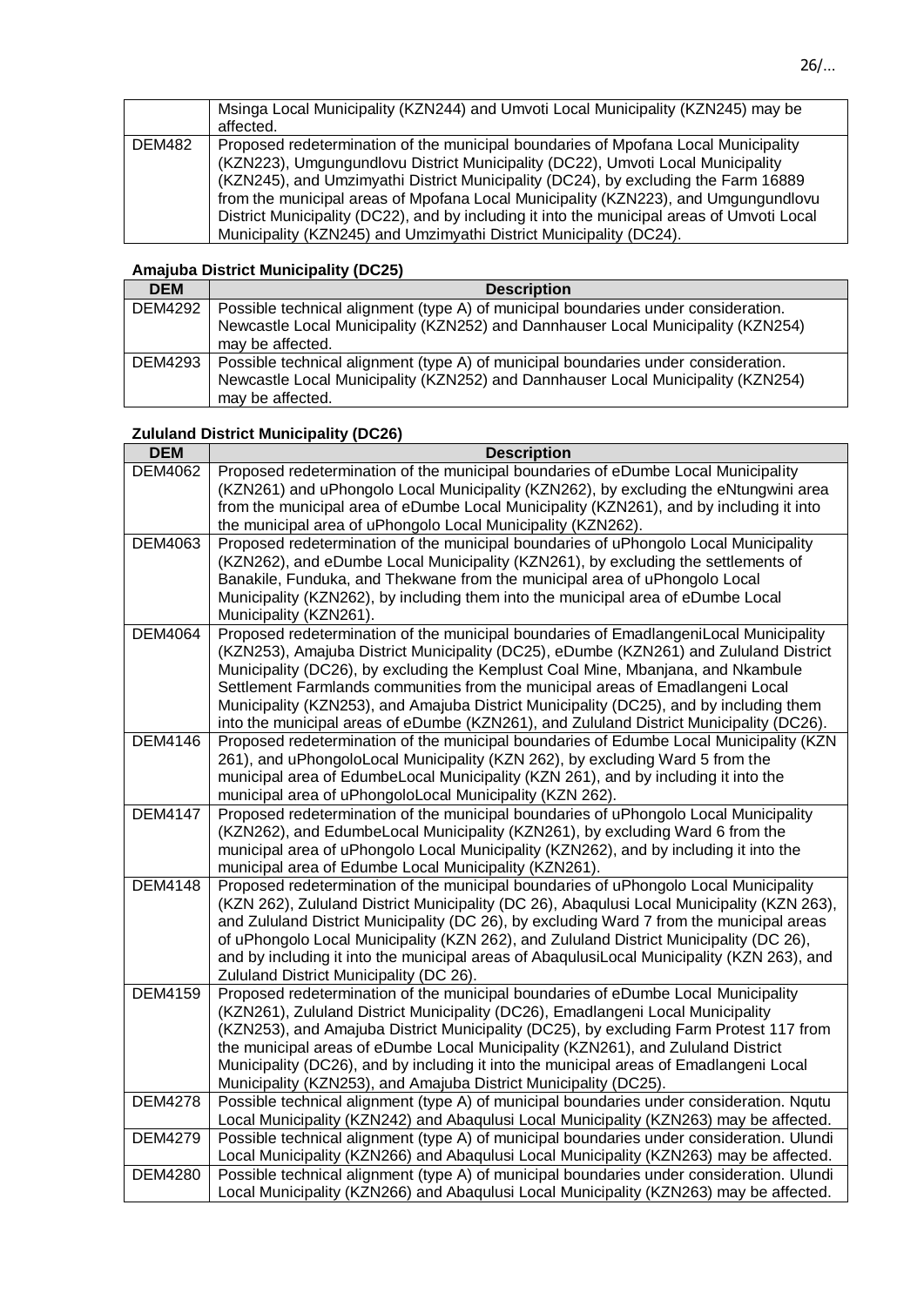| | |
|---|---|
| | Msinga Local Municipality (KZN244) and Umvoti Local Municipality (KZN245) may be affected. |
| DEM482 | Proposed redetermination of the municipal boundaries of Mpofana Local Municipality (KZN223), Umgungundlovu District Municipality (DC22), Umvoti Local Municipality (KZN245), and Umzimyathi District Municipality (DC24), by excluding the Farm 16889 from the municipal areas of Mpofana Local Municipality (KZN223), and Umgungundlovu District Municipality (DC22), and by including it into the municipal areas of Umvoti Local Municipality (KZN245) and Umzimyathi District Municipality (DC24). |

**Amajuba District Municipality (DC25)**

| DEM | Description |
|---|---|
| DEM4292 | Possible technical alignment (type A) of municipal boundaries under consideration. Newcastle Local Municipality (KZN252) and Dannhauser Local Municipality (KZN254) may be affected. |
| DEM4293 | Possible technical alignment (type A) of municipal boundaries under consideration. Newcastle Local Municipality (KZN252) and Dannhauser Local Municipality (KZN254) may be affected. |

**Zululand District Municipality (DC26)**

| DEM | Description |
|---|---|
| DEM4062 | Proposed redetermination of the municipal boundaries of eDumbe Local Municipality (KZN261) and uPhongolo Local Municipality (KZN262), by excluding the eNtungwini area from the municipal area of eDumbe Local Municipality (KZN261), and by including it into the municipal area of uPhongolo Local Municipality (KZN262). |
| DEM4063 | Proposed redetermination of the municipal boundaries of uPhongolo Local Municipality (KZN262), and eDumbe Local Municipality (KZN261), by excluding the settlements of Banakile, Funduka, and Thekwane from the municipal area of uPhongolo Local Municipality (KZN262), by including them into the municipal area of eDumbe Local Municipality (KZN261). |
| DEM4064 | Proposed redetermination of the municipal boundaries of EmadlangeniLocal Municipality (KZN253), Amajuba District Municipality (DC25), eDumbe (KZN261) and Zululand District Municipality (DC26), by excluding the Kemplust Coal Mine, Mbanjana, and Nkambule Settlement Farmlands communities from the municipal areas of Emadlangeni Local Municipality (KZN253), and Amajuba District Municipality (DC25), and by including them into the municipal areas of eDumbe (KZN261), and Zululand District Municipality (DC26). |
| DEM4146 | Proposed redetermination of the municipal boundaries of Edumbe Local Municipality (KZN 261), and uPhongoloLocal Municipality (KZN 262), by excluding Ward 5 from the municipal area of EdumbeLocal Municipality (KZN 261), and by including it into the municipal area of uPhongoloLocal Municipality (KZN 262). |
| DEM4147 | Proposed redetermination of the municipal boundaries of uPhongolo Local Municipality (KZN262), and EdumbeLocal Municipality (KZN261), by excluding Ward 6 from the municipal area of uPhongolo Local Municipality (KZN262), and by including it into the municipal area of Edumbe Local Municipality (KZN261). |
| DEM4148 | Proposed redetermination of the municipal boundaries of uPhongolo Local Municipality (KZN 262), Zululand District Municipality (DC 26), Abaqulusi Local Municipality (KZN 263), and Zululand District Municipality (DC 26), by excluding Ward 7 from the municipal areas of uPhongolo Local Municipality (KZN 262), and Zululand District Municipality (DC 26), and by including it into the municipal areas of AbaqulusiLocal Municipality (KZN 263), and Zululand District Municipality (DC 26). |
| DEM4159 | Proposed redetermination of the municipal boundaries of eDumbe Local Municipality (KZN261), Zululand District Municipality (DC26), Emadlangeni Local Municipality (KZN253), and Amajuba District Municipality (DC25), by excluding Farm Protest 117 from the municipal areas of eDumbe Local Municipality (KZN261), and Zululand District Municipality (DC26), and by including it into the municipal areas of Emadlangeni Local Municipality (KZN253), and Amajuba District Municipality (DC25). |
| DEM4278 | Possible technical alignment (type A) of municipal boundaries under consideration. Nqutu Local Municipality (KZN242) and Abaqulusi Local Municipality (KZN263) may be affected. |
| DEM4279 | Possible technical alignment (type A) of municipal boundaries under consideration. Ulundi Local Municipality (KZN266) and Abaqulusi Local Municipality (KZN263) may be affected. |
| DEM4280 | Possible technical alignment (type A) of municipal boundaries under consideration. Ulundi Local Municipality (KZN266) and Abaqulusi Local Municipality (KZN263) may be affected. |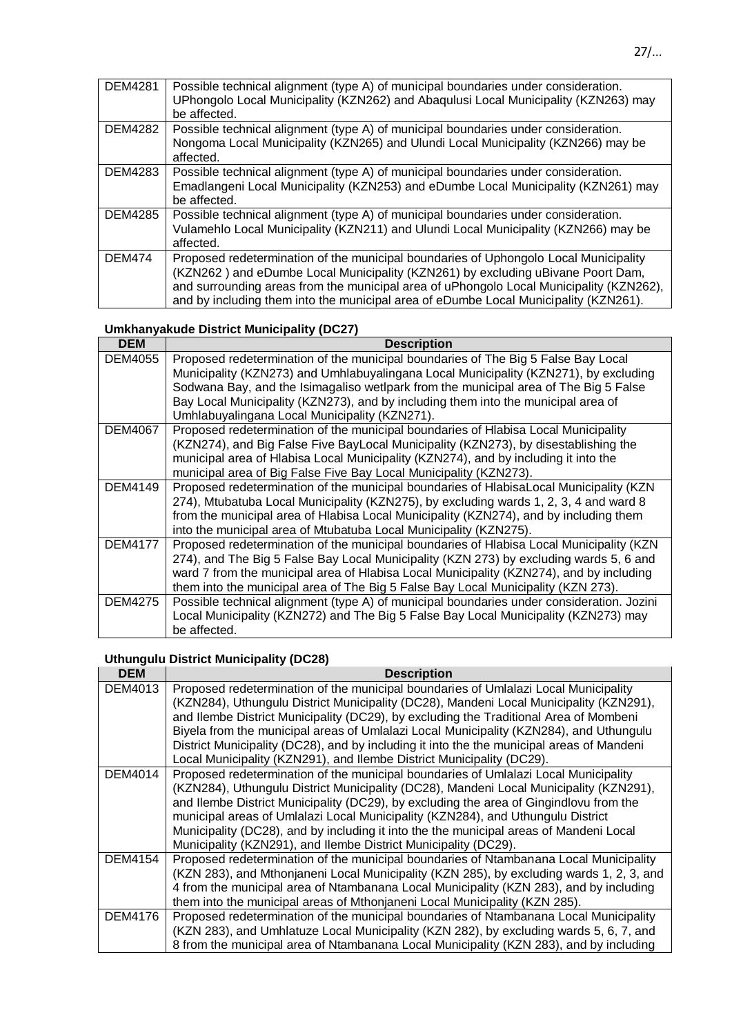| | |
|---|---|
| DEM4281 | Possible technical alignment (type A) of municipal boundaries under consideration. UPhongolo Local Municipality (KZN262) and Abaqulusi Local Municipality (KZN263) may be affected. |
| DEM4282 | Possible technical alignment (type A) of municipal boundaries under consideration. Nongoma Local Municipality (KZN265) and Ulundi Local Municipality (KZN266) may be affected. |
| DEM4283 | Possible technical alignment (type A) of municipal boundaries under consideration. Emadlangeni Local Municipality (KZN253) and eDumbe Local Municipality (KZN261) may be affected. |
| DEM4285 | Possible technical alignment (type A) of municipal boundaries under consideration. Vulamehlo Local Municipality (KZN211) and Ulundi Local Municipality (KZN266) may be affected. |
| DEM474 | Proposed redetermination of the municipal boundaries of Uphongolo Local Municipality (KZN262 ) and eDumbe Local Municipality (KZN261) by excluding uBivane Poort Dam, and surrounding areas from the municipal area of uPhongolo Local Municipality (KZN262), and by including them into the municipal area of eDumbe Local Municipality (KZN261). |

**Umkhanyakude District Municipality (DC27)**

| DEM | Description |
|---|---|
| DEM4055 | Proposed redetermination of the municipal boundaries of The Big 5 False Bay Local Municipality (KZN273) and Umhlabuyalingana Local Municipality (KZN271), by excluding Sodwana Bay, and the Isimagaliso wetlpark from the municipal area of The Big 5 False Bay Local Municipality (KZN273), and by including them into the municipal area of Umhlabuyalingana Local Municipality (KZN271). |
| DEM4067 | Proposed redetermination of the municipal boundaries of Hlabisa Local Municipality (KZN274), and Big False Five BayLocal Municipality (KZN273), by disestablishing the municipal area of Hlabisa Local Municipality (KZN274), and by including it into the municipal area of Big False Five Bay Local Municipality (KZN273). |
| DEM4149 | Proposed redetermination of the municipal boundaries of HlabisaLocal Municipality (KZN 274), Mtubatuba Local Municipality (KZN275), by excluding wards 1, 2, 3, 4 and ward 8 from the municipal area of Hlabisa Local Municipality (KZN274), and by including them into the municipal area of Mtubatuba Local Municipality (KZN275). |
| DEM4177 | Proposed redetermination of the municipal boundaries of Hlabisa Local Municipality (KZN 274), and The Big 5 False Bay Local Municipality (KZN 273) by excluding wards 5, 6 and ward 7 from the municipal area of Hlabisa Local Municipality (KZN274), and by including them into the municipal area of The Big 5 False Bay Local Municipality (KZN 273). |
| DEM4275 | Possible technical alignment (type A) of municipal boundaries under consideration. Jozini Local Municipality (KZN272) and The Big 5 False Bay Local Municipality (KZN273) may be affected. |

**Uthungulu District Municipality (DC28)**

| DEM | Description |
|---|---|
| DEM4013 | Proposed redetermination of the municipal boundaries of Umlalazi Local Municipality (KZN284), Uthungulu District Municipality (DC28), Mandeni Local Municipality (KZN291), and Ilembe District Municipality (DC29), by excluding the Traditional Area of Mombeni Biyela from the municipal areas of Umlalazi Local Municipality (KZN284), and Uthungulu District Municipality (DC28), and by including it into the the municipal areas of Mandeni Local Municipality (KZN291), and Ilembe District Municipality (DC29). |
| DEM4014 | Proposed redetermination of the municipal boundaries of Umlalazi Local Municipality (KZN284), Uthungulu District Municipality (DC28), Mandeni Local Municipality (KZN291), and Ilembe District Municipality (DC29), by excluding the area of Gingindlovu from the municipal areas of Umlalazi Local Municipality (KZN284), and Uthungulu District Municipality (DC28), and by including it into the the municipal areas of Mandeni Local Municipality (KZN291), and Ilembe District Municipality (DC29). |
| DEM4154 | Proposed redetermination of the municipal boundaries of Ntambanana Local Municipality (KZN 283), and Mthonjaneni Local Municipality (KZN 285), by excluding wards 1, 2, 3, and 4 from the municipal area of Ntambanana Local Municipality (KZN 283), and by including them into the municipal areas of Mthonjaneni Local Municipality (KZN 285). |
| DEM4176 | Proposed redetermination of the municipal boundaries of Ntambanana Local Municipality (KZN 283), and Umhlatuze Local Municipality (KZN 282), by excluding wards 5, 6, 7, and 8 from the municipal area of Ntambanana Local Municipality (KZN 283), and by including |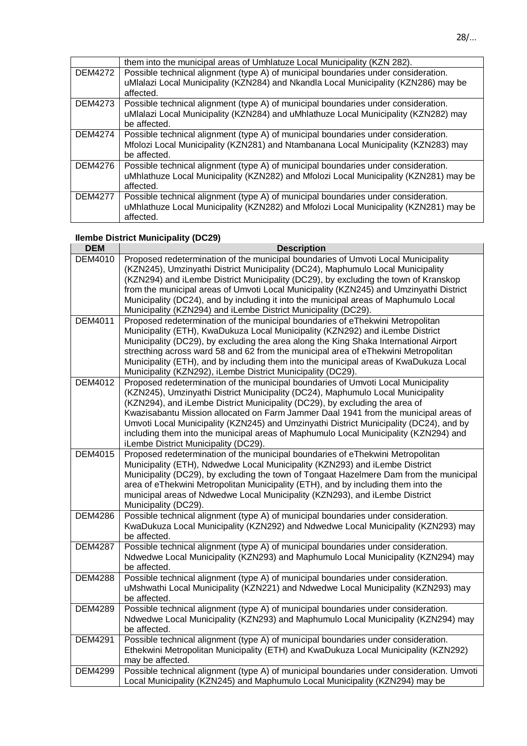| | |
|---|---|
| | them into the municipal areas of Umhlatuze Local Municipality (KZN 282). |
| DEM4272 | Possible technical alignment (type A) of municipal boundaries under consideration. uMlalazi Local Municipality (KZN284) and Nkandla Local Municipality (KZN286) may be affected. |
| DEM4273 | Possible technical alignment (type A) of municipal boundaries under consideration. uMlalazi Local Municipality (KZN284) and uMhlathuze Local Municipality (KZN282) may be affected. |
| DEM4274 | Possible technical alignment (type A) of municipal boundaries under consideration. Mfolozi Local Municipality (KZN281) and Ntambanana Local Municipality (KZN283) may be affected. |
| DEM4276 | Possible technical alignment (type A) of municipal boundaries under consideration. uMhlathuze Local Municipality (KZN282) and Mfolozi Local Municipality (KZN281) may be affected. |
| DEM4277 | Possible technical alignment (type A) of municipal boundaries under consideration. uMhlathuze Local Municipality (KZN282) and Mfolozi Local Municipality (KZN281) may be affected. |

**Ilembe District Municipality (DC29)**

| DEM | Description |
|---|---|
| DEM4010 | Proposed redetermination of the municipal boundaries of Umvoti Local Municipality (KZN245), Umzinyathi District Municipality (DC24), Maphumulo Local Municipality (KZN294) and iLembe District Municipality (DC29), by excluding the town of Kranskop from the municipal areas of Umvoti Local Municipality (KZN245) and Umzinyathi District Municipality (DC24), and by including it into the municipal areas of Maphumulo Local Municipality (KZN294) and iLembe District Municipality (DC29). |
| DEM4011 | Proposed redetermination of the municipal boundaries of eThekwini Metropolitan Municipality (ETH), KwaDukuza Local Municipality (KZN292) and iLembe District Municipality (DC29), by excluding the area along the King Shaka International Airport strecthing across ward 58 and 62 from the municipal area of eThekwini Metropolitan Municipality (ETH), and by including them into the municipal areas of KwaDukuza Local Municipality (KZN292), iLembe District Municipality (DC29). |
| DEM4012 | Proposed redetermination of the municipal boundaries of Umvoti Local Municipality (KZN245), Umzinyathi District Municipality (DC24), Maphumulo Local Municipality (KZN294), and iLembe District Municipality (DC29), by excluding the area of Kwazisabantu Mission allocated on Farm Jammer Daal 1941 from the municipal areas of Umvoti Local Municipality (KZN245) and Umzinyathi District Municipality (DC24), and by including them into the municipal areas of Maphumulo Local Municipality (KZN294) and iLembe District Municipality (DC29). |
| DEM4015 | Proposed redetermination of the municipal boundaries of eThekwini Metropolitan Municipality (ETH), Ndwedwe Local Municipality (KZN293) and iLembe District Municipality (DC29), by excluding the town of Tongaat Hazelmere Dam from the municipal area of eThekwini Metropolitan Municipality (ETH), and by including them into the municipal areas of Ndwedwe Local Municipality (KZN293), and iLembe District Municipality (DC29). |
| DEM4286 | Possible technical alignment (type A) of municipal boundaries under consideration. KwaDukuza Local Municipality (KZN292) and Ndwedwe Local Municipality (KZN293) may be affected. |
| DEM4287 | Possible technical alignment (type A) of municipal boundaries under consideration. Ndwedwe Local Municipality (KZN293) and Maphumulo Local Municipality (KZN294) may be affected. |
| DEM4288 | Possible technical alignment (type A) of municipal boundaries under consideration. uMshwathi Local Municipality (KZN221) and Ndwedwe Local Municipality (KZN293) may be affected. |
| DEM4289 | Possible technical alignment (type A) of municipal boundaries under consideration. Ndwedwe Local Municipality (KZN293) and Maphumulo Local Municipality (KZN294) may be affected. |
| DEM4291 | Possible technical alignment (type A) of municipal boundaries under consideration. Ethekwini Metropolitan Municipality (ETH) and KwaDukuza Local Municipality (KZN292) may be affected. |
| DEM4299 | Possible technical alignment (type A) of municipal boundaries under consideration. Umvoti Local Municipality (KZN245) and Maphumulo Local Municipality (KZN294) may be |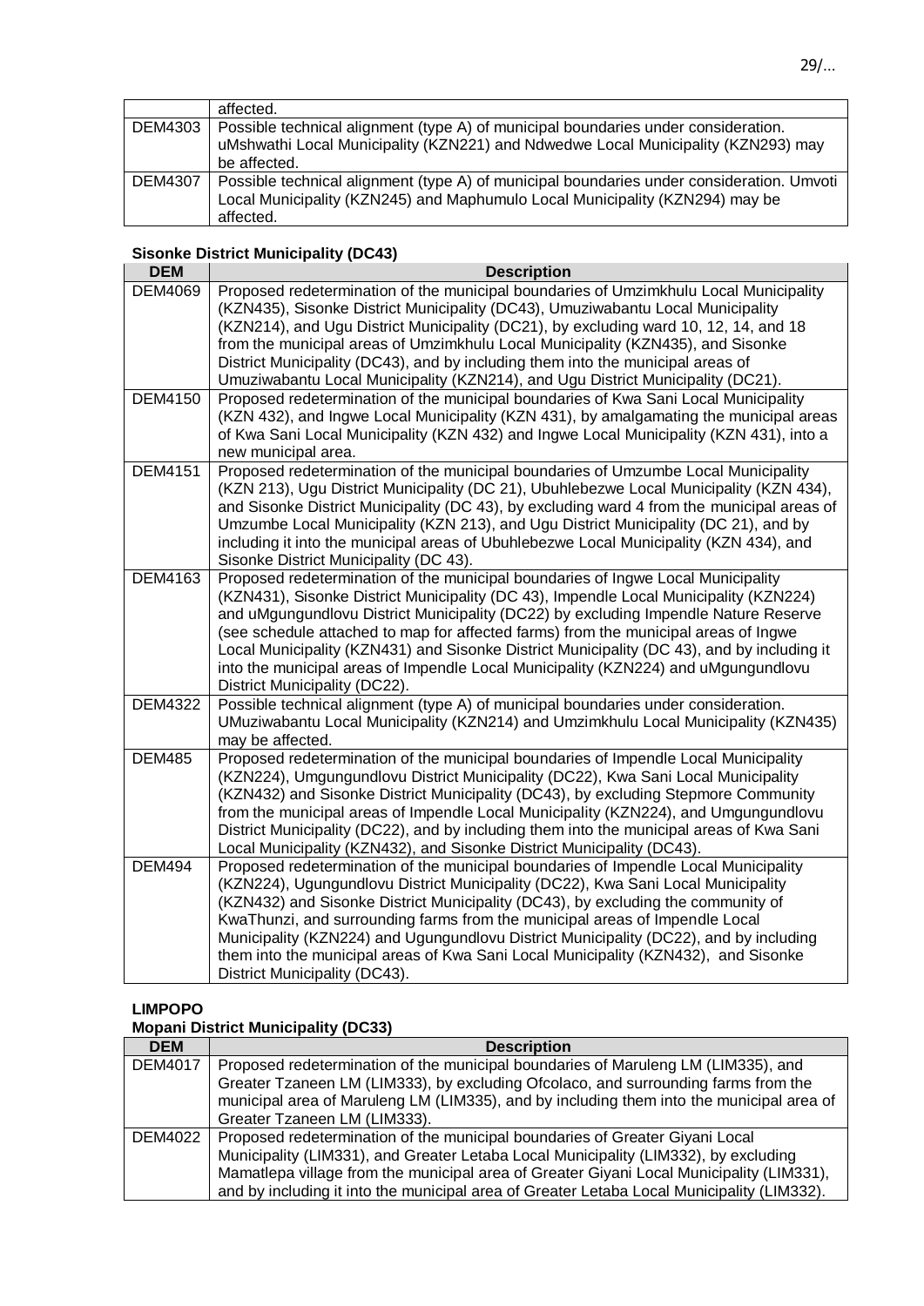| | |
|---|---|
| | affected. |
| DEM4303 | Possible technical alignment (type A) of municipal boundaries under consideration. uMshwathi Local Municipality (KZN221) and Ndwedwe Local Municipality (KZN293) may be affected. |
| DEM4307 | Possible technical alignment (type A) of municipal boundaries under consideration. Umvoti Local Municipality (KZN245) and Maphumulo Local Municipality (KZN294) may be affected. |

**Sisonke District Municipality (DC43)**

| DEM | Description |
|---|---|
| DEM4069 | Proposed redetermination of the municipal boundaries of Umzimkhulu Local Municipality (KZN435), Sisonke District Municipality (DC43), Umuziwabantu Local Municipality (KZN214), and Ugu District Municipality (DC21), by excluding ward 10, 12, 14, and 18 from the municipal areas of Umzimkhulu Local Municipality (KZN435), and Sisonke District Municipality (DC43), and by including them into the municipal areas of Umuziwabantu Local Municipality (KZN214), and Ugu District Municipality (DC21). |
| DEM4150 | Proposed redetermination of the municipal boundaries of Kwa Sani Local Municipality (KZN 432), and Ingwe Local Municipality (KZN 431), by amalgamating the municipal areas of Kwa Sani Local Municipality (KZN 432) and Ingwe Local Municipality (KZN 431), into a new municipal area. |
| DEM4151 | Proposed redetermination of the municipal boundaries of Umzumbe Local Municipality (KZN 213), Ugu District Municipality (DC 21), Ubuhlebezwe Local Municipality (KZN 434), and Sisonke District Municipality (DC 43), by excluding ward 4 from the municipal areas of Umzumbe Local Municipality (KZN 213), and Ugu District Municipality (DC 21), and by including it into the municipal areas of Ubuhlebezwe Local Municipality (KZN 434), and Sisonke District Municipality (DC 43). |
| DEM4163 | Proposed redetermination of the municipal boundaries of Ingwe Local Municipality (KZN431), Sisonke District Municipality (DC 43), Impendle Local Municipality (KZN224) and uMgungundlovu District Municipality (DC22) by excluding Impendle Nature Reserve (see schedule attached to map for affected farms) from the municipal areas of Ingwe Local Municipality (KZN431) and Sisonke District Municipality (DC 43), and by including it into the municipal areas of Impendle Local Municipality (KZN224) and uMgungundlovu District Municipality (DC22). |
| DEM4322 | Possible technical alignment (type A) of municipal boundaries under consideration. UMuziwabantu Local Municipality (KZN214) and Umzimkhulu Local Municipality (KZN435) may be affected. |
| DEM485 | Proposed redetermination of the municipal boundaries of Impendle Local Municipality (KZN224), Umgungundlovu District Municipality (DC22), Kwa Sani Local Municipality (KZN432) and Sisonke District Municipality (DC43), by excluding Stepmore Community from the municipal areas of Impendle Local Municipality (KZN224), and Umgungundlovu District Municipality (DC22), and by including them into the municipal areas of Kwa Sani Local Municipality (KZN432), and Sisonke District Municipality (DC43). |
| DEM494 | Proposed redetermination of the municipal boundaries of Impendle Local Municipality (KZN224), Ugungundlovu District Municipality (DC22), Kwa Sani Local Municipality (KZN432) and Sisonke District Municipality (DC43), by excluding the community of KwaThunzi, and surrounding farms from the municipal areas of Impendle Local Municipality (KZN224) and Ugungundlovu District Municipality (DC22), and by including them into the municipal areas of Kwa Sani Local Municipality (KZN432), and Sisonke District Municipality (DC43). |

**LIMPOPO**

**Mopani District Municipality (DC33)**

| DEM | Description |
|---|---|
| DEM4017 | Proposed redetermination of the municipal boundaries of Maruleng LM (LIM335), and Greater Tzaneen LM (LIM333), by excluding Ofcolaco, and surrounding farms from the municipal area of Maruleng LM (LIM335), and by including them into the municipal area of Greater Tzaneen LM (LIM333). |
| DEM4022 | Proposed redetermination of the municipal boundaries of Greater Giyani Local Municipality (LIM331), and Greater Letaba Local Municipality (LIM332), by excluding Mamatlepa village from the municipal area of Greater Giyani Local Municipality (LIM331), and by including it into the municipal area of Greater Letaba Local Municipality (LIM332). |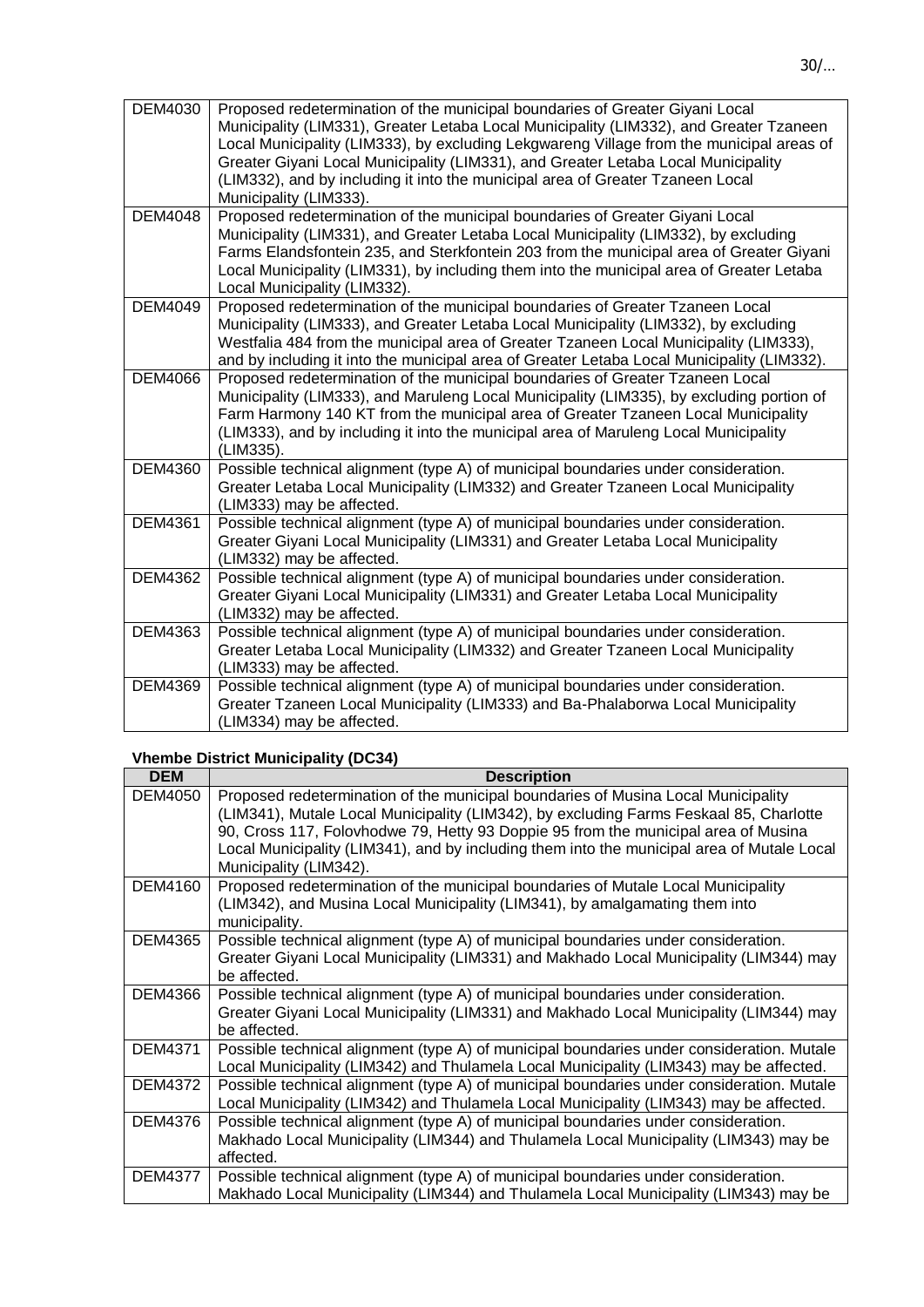| | |
|---|---|
| DEM4030 | Proposed redetermination of the municipal boundaries of Greater Giyani Local Municipality (LIM331), Greater Letaba Local Municipality (LIM332), and Greater Tzaneen Local Municipality (LIM333), by excluding Lekgwareng Village from the municipal areas of Greater Giyani Local Municipality (LIM331), and Greater Letaba Local Municipality (LIM332), and by including it into the municipal area of Greater Tzaneen Local Municipality (LIM333). |
| DEM4048 | Proposed redetermination of the municipal boundaries of Greater Giyani Local Municipality (LIM331), and Greater Letaba Local Municipality (LIM332), by excluding Farms Elandsfontein 235, and Sterkfontein 203 from the municipal area of Greater Giyani Local Municipality (LIM331), by including them into the municipal area of Greater Letaba Local Municipality (LIM332). |
| DEM4049 | Proposed redetermination of the municipal boundaries of Greater Tzaneen Local Municipality (LIM333), and Greater Letaba Local Municipality (LIM332), by excluding Westfalia 484 from the municipal area of Greater Tzaneen Local Municipality (LIM333), and by including it into the municipal area of Greater Letaba Local Municipality (LIM332). |
| DEM4066 | Proposed redetermination of the municipal boundaries of Greater Tzaneen Local Municipality (LIM333), and Maruleng Local Municipality (LIM335), by excluding portion of Farm Harmony 140 KT from the municipal area of Greater Tzaneen Local Municipality (LIM333), and by including it into the municipal area of Maruleng Local Municipality (LIM335). |
| DEM4360 | Possible technical alignment (type A) of municipal boundaries under consideration. Greater Letaba Local Municipality (LIM332) and Greater Tzaneen Local Municipality (LIM333) may be affected. |
| DEM4361 | Possible technical alignment (type A) of municipal boundaries under consideration. Greater Giyani Local Municipality (LIM331) and Greater Letaba Local Municipality (LIM332) may be affected. |
| DEM4362 | Possible technical alignment (type A) of municipal boundaries under consideration. Greater Giyani Local Municipality (LIM331) and Greater Letaba Local Municipality (LIM332) may be affected. |
| DEM4363 | Possible technical alignment (type A) of municipal boundaries under consideration. Greater Letaba Local Municipality (LIM332) and Greater Tzaneen Local Municipality (LIM333) may be affected. |
| DEM4369 | Possible technical alignment (type A) of municipal boundaries under consideration. Greater Tzaneen Local Municipality (LIM333) and Ba-Phalaborwa Local Municipality (LIM334) may be affected. |

**Vhembe District Municipality (DC34)**

| DEM | Description |
|---|---|
| DEM4050 | Proposed redetermination of the municipal boundaries of Musina Local Municipality (LIM341), Mutale Local Municipality (LIM342), by excluding Farms Feskaal 85, Charlotte 90, Cross 117, Folovhodwe 79, Hetty 93 Doppie 95 from the municipal area of Musina Local Municipality (LIM341), and by including them into the municipal area of Mutale Local Municipality (LIM342). |
| DEM4160 | Proposed redetermination of the municipal boundaries of Mutale Local Municipality (LIM342), and Musina Local Municipality (LIM341), by amalgamating them into municipality. |
| DEM4365 | Possible technical alignment (type A) of municipal boundaries under consideration. Greater Giyani Local Municipality (LIM331) and Makhado Local Municipality (LIM344) may be affected. |
| DEM4366 | Possible technical alignment (type A) of municipal boundaries under consideration. Greater Giyani Local Municipality (LIM331) and Makhado Local Municipality (LIM344) may be affected. |
| DEM4371 | Possible technical alignment (type A) of municipal boundaries under consideration. Mutale Local Municipality (LIM342) and Thulamela Local Municipality (LIM343) may be affected. |
| DEM4372 | Possible technical alignment (type A) of municipal boundaries under consideration. Mutale Local Municipality (LIM342) and Thulamela Local Municipality (LIM343) may be affected. |
| DEM4376 | Possible technical alignment (type A) of municipal boundaries under consideration. Makhado Local Municipality (LIM344) and Thulamela Local Municipality (LIM343) may be affected. |
| DEM4377 | Possible technical alignment (type A) of municipal boundaries under consideration. Makhado Local Municipality (LIM344) and Thulamela Local Municipality (LIM343) may be |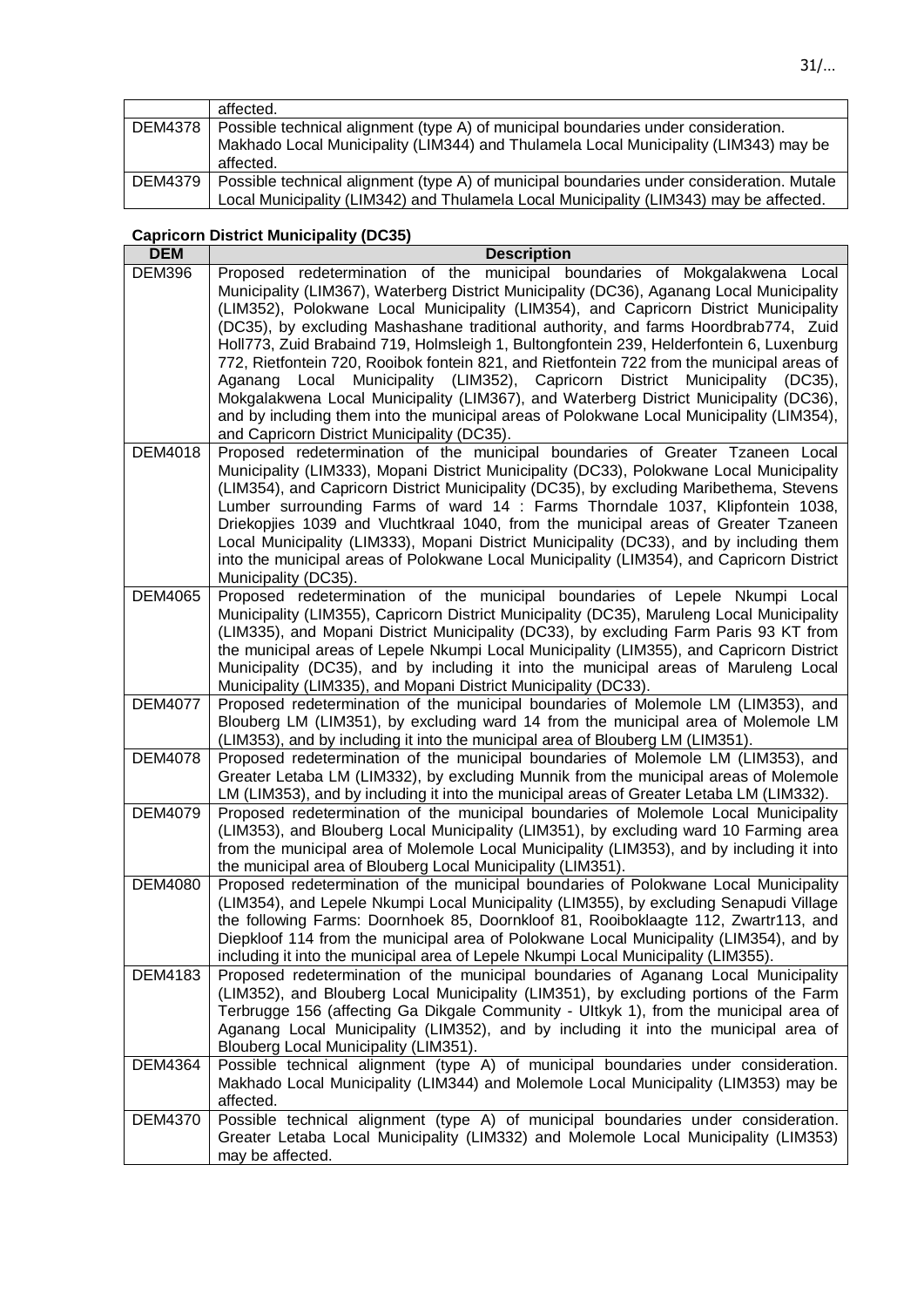| | |
|---|---|
| | affected. |
| DEM4378 | Possible technical alignment (type A) of municipal boundaries under consideration. Makhado Local Municipality (LIM344) and Thulamela Local Municipality (LIM343) may be affected. |
| DEM4379 | Possible technical alignment (type A) of municipal boundaries under consideration. Mutale Local Municipality (LIM342) and Thulamela Local Municipality (LIM343) may be affected. |

**Capricorn District Municipality (DC35)**

| DEM | Description |
|---|---|
| DEM396 | Proposed redetermination of the municipal boundaries of Mokgalakwena Local Municipality (LIM367), Waterberg District Municipality (DC36), Aganang Local Municipality (LIM352), Polokwane Local Municipality (LIM354), and Capricorn District Municipality (DC35), by excluding Mashashane traditional authority, and farms Hoordbrab774, Zuid Holl773, Zuid Brabaind 719, Holmsleigh 1, Bultongfontein 239, Helderfontein 6, Luxenburg 772, Rietfontein 720, Rooibok fontein 821, and Rietfontein 722 from the municipal areas of Aganang Local Municipality (LIM352), Capricorn District Municipality (DC35), Mokgalakwena Local Municipality (LIM367), and Waterberg District Municipality (DC36), and by including them into the municipal areas of Polokwane Local Municipality (LIM354), and Capricorn District Municipality (DC35). |
| DEM4018 | Proposed redetermination of the municipal boundaries of Greater Tzaneen Local Municipality (LIM333), Mopani District Municipality (DC33), Polokwane Local Municipality (LIM354), and Capricorn District Municipality (DC35), by excluding Maribethema, Stevens Lumber surrounding Farms of ward 14 : Farms Thorndale 1037, Klipfontein 1038, Driekopjies 1039 and Vluchtkraal 1040, from the municipal areas of Greater Tzaneen Local Municipality (LIM333), Mopani District Municipality (DC33), and by including them into the municipal areas of Polokwane Local Municipality (LIM354), and Capricorn District Municipality (DC35). |
| DEM4065 | Proposed redetermination of the municipal boundaries of Lepele Nkumpi Local Municipality (LIM355), Capricorn District Municipality (DC35), Maruleng Local Municipality (LIM335), and Mopani District Municipality (DC33), by excluding Farm Paris 93 KT from the municipal areas of Lepele Nkumpi Local Municipality (LIM355), and Capricorn District Municipality (DC35), and by including it into the municipal areas of Maruleng Local Municipality (LIM335), and Mopani District Municipality (DC33). |
| DEM4077 | Proposed redetermination of the municipal boundaries of Molemole LM (LIM353), and Blouberg LM (LIM351), by excluding ward 14 from the municipal area of Molemole LM (LIM353), and by including it into the municipal area of Blouberg LM (LIM351). |
| DEM4078 | Proposed redetermination of the municipal boundaries of Molemole LM (LIM353), and Greater Letaba LM (LIM332), by excluding Munnik from the municipal areas of Molemole LM (LIM353), and by including it into the municipal areas of Greater Letaba LM (LIM332). |
| DEM4079 | Proposed redetermination of the municipal boundaries of Molemole Local Municipality (LIM353), and Blouberg Local Municipality (LIM351), by excluding ward 10 Farming area from the municipal area of Molemole Local Municipality (LIM353), and by including it into the municipal area of Blouberg Local Municipality (LIM351). |
| DEM4080 | Proposed redetermination of the municipal boundaries of Polokwane Local Municipality (LIM354), and Lepele Nkumpi Local Municipality (LIM355), by excluding Senapudi Village the following Farms: Doornhoek 85, Doornkloof 81, Rooiboklaagte 112, Zwartr113, and Diepkloof 114 from the municipal area of Polokwane Local Municipality (LIM354), and by including it into the municipal area of Lepele Nkumpi Local Municipality (LIM355). |
| DEM4183 | Proposed redetermination of the municipal boundaries of Aganang Local Municipality (LIM352), and Blouberg Local Municipality (LIM351), by excluding portions of the Farm Terbrugge 156 (affecting Ga Dikgale Community - UItkyk 1), from the municipal area of Aganang Local Municipality (LIM352), and by including it into the municipal area of Blouberg Local Municipality (LIM351). |
| DEM4364 | Possible technical alignment (type A) of municipal boundaries under consideration. Makhado Local Municipality (LIM344) and Molemole Local Municipality (LIM353) may be affected. |
| DEM4370 | Possible technical alignment (type A) of municipal boundaries under consideration. Greater Letaba Local Municipality (LIM332) and Molemole Local Municipality (LIM353) may be affected. |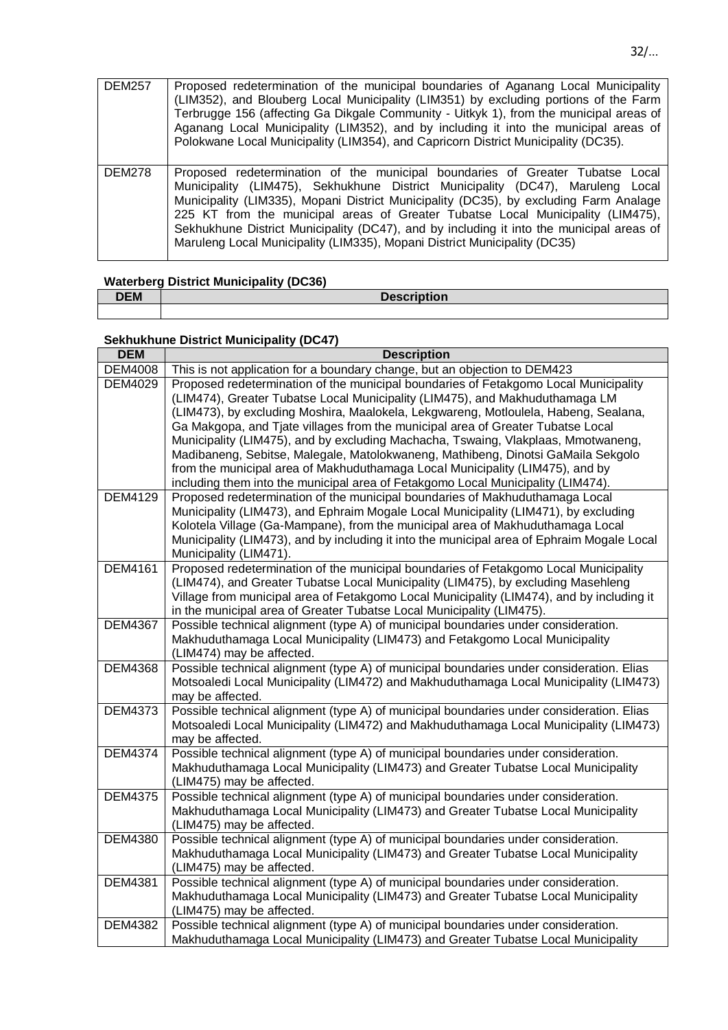| DEM257 | Proposed redetermination of the municipal boundaries of Aganang Local Municipality (LIM352), and Blouberg Local Municipality (LIM351) by excluding portions of the Farm Terbrugge 156 (affecting Ga Dikgale Community - Uitkyk 1), from the municipal areas of Aganang Local Municipality (LIM352), and by including it into the municipal areas of Polokwane Local Municipality (LIM354), and Capricorn District Municipality (DC35). |
|---|---|
| DEM278 | Proposed redetermination of the municipal boundaries of Greater Tubatse Local Municipality (LIM475), Sekhukhune District Municipality (DC47), Maruleng Local Municipality (LIM335), Mopani District Municipality (DC35), by excluding Farm Analage 225 KT from the municipal areas of Greater Tubatse Local Municipality (LIM475), Sekhukhune District Municipality (DC47), and by including it into the municipal areas of Maruleng Local Municipality (LIM335), Mopani District Municipality (DC35) |

**Waterberg District Municipality (DC36)**

| DEM | Description |
|---|---|
| | |

**Sekhukhune District Municipality (DC47)**

| DEM | Description |
|---|---|
| DEM4008 | This is not application for a boundary change, but an objection to DEM423 |
| DEM4029 | Proposed redetermination of the municipal boundaries of Fetakgomo Local Municipality (LIM474), Greater Tubatse Local Municipality (LIM475), and Makhuduthamaga LM (LIM473), by excluding Moshira, Maalokela, Lekgwareng, Motloulela, Habeng, Sealana, Ga Makgopa, and Tjate villages from the municipal area of Greater Tubatse Local Municipality (LIM475), and by excluding Machacha, Tswaing, Vlakplaas, Mmotwaneng, Madibaneng, Sebitse, Malegale, Matolokwaneng, Mathibeng, Dinotsi GaMaila Sekgolo from the municipal area of Makhuduthamaga Local Municipality (LIM475), and by including them into the municipal area of Fetakgomo Local Municipality (LIM474). |
| DEM4129 | Proposed redetermination of the municipal boundaries of Makhuduthamaga Local Municipality (LIM473), and Ephraim Mogale Local Municipality (LIM471), by excluding Kolotela Village (Ga-Mampane), from the municipal area of Makhuduthamaga Local Municipality (LIM473), and by including it into the municipal area of Ephraim Mogale Local Municipality (LIM471). |
| DEM4161 | Proposed redetermination of the municipal boundaries of Fetakgomo Local Municipality (LIM474), and Greater Tubatse Local Municipality (LIM475), by excluding Masehleng Village from municipal area of Fetakgomo Local Municipality (LIM474), and by including it in the municipal area of Greater Tubatse Local Municipality (LIM475). |
| DEM4367 | Possible technical alignment (type A) of municipal boundaries under consideration. Makhuduthamaga Local Municipality (LIM473) and Fetakgomo Local Municipality (LIM474) may be affected. |
| DEM4368 | Possible technical alignment (type A) of municipal boundaries under consideration. Elias Motsoaledi Local Municipality (LIM472) and Makhuduthamaga Local Municipality (LIM473) may be affected. |
| DEM4373 | Possible technical alignment (type A) of municipal boundaries under consideration. Elias Motsoaledi Local Municipality (LIM472) and Makhuduthamaga Local Municipality (LIM473) may be affected. |
| DEM4374 | Possible technical alignment (type A) of municipal boundaries under consideration. Makhuduthamaga Local Municipality (LIM473) and Greater Tubatse Local Municipality (LIM475) may be affected. |
| DEM4375 | Possible technical alignment (type A) of municipal boundaries under consideration. Makhuduthamaga Local Municipality (LIM473) and Greater Tubatse Local Municipality (LIM475) may be affected. |
| DEM4380 | Possible technical alignment (type A) of municipal boundaries under consideration. Makhuduthamaga Local Municipality (LIM473) and Greater Tubatse Local Municipality (LIM475) may be affected. |
| DEM4381 | Possible technical alignment (type A) of municipal boundaries under consideration. Makhuduthamaga Local Municipality (LIM473) and Greater Tubatse Local Municipality (LIM475) may be affected. |
| DEM4382 | Possible technical alignment (type A) of municipal boundaries under consideration. Makhuduthamaga Local Municipality (LIM473) and Greater Tubatse Local Municipality |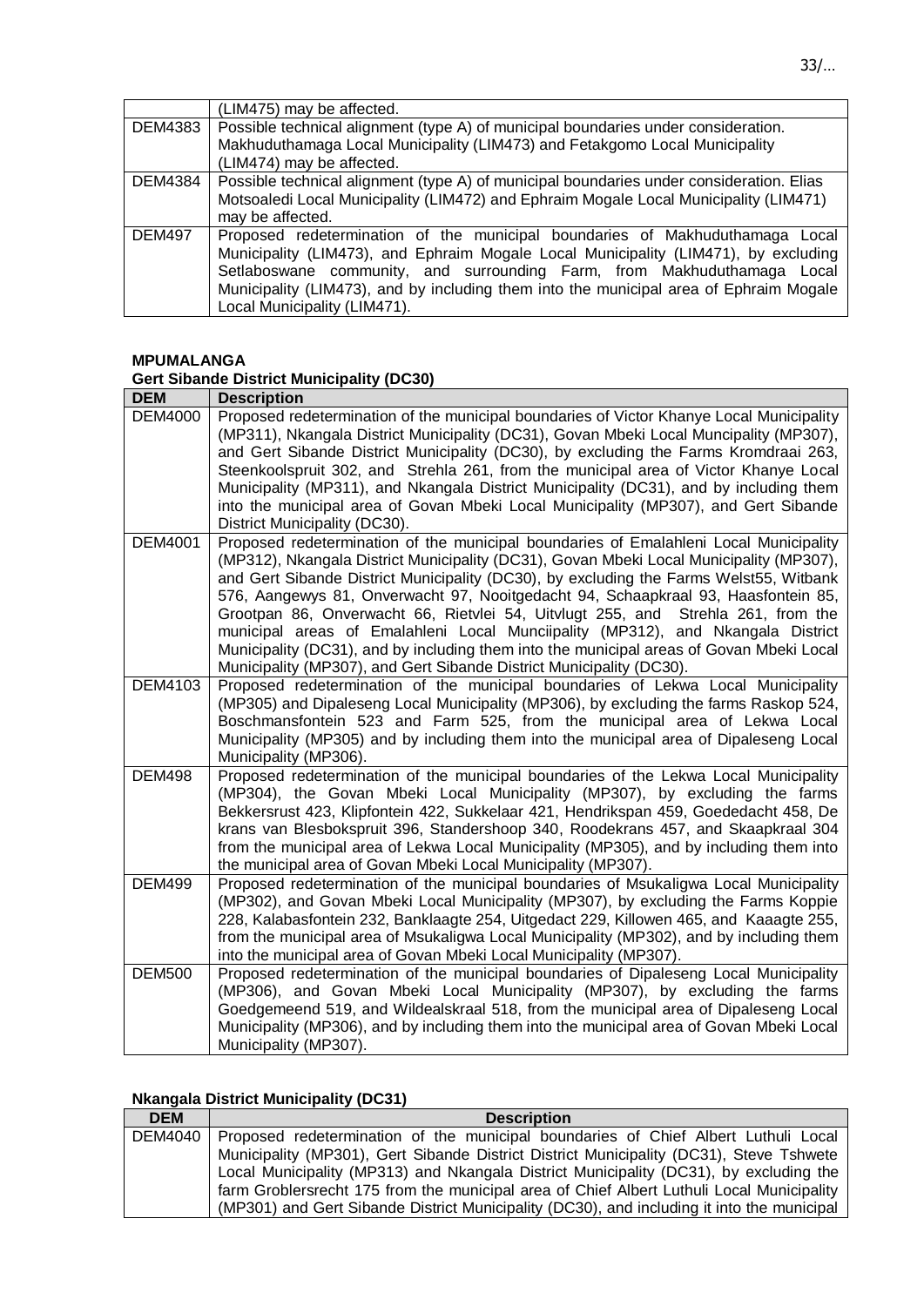| | |
|---|---|
| | (LIM475) may be affected. |
| DEM4383 | Possible technical alignment (type A) of municipal boundaries under consideration. Makhuduthamaga Local Municipality (LIM473) and Fetakgomo Local Municipality (LIM474) may be affected. |
| DEM4384 | Possible technical alignment (type A) of municipal boundaries under consideration. Elias Motsoaledi Local Municipality (LIM472) and Ephraim Mogale Local Municipality (LIM471) may be affected. |
| DEM497 | Proposed redetermination of the municipal boundaries of Makhuduthamaga Local Municipality (LIM473), and Ephraim Mogale Local Municipality (LIM471), by excluding Setlaboswane community, and surrounding Farm, from Makhuduthamaga Local Municipality (LIM473), and by including them into the municipal area of Ephraim Mogale Local Municipality (LIM471). |

**MPUMALANGA**

**Gert Sibande District Municipality (DC30)**

| DEM | Description |
|---|---|
| DEM4000 | Proposed redetermination of the municipal boundaries of Victor Khanye Local Municipality (MP311), Nkangala District Municipality (DC31), Govan Mbeki Local Muncipality (MP307), and Gert Sibande District Municipality (DC30), by excluding the Farms Kromdraai 263, Steenkoolspruit 302, and Strehla 261, from the municipal area of Victor Khanye Local Municipality (MP311), and Nkangala District Municipality (DC31), and by including them into the municipal area of Govan Mbeki Local Municipality (MP307), and Gert Sibande District Municipality (DC30). |
| DEM4001 | Proposed redetermination of the municipal boundaries of Emalahleni Local Municipality (MP312), Nkangala District Municipality (DC31), Govan Mbeki Local Municipality (MP307), and Gert Sibande District Municipality (DC30), by excluding the Farms Welst55, Witbank 576, Aangewys 81, Onverwacht 97, Nooitgedacht 94, Schaapkraal 93, Haasfontein 85, Grootpan 86, Onverwacht 66, Rietvlei 54, Uitvlugt 255, and Strehla 261, from the municipal areas of Emalahleni Local Munciipality (MP312), and Nkangala District Municipality (DC31), and by including them into the municipal areas of Govan Mbeki Local Municipality (MP307), and Gert Sibande District Municipality (DC30). |
| DEM4103 | Proposed redetermination of the municipal boundaries of Lekwa Local Municipality (MP305) and Dipaleseng Local Municipality (MP306), by excluding the farms Raskop 524, Boschmansfontein 523 and Farm 525, from the municipal area of Lekwa Local Municipality (MP305) and by including them into the municipal area of Dipaleseng Local Municipality (MP306). |
| DEM498 | Proposed redetermination of the municipal boundaries of the Lekwa Local Municipality (MP304), the Govan Mbeki Local Municipality (MP307), by excluding the farms Bekkersrust 423, Klipfontein 422, Sukkelaar 421, Hendrikspan 459, Goededacht 458, De krans van Blesbokspruit 396, Standershoop 340, Roodekrans 457, and Skaapkraal 304 from the municipal area of Lekwa Local Municipality (MP305), and by including them into the municipal area of Govan Mbeki Local Municipality (MP307). |
| DEM499 | Proposed redetermination of the municipal boundaries of Msukaligwa Local Municipality (MP302), and Govan Mbeki Local Municipality (MP307), by excluding the Farms Koppie 228, Kalabasfontein 232, Banklaagte 254, Uitgedact 229, Killowen 465, and Kaaagte 255, from the municipal area of Msukaligwa Local Municipality (MP302), and by including them into the municipal area of Govan Mbeki Local Municipality (MP307). |
| DEM500 | Proposed redetermination of the municipal boundaries of Dipaleseng Local Municipality (MP306), and Govan Mbeki Local Municipality (MP307), by excluding the farms Goedgemeend 519, and Wildealskraal 518, from the municipal area of Dipaleseng Local Municipality (MP306), and by including them into the municipal area of Govan Mbeki Local Municipality (MP307). |

**Nkangala District Municipality (DC31)**

| DEM | Description |
|---|---|
| DEM4040 | Proposed redetermination of the municipal boundaries of Chief Albert Luthuli Local Municipality (MP301), Gert Sibande District Municipality (DC31), Steve Tshwete Local Municipality (MP313) and Nkangala District Municipality (DC31), by excluding the farm Groblersrecht 175 from the municipal area of Chief Albert Luthuli Local Municipality (MP301) and Gert Sibande District Municipality (DC30), and including it into the municipal |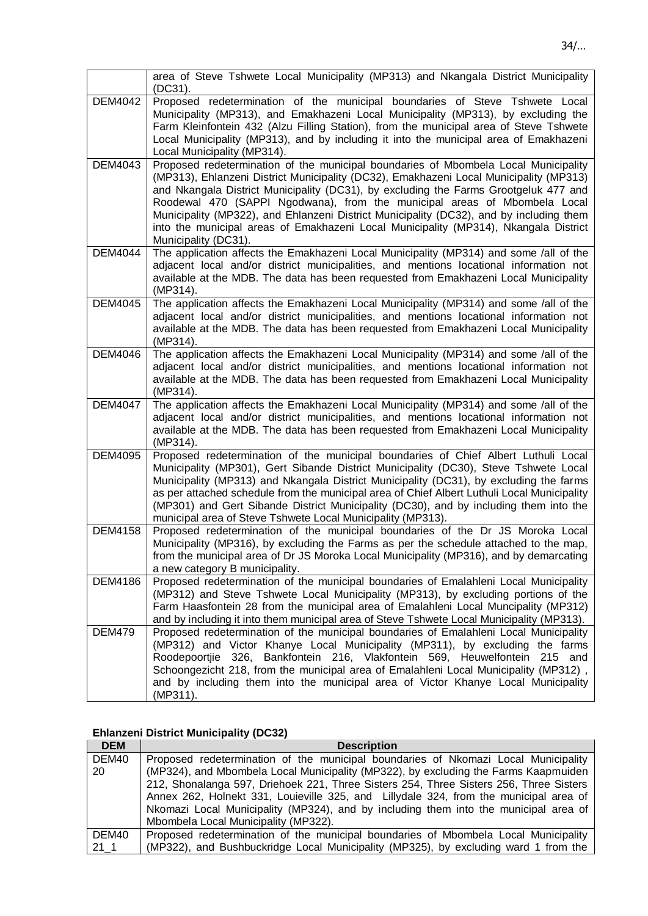|  |  |
|---|---|
|  | area of Steve Tshwete Local Municipality (MP313) and Nkangala District Municipality (DC31). |
| DEM4042 | Proposed redetermination of the municipal boundaries of Steve Tshwete Local Municipality (MP313), and Emakhazeni Local Municipality (MP313), by excluding the Farm Kleinfontein 432 (Alzu Filling Station), from the municipal area of Steve Tshwete Local Municipality (MP313), and by including it into the municipal area of Emakhazeni Local Municipality (MP314). |
| DEM4043 | Proposed redetermination of the municipal boundaries of Mbombela Local Municipality (MP313), Ehlanzeni District Municipality (DC32), Emakhazeni Local Municipality (MP313) and Nkangala District Municipality (DC31), by excluding the Farms Grootgeluk 477 and Roodewal 470 (SAPPI Ngodwana), from the municipal areas of Mbombela Local Municipality (MP322), and Ehlanzeni District Municipality (DC32), and by including them into the municipal areas of Emakhazeni Local Municipality (MP314), Nkangala District Municipality (DC31). |
| DEM4044 | The application affects the Emakhazeni Local Municipality (MP314) and some /all of the adjacent local and/or district municipalities, and mentions locational information not available at the MDB. The data has been requested from Emakhazeni Local Municipality (MP314). |
| DEM4045 | The application affects the Emakhazeni Local Municipality (MP314) and some /all of the adjacent local and/or district municipalities, and mentions locational information not available at the MDB. The data has been requested from Emakhazeni Local Municipality (MP314). |
| DEM4046 | The application affects the Emakhazeni Local Municipality (MP314) and some /all of the adjacent local and/or district municipalities, and mentions locational information not available at the MDB. The data has been requested from Emakhazeni Local Municipality (MP314). |
| DEM4047 | The application affects the Emakhazeni Local Municipality (MP314) and some /all of the adjacent local and/or district municipalities, and mentions locational information not available at the MDB. The data has been requested from Emakhazeni Local Municipality (MP314). |
| DEM4095 | Proposed redetermination of the municipal boundaries of Chief Albert Luthuli Local Municipality (MP301), Gert Sibande District Municipality (DC30), Steve Tshwete Local Municipality (MP313) and Nkangala District Municipality (DC31), by excluding the farms as per attached schedule from the municipal area of Chief Albert Luthuli Local Municipality (MP301) and Gert Sibande District Municipality (DC30), and by including them into the municipal area of Steve Tshwete Local Municipality (MP313). |
| DEM4158 | Proposed redetermination of the municipal boundaries of the Dr JS Moroka Local Municipality (MP316), by excluding the Farms as per the schedule attached to the map, from the municipal area of Dr JS Moroka Local Municipality (MP316), and by demarcating a new category B municipality. |
| DEM4186 | Proposed redetermination of the municipal boundaries of Emalahleni Local Municipality (MP312) and Steve Tshwete Local Municipality (MP313), by excluding portions of the Farm Haasfontein 28 from the municipal area of Emalahleni Local Muncipality (MP312) and by including it into them municipal area of Steve Tshwete Local Municipality (MP313). |
| DEM479 | Proposed redetermination of the municipal boundaries of Emalahleni Local Municipality (MP312) and Victor Khanye Local Municipality (MP311), by excluding the farms Roodepoortjie 326, Bankfontein 216, Vlakfontein 569, Heuwelfontein 215 and Schoongezicht 218, from the municipal area of Emalahleni Local Municipality (MP312) , and by including them into the municipal area of Victor Khanye Local Municipality (MP311). |

**Ehlanzeni District Municipality (DC32)**

| DEM | Description |
|---|---|
| DEM4020 | Proposed redetermination of the municipal boundaries of Nkomazi Local Municipality (MP324), and Mbombela Local Municipality (MP322), by excluding the Farms Kaapmuiden 212, Shonalanga 597, Driehoek 221, Three Sisters 254, Three Sisters 256, Three Sisters Annex 262, Holnekt 331, Louieville 325, and Lillydale 324, from the municipal area of Nkomazi Local Municipality (MP324), and by including them into the municipal area of Mbombela Local Municipality (MP322). |
| DEM4021_1 | Proposed redetermination of the municipal boundaries of Mbombela Local Municipality (MP322), and Bushbuckridge Local Municipality (MP325), by excluding ward 1 from the |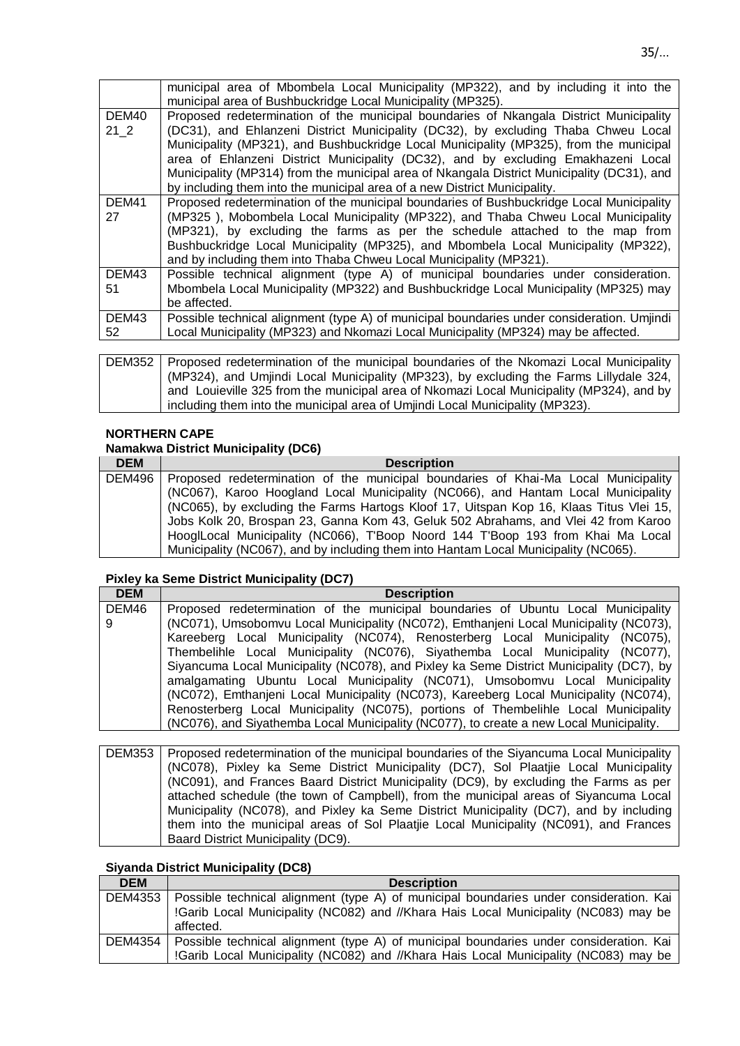| | |
|---|---|
| | municipal area of Mbombela Local Municipality (MP322), and by including it into the municipal area of Bushbuckridge Local Municipality (MP325). |
| DEM4021_2 | Proposed redetermination of the municipal boundaries of Nkangala District Municipality (DC31), and Ehlanzeni District Municipality (DC32), by excluding Thaba Chweu Local Municipality (MP321), and Bushbuckridge Local Municipality (MP325), from the municipal area of Ehlanzeni District Municipality (DC32), and by excluding Emakhazeni Local Municipality (MP314) from the municipal area of Nkangala District Municipality (DC31), and by including them into the municipal area of a new District Municipality. |
| DEM4127 | Proposed redetermination of the municipal boundaries of Bushbuckridge Local Municipality (MP325 ), Mobombela Local Municipality (MP322), and Thaba Chweu Local Municipality (MP321), by excluding the farms as per the schedule attached to the map from Bushbuckridge Local Municipality (MP325), and Mbombela Local Municipality (MP322), and by including them into Thaba Chweu Local Municipality (MP321). |
| DEM4351 | Possible technical alignment (type A) of municipal boundaries under consideration. Mbombela Local Municipality (MP322) and Bushbuckridge Local Municipality (MP325) may be affected. |
| DEM4352 | Possible technical alignment (type A) of municipal boundaries under consideration. Umjindi Local Municipality (MP323) and Nkomazi Local Municipality (MP324) may be affected. |

| | |
|---|---|
| DEM352 | Proposed redetermination of the municipal boundaries of the Nkomazi Local Municipality (MP324), and Umjindi Local Municipality (MP323), by excluding the Farms Lillydale 324, and Louieville 325 from the municipal area of Nkomazi Local Municipality (MP324), and by including them into the municipal area of Umjindi Local Municipality (MP323). |

**NORTHERN CAPE**

**Namakwa District Municipality (DC6)**

| DEM | Description |
|---|---|
| DEM496 | Proposed redetermination of the municipal boundaries of Khai-Ma Local Municipality (NC067), Karoo Hoogland Local Municipality (NC066), and Hantam Local Municipality (NC065), by excluding the Farms Hartogs Kloof 17, Uitspan Kop 16, Klaas Titus Vlei 15, Jobs Kolk 20, Brospan 23, Ganna Kom 43, Geluk 502 Abrahams, and Vlei 42 from Karoo HooglLocal Municipality (NC066), T'Boop Noord 144 T'Boop 193 from Khai Ma Local Municipality (NC067), and by including them into Hantam Local Municipality (NC065). |

**Pixley ka Seme District Municipality (DC7)**

| DEM | Description |
|---|---|
| DEM469 | Proposed redetermination of the municipal boundaries of Ubuntu Local Municipality (NC071), Umsobomvu Local Municipality (NC072), Emthanjeni Local Municipality (NC073), Kareeberg Local Municipality (NC074), Renosterberg Local Municipality (NC075), Thembelihle Local Municipality (NC076), Siyathemba Local Municipality (NC077), Siyancuma Local Municipality (NC078), and Pixley ka Seme District Municipality (DC7), by amalgamating Ubuntu Local Municipality (NC071), Umsobomvu Local Municipality (NC072), Emthanjeni Local Municipality (NC073), Kareeberg Local Municipality (NC074), Renosterberg Local Municipality (NC075), portions of Thembelihle Local Municipality (NC076), and Siyathemba Local Municipality (NC077), to create a new Local Municipality. |

| | |
|---|---|
| DEM353 | Proposed redetermination of the municipal boundaries of the Siyancuma Local Municipality (NC078), Pixley ka Seme District Municipality (DC7), Sol Plaatjie Local Municipality (NC091), and Frances Baard District Municipality (DC9), by excluding the Farms as per attached schedule (the town of Campbell), from the municipal areas of Siyancuma Local Municipality (NC078), and Pixley ka Seme District Municipality (DC7), and by including them into the municipal areas of Sol Plaatjie Local Municipality (NC091), and Frances Baard District Municipality (DC9). |

**Siyanda District Municipality (DC8)**

| DEM | Description |
|---|---|
| DEM4353 | Possible technical alignment (type A) of municipal boundaries under consideration. Kai !Garib Local Municipality (NC082) and //Khara Hais Local Municipality (NC083) may be affected. |
| DEM4354 | Possible technical alignment (type A) of municipal boundaries under consideration. Kai !Garib Local Municipality (NC082) and //Khara Hais Local Municipality (NC083) may be |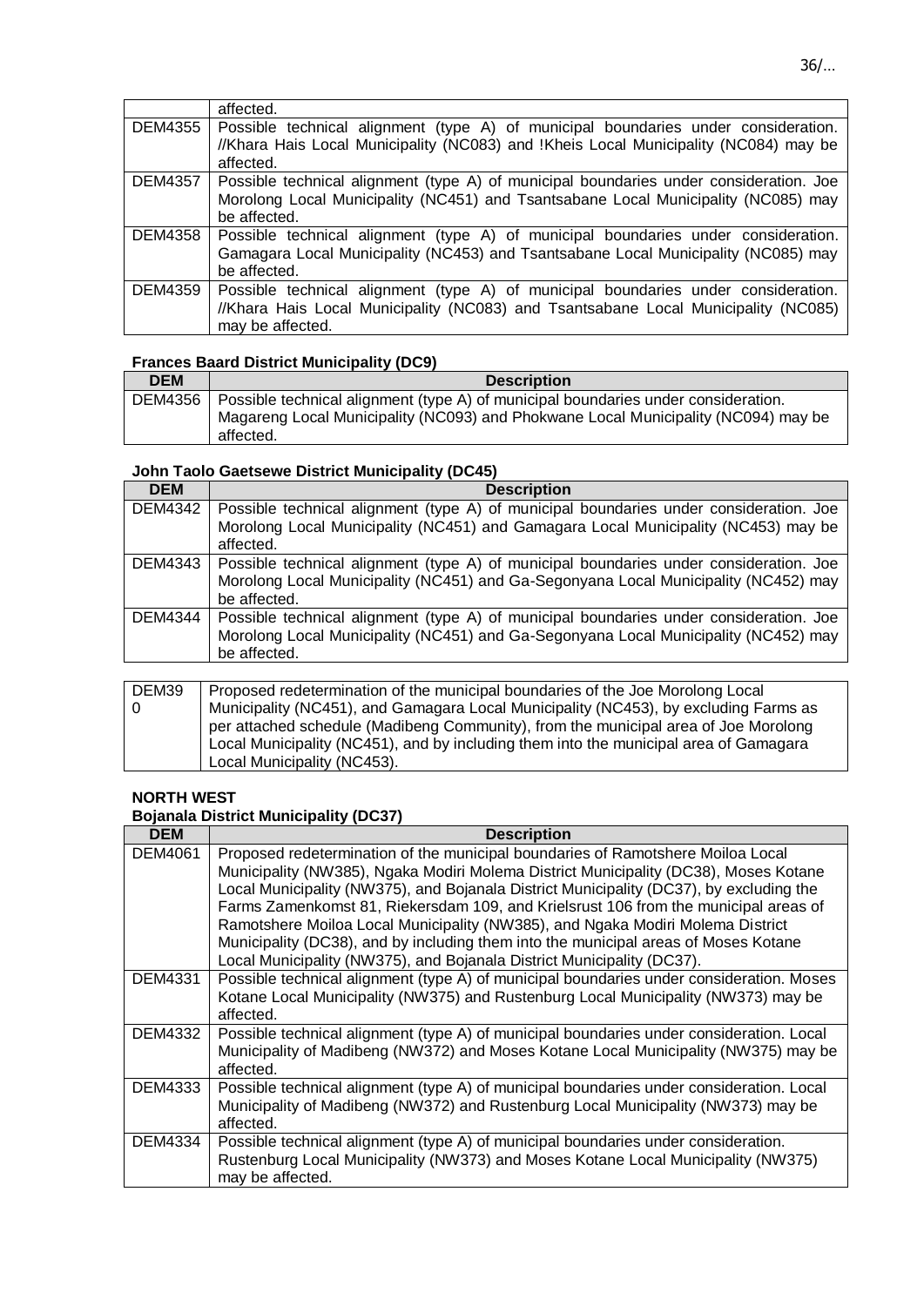| | |
|---|---|
| | affected. |
| DEM4355 | Possible technical alignment (type A) of municipal boundaries under consideration. //Khara Hais Local Municipality (NC083) and !Kheis Local Municipality (NC084) may be affected. |
| DEM4357 | Possible technical alignment (type A) of municipal boundaries under consideration. Joe Morolong Local Municipality (NC451) and Tsantsabane Local Municipality (NC085) may be affected. |
| DEM4358 | Possible technical alignment (type A) of municipal boundaries under consideration. Gamagara Local Municipality (NC453) and Tsantsabane Local Municipality (NC085) may be affected. |
| DEM4359 | Possible technical alignment (type A) of municipal boundaries under consideration. //Khara Hais Local Municipality (NC083) and Tsantsabane Local Municipality (NC085) may be affected. |

**Frances Baard District Municipality (DC9)**

| DEM | Description |
|---|---|
| DEM4356 | Possible technical alignment (type A) of municipal boundaries under consideration. Magareng Local Municipality (NC093) and Phokwane Local Municipality (NC094) may be affected. |

**John Taolo Gaetsewe District Municipality (DC45)**

| DEM | Description |
|---|---|
| DEM4342 | Possible technical alignment (type A) of municipal boundaries under consideration. Joe Morolong Local Municipality (NC451) and Gamagara Local Municipality (NC453) may be affected. |
| DEM4343 | Possible technical alignment (type A) of municipal boundaries under consideration. Joe Morolong Local Municipality (NC451) and Ga-Segonyana Local Municipality (NC452) may be affected. |
| DEM4344 | Possible technical alignment (type A) of municipal boundaries under consideration. Joe Morolong Local Municipality (NC451) and Ga-Segonyana Local Municipality (NC452) may be affected. |

| | |
|---|---|
| DEM390 | Proposed redetermination of the municipal boundaries of the Joe Morolong Local Municipality (NC451), and Gamagara Local Municipality (NC453), by excluding Farms as per attached schedule (Madibeng Community), from the municipal area of Joe Morolong Local Municipality (NC451), and by including them into the municipal area of Gamagara Local Municipality (NC453). |

**NORTH WEST**

**Bojanala District Municipality (DC37)**

| DEM | Description |
|---|---|
| DEM4061 | Proposed redetermination of the municipal boundaries of Ramotshere Moiloa Local Municipality (NW385), Ngaka Modiri Molema District Municipality (DC38), Moses Kotane Local Municipality (NW375), and Bojanala District Municipality (DC37), by excluding the Farms Zamenkomst 81, Riekersdam 109, and Krielsrust 106 from the municipal areas of Ramotshere Moiloa Local Municipality (NW385), and Ngaka Modiri Molema District Municipality (DC38), and by including them into the municipal areas of Moses Kotane Local Municipality (NW375), and Bojanala District Municipality (DC37). |
| DEM4331 | Possible technical alignment (type A) of municipal boundaries under consideration. Moses Kotane Local Municipality (NW375) and Rustenburg Local Municipality (NW373) may be affected. |
| DEM4332 | Possible technical alignment (type A) of municipal boundaries under consideration. Local Municipality of Madibeng (NW372) and Moses Kotane Local Municipality (NW375) may be affected. |
| DEM4333 | Possible technical alignment (type A) of municipal boundaries under consideration. Local Municipality of Madibeng (NW372) and Rustenburg Local Municipality (NW373) may be affected. |
| DEM4334 | Possible technical alignment (type A) of municipal boundaries under consideration. Rustenburg Local Municipality (NW373) and Moses Kotane Local Municipality (NW375) may be affected. |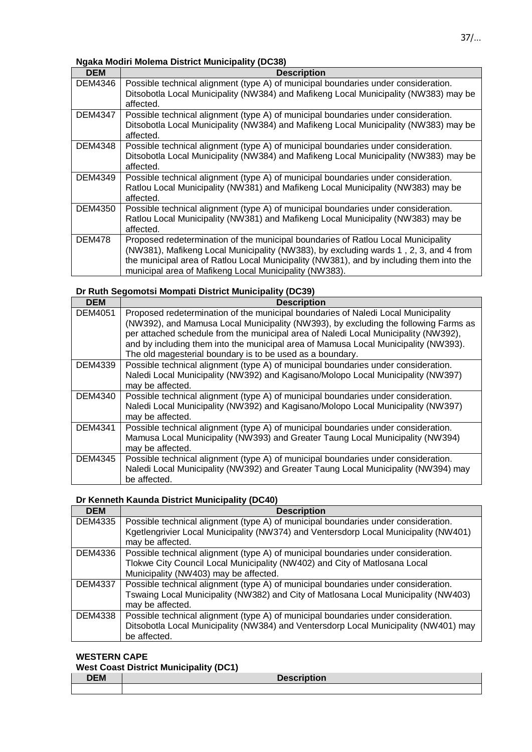**Ngaka Modiri Molema District Municipality (DC38)**

| DEM | Description |
| --- | --- |
| DEM4346 | Possible technical alignment (type A) of municipal boundaries under consideration. Ditsobotla Local Municipality (NW384) and Mafikeng Local Municipality (NW383) may be affected. |
| DEM4347 | Possible technical alignment (type A) of municipal boundaries under consideration. Ditsobotla Local Municipality (NW384) and Mafikeng Local Municipality (NW383) may be affected. |
| DEM4348 | Possible technical alignment (type A) of municipal boundaries under consideration. Ditsobotla Local Municipality (NW384) and Mafikeng Local Municipality (NW383) may be affected. |
| DEM4349 | Possible technical alignment (type A) of municipal boundaries under consideration. Ratlou Local Municipality (NW381) and Mafikeng Local Municipality (NW383) may be affected. |
| DEM4350 | Possible technical alignment (type A) of municipal boundaries under consideration. Ratlou Local Municipality (NW381) and Mafikeng Local Municipality (NW383) may be affected. |
| DEM478 | Proposed redetermination of the municipal boundaries of Ratlou Local Municipality (NW381), Mafikeng Local Municipality (NW383), by excluding wards 1 , 2, 3, and 4 from the municipal area of Ratlou Local Municipality (NW381), and by including them into the municipal area of Mafikeng Local Municipality (NW383). |

**Dr Ruth Segomotsi Mompati District Municipality (DC39)**

| DEM | Description |
| --- | --- |
| DEM4051 | Proposed redetermination of the municipal boundaries of Naledi Local Municipality (NW392), and Mamusa Local Municipality (NW393), by excluding the following Farms as per attached schedule from the municipal area of Naledi Local Municipality (NW392), and by including them into the municipal area of Mamusa Local Municipality (NW393). The old magesterial boundary is to be used as a boundary. |
| DEM4339 | Possible technical alignment (type A) of municipal boundaries under consideration. Naledi Local Municipality (NW392) and Kagisano/Molopo Local Municipality (NW397) may be affected. |
| DEM4340 | Possible technical alignment (type A) of municipal boundaries under consideration. Naledi Local Municipality (NW392) and Kagisano/Molopo Local Municipality (NW397) may be affected. |
| DEM4341 | Possible technical alignment (type A) of municipal boundaries under consideration. Mamusa Local Municipality (NW393) and Greater Taung Local Municipality (NW394) may be affected. |
| DEM4345 | Possible technical alignment (type A) of municipal boundaries under consideration. Naledi Local Municipality (NW392) and Greater Taung Local Municipality (NW394) may be affected. |

**Dr Kenneth Kaunda District Municipality (DC40)**

| DEM | Description |
| --- | --- |
| DEM4335 | Possible technical alignment (type A) of municipal boundaries under consideration. Kgetlengrivier Local Municipality (NW374) and Ventersdorp Local Municipality (NW401) may be affected. |
| DEM4336 | Possible technical alignment (type A) of municipal boundaries under consideration. Tlokwe City Council Local Municipality (NW402) and City of Matlosana Local Municipality (NW403) may be affected. |
| DEM4337 | Possible technical alignment (type A) of municipal boundaries under consideration. Tswaing Local Municipality (NW382) and City of Matlosana Local Municipality (NW403) may be affected. |
| DEM4338 | Possible technical alignment (type A) of municipal boundaries under consideration. Ditsobotla Local Municipality (NW384) and Ventersdorp Local Municipality (NW401) may be affected. |

**WESTERN CAPE**

**West Coast District Municipality (DC1)**

| DEM | Description |
| --- | --- |
| | |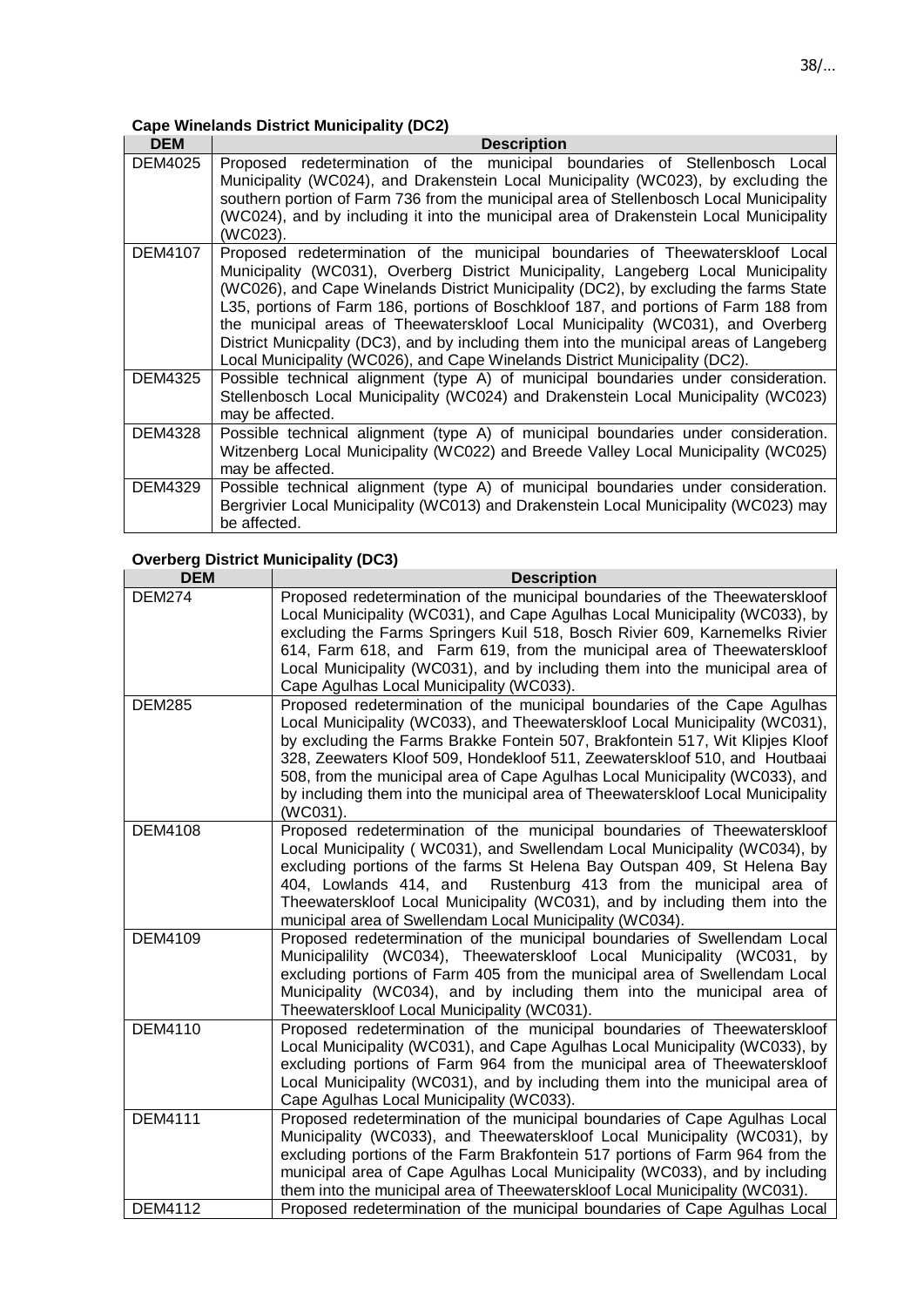**Cape Winelands District Municipality (DC2)**

| DEM | Description |
|---|---|
| DEM4025 | Proposed redetermination of the municipal boundaries of Stellenbosch Local Municipality (WC024), and Drakenstein Local Municipality (WC023), by excluding the southern portion of Farm 736 from the municipal area of Stellenbosch Local Municipality (WC024), and by including it into the municipal area of Drakenstein Local Municipality (WC023). |
| DEM4107 | Proposed redetermination of the municipal boundaries of Theewaterskloof Local Municipality (WC031), Overberg District Municipality, Langeberg Local Municipality (WC026), and Cape Winelands District Municipality (DC2), by excluding the farms State L35, portions of Farm 186, portions of Boschkloof 187, and portions of Farm 188 from the municipal areas of Theewaterskloof Local Municipality (WC031), and Overberg District Municipality (DC3), and by including them into the municipal areas of Langeberg Local Municipality (WC026), and Cape Winelands District Municipality (DC2). |
| DEM4325 | Possible technical alignment (type A) of municipal boundaries under consideration. Stellenbosch Local Municipality (WC024) and Drakenstein Local Municipality (WC023) may be affected. |
| DEM4328 | Possible technical alignment (type A) of municipal boundaries under consideration. Witzenberg Local Municipality (WC022) and Breede Valley Local Municipality (WC025) may be affected. |
| DEM4329 | Possible technical alignment (type A) of municipal boundaries under consideration. Bergrivier Local Municipality (WC013) and Drakenstein Local Municipality (WC023) may be affected. |

**Overberg District Municipality (DC3)**

| DEM | Description |
|---|---|
| DEM274 | Proposed redetermination of the municipal boundaries of the Theewaterskloof Local Municipality (WC031), and Cape Agulhas Local Municipality (WC033), by excluding the Farms Springers Kuil 518, Bosch Rivier 609, Karnemelks Rivier 614, Farm 618, and Farm 619, from the municipal area of Theewaterskloof Local Municipality (WC031), and by including them into the municipal area of Cape Agulhas Local Municipality (WC033). |
| DEM285 | Proposed redetermination of the municipal boundaries of the Cape Agulhas Local Municipality (WC033), and Theewaterskloof Local Municipality (WC031), by excluding the Farms Brakke Fontein 507, Brakfontein 517, Wit Klipjes Kloof 328, Zeewaters Kloof 509, Hondekloof 511, Zeewaterskloof 510, and Houtbaai 508, from the municipal area of Cape Agulhas Local Municipality (WC033), and by including them into the municipal area of Theewaterskloof Local Municipality (WC031). |
| DEM4108 | Proposed redetermination of the municipal boundaries of Theewaterskloof Local Municipality ( WC031), and Swellendam Local Municipality (WC034), by excluding portions of the farms St Helena Bay Outspan 409, St Helena Bay 404, Lowlands 414, and Rustenburg 413 from the municipal area of Theewaterskloof Local Municipality (WC031), and by including them into the municipal area of Swellendam Local Municipality (WC034). |
| DEM4109 | Proposed redetermination of the municipal boundaries of Swellendam Local Municipalility (WC034), Theewaterskloof Local Municipality (WC031, by excluding portions of Farm 405 from the municipal area of Swellendam Local Municipality (WC034), and by including them into the municipal area of Theewaterskloof Local Municipality (WC031). |
| DEM4110 | Proposed redetermination of the municipal boundaries of Theewaterskloof Local Municipality (WC031), and Cape Agulhas Local Municipality (WC033), by excluding portions of Farm 964 from the municipal area of Theewaterskloof Local Municipality (WC031), and by including them into the municipal area of Cape Agulhas Local Municipality (WC033). |
| DEM4111 | Proposed redetermination of the municipal boundaries of Cape Agulhas Local Municipality (WC033), and Theewaterskloof Local Municipality (WC031), by excluding portions of the Farm Brakfontein 517 portions of Farm 964 from the municipal area of Cape Agulhas Local Municipality (WC033), and by including them into the municipal area of Theewaterskloof Local Municipality (WC031). |
| DEM4112 | Proposed redetermination of the municipal boundaries of Cape Agulhas Local |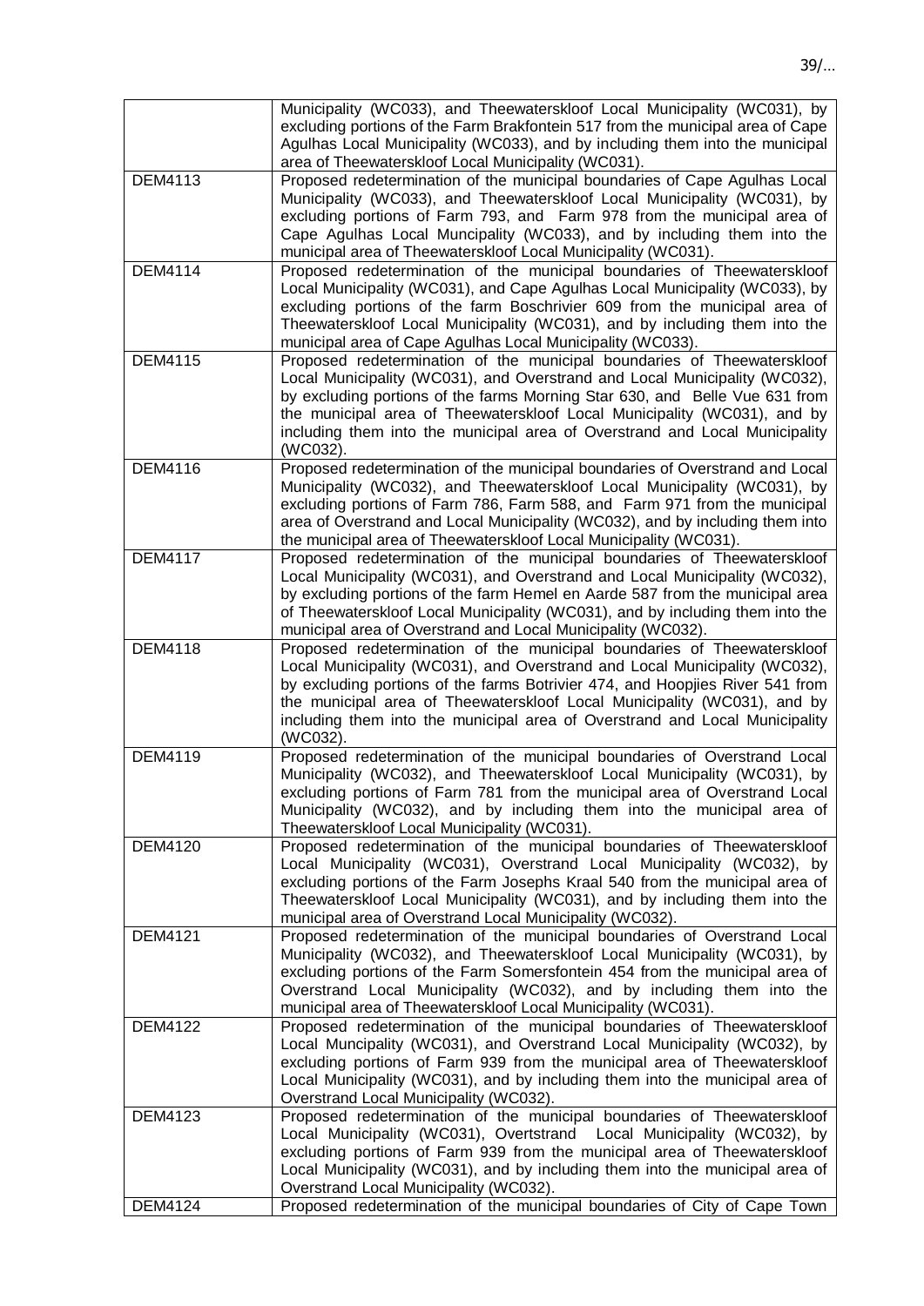| | |
|---|---|
| | Municipality (WC033), and Theewaterskloof Local Municipality (WC031), by excluding portions of the Farm Brakfontein 517 from the municipal area of Cape Agulhas Local Municipality (WC033), and by including them into the municipal area of Theewaterskloof Local Municipality (WC031). |
| DEM4113 | Proposed redetermination of the municipal boundaries of Cape Agulhas Local Municipality (WC033), and Theewaterskloof Local Municipality (WC031), by excluding portions of Farm 793, and Farm 978 from the municipal area of Cape Agulhas Local Muncipality (WC033), and by including them into the municipal area of Theewaterskloof Local Municipality (WC031). |
| DEM4114 | Proposed redetermination of the municipal boundaries of Theewaterskloof Local Municipality (WC031), and Cape Agulhas Local Municipality (WC033), by excluding portions of the farm Boschrivier 609 from the municipal area of Theewaterskloof Local Municipality (WC031), and by including them into the municipal area of Cape Agulhas Local Municipality (WC033). |
| DEM4115 | Proposed redetermination of the municipal boundaries of Theewaterskloof Local Municipality (WC031), and Overstrand and Local Municipality (WC032), by excluding portions of the farms Morning Star 630, and Belle Vue 631 from the municipal area of Theewaterskloof Local Municipality (WC031), and by including them into the municipal area of Overstrand and Local Municipality (WC032). |
| DEM4116 | Proposed redetermination of the municipal boundaries of Overstrand and Local Municipality (WC032), and Theewaterskloof Local Municipality (WC031), by excluding portions of Farm 786, Farm 588, and Farm 971 from the municipal area of Overstrand and Local Municipality (WC032), and by including them into the municipal area of Theewaterskloof Local Municipality (WC031). |
| DEM4117 | Proposed redetermination of the municipal boundaries of Theewaterskloof Local Municipality (WC031), and Overstrand and Local Municipality (WC032), by excluding portions of the farm Hemel en Aarde 587 from the municipal area of Theewaterskloof Local Municipality (WC031), and by including them into the municipal area of Overstrand and Local Municipality (WC032). |
| DEM4118 | Proposed redetermination of the municipal boundaries of Theewaterskloof Local Municipality (WC031), and Overstrand and Local Municipality (WC032), by excluding portions of the farms Botrivier 474, and Hoopjies River 541 from the municipal area of Theewaterskloof Local Municipality (WC031), and by including them into the municipal area of Overstrand and Local Municipality (WC032). |
| DEM4119 | Proposed redetermination of the municipal boundaries of Overstrand Local Municipality (WC032), and Theewaterskloof Local Municipality (WC031), by excluding portions of Farm 781 from the municipal area of Overstrand Local Municipality (WC032), and by including them into the municipal area of Theewaterskloof Local Municipality (WC031). |
| DEM4120 | Proposed redetermination of the municipal boundaries of Theewaterskloof Local Municipality (WC031), Overstrand Local Municipality (WC032), by excluding portions of the Farm Josephs Kraal 540 from the municipal area of Theewaterskloof Local Municipality (WC031), and by including them into the municipal area of Overstrand Local Municipality (WC032). |
| DEM4121 | Proposed redetermination of the municipal boundaries of Overstrand Local Municipality (WC032), and Theewaterskloof Local Municipality (WC031), by excluding portions of the Farm Somersfontein 454 from the municipal area of Overstrand Local Municipality (WC032), and by including them into the municipal area of Theewaterskloof Local Municipality (WC031). |
| DEM4122 | Proposed redetermination of the municipal boundaries of Theewaterskloof Local Muncipality (WC031), and Overstrand Local Municipality (WC032), by excluding portions of Farm 939 from the municipal area of Theewaterskloof Local Municipality (WC031), and by including them into the municipal area of Overstrand Local Municipality (WC032). |
| DEM4123 | Proposed redetermination of the municipal boundaries of Theewaterskloof Local Municipality (WC031), Overtstrand Local Municipality (WC032), by excluding portions of Farm 939 from the municipal area of Theewaterskloof Local Municipality (WC031), and by including them into the municipal area of Overstrand Local Municipality (WC032). |
| DEM4124 | Proposed redetermination of the municipal boundaries of City of Cape Town |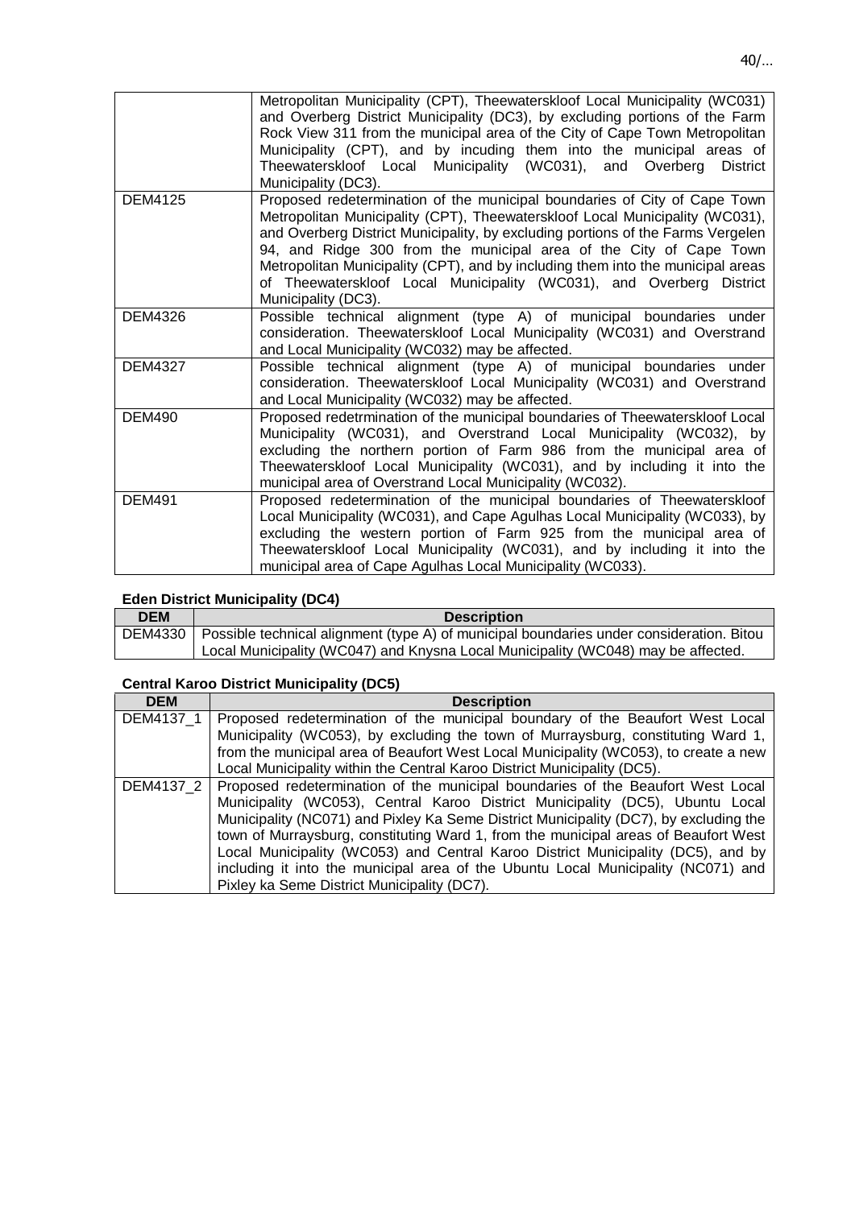| | |
|---|---|
| | Metropolitan Municipality (CPT), Theewaterskloof Local Municipality (WC031) and Overberg District Municipality (DC3), by excluding portions of the Farm Rock View 311 from the municipal area of the City of Cape Town Metropolitan Municipality (CPT), and by incuding them into the municipal areas of Theewaterskloof Local Municipality (WC031), and Overberg District Municipality (DC3). |
| DEM4125 | Proposed redetermination of the municipal boundaries of City of Cape Town Metropolitan Municipality (CPT), Theewaterskloof Local Municipality (WC031), and Overberg District Municipality, by excluding portions of the Farms Vergelen 94, and Ridge 300 from the municipal area of the City of Cape Town Metropolitan Municipality (CPT), and by including them into the municipal areas of Theewaterskloof Local Municipality (WC031), and Overberg District Municipality (DC3). |
| DEM4326 | Possible technical alignment (type A) of municipal boundaries under consideration. Theewaterskloof Local Municipality (WC031) and Overstrand and Local Municipality (WC032) may be affected. |
| DEM4327 | Possible technical alignment (type A) of municipal boundaries under consideration. Theewaterskloof Local Municipality (WC031) and Overstrand and Local Municipality (WC032) may be affected. |
| DEM490 | Proposed redetrmination of the municipal boundaries of Theewaterskloof Local Municipality (WC031), and Overstrand Local Municipality (WC032), by excluding the northern portion of Farm 986 from the municipal area of Theewaterskloof Local Municipality (WC031), and by including it into the municipal area of Overstrand Local Municipality (WC032). |
| DEM491 | Proposed redetermination of the municipal boundaries of Theewaterskloof Local Municipality (WC031), and Cape Agulhas Local Municipality (WC033), by excluding the western portion of Farm 925 from the municipal area of Theewaterskloof Local Municipality (WC031), and by including it into the municipal area of Cape Agulhas Local Municipality (WC033). |

**Eden District Municipality (DC4)**

| DEM | Description |
|---|---|
| DEM4330 | Possible technical alignment (type A) of municipal boundaries under consideration. Bitou Local Municipality (WC047) and Knysna Local Municipality (WC048) may be affected. |

**Central Karoo District Municipality (DC5)**

| DEM | Description |
|---|---|
| DEM4137_1 | Proposed redetermination of the municipal boundary of the Beaufort West Local Municipality (WC053), by excluding the town of Murraysburg, constituting Ward 1, from the municipal area of Beaufort West Local Municipality (WC053), to create a new Local Municipality within the Central Karoo District Municipality (DC5). |
| DEM4137_2 | Proposed redetermination of the municipal boundaries of the Beaufort West Local Municipality (WC053), Central Karoo District Municipality (DC5), Ubuntu Local Municipality (NC071) and Pixley Ka Seme District Municipality (DC7), by excluding the town of Murraysburg, constituting Ward 1, from the municipal areas of Beaufort West Local Municipality (WC053) and Central Karoo District Municipality (DC5), and by including it into the municipal area of the Ubuntu Local Municipality (NC071) and Pixley ka Seme District Municipality (DC7). |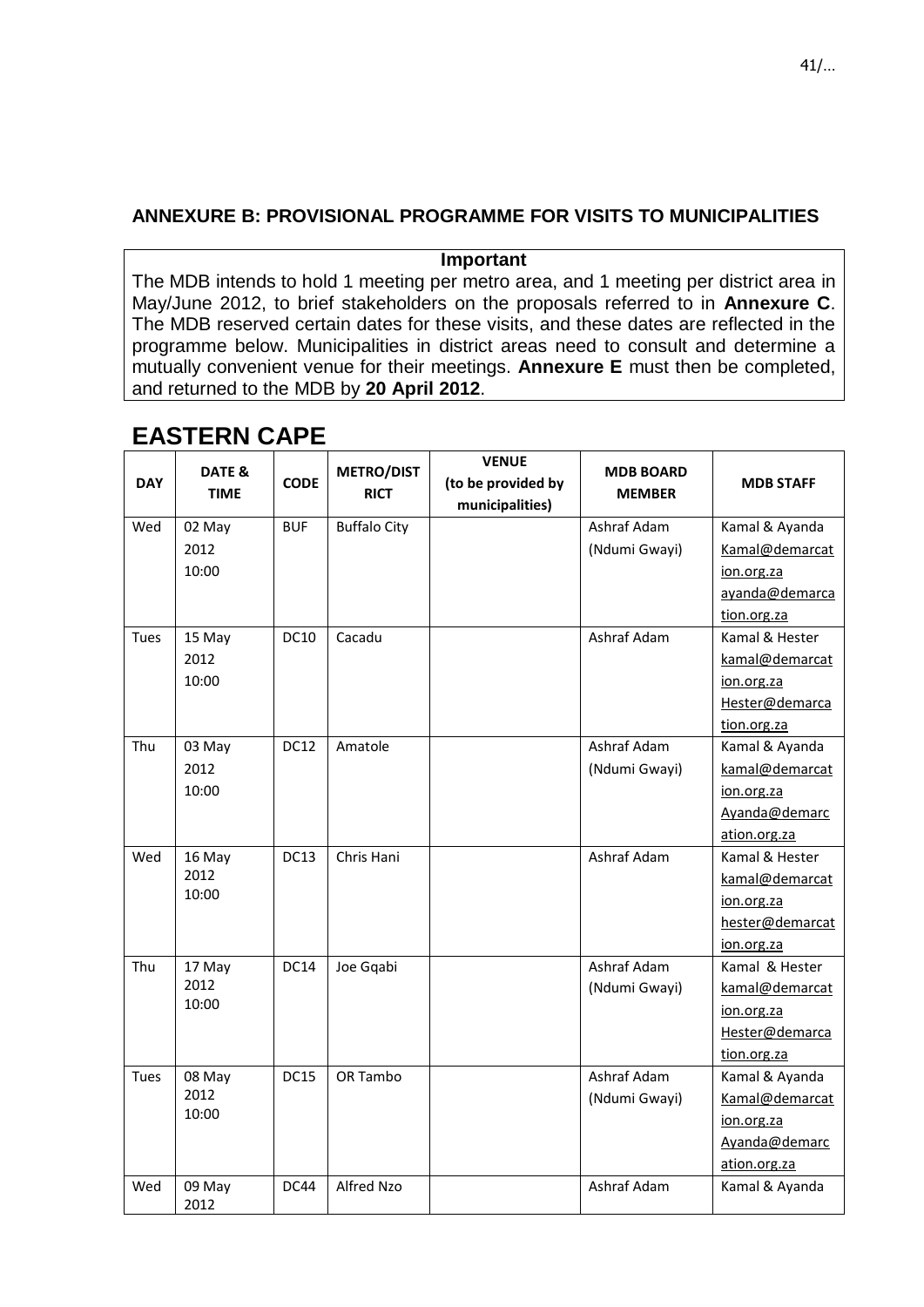## ANNEXURE B: PROVISIONAL PROGRAMME FOR VISITS TO MUNICIPALITIES

**Important**

The MDB intends to hold 1 meeting per metro area, and 1 meeting per district area in May/June 2012, to brief stakeholders on the proposals referred to in **Annexure C**. The MDB reserved certain dates for these visits, and these dates are reflected in the programme below. Municipalities in district areas need to consult and determine a mutually convenient venue for their meetings. **Annexure E** must then be completed, and returned to the MDB by **20 April 2012**.

# EASTERN CAPE

| DAY | DATE & TIME | CODE | METRO/DISTRICT | VENUE (to be provided by municipalities) | MDB BOARD MEMBER | MDB STAFF |
|---|---|---|---|---|---|---|
| Wed | 02 May 2012 10:00 | BUF | Buffalo City | | Ashraf Adam (Ndumi Gwayi) | Kamal & Ayanda Kamal@demarcation.org.za ayanda@demarcation.org.za |
| Tues | 15 May 2012 10:00 | DC10 | Cacadu | | Ashraf Adam | Kamal & Hester kamal@demarcation.org.za Hester@demarcation.org.za |
| Thu | 03 May 2012 10:00 | DC12 | Amatole | | Ashraf Adam (Ndumi Gwayi) | Kamal & Ayanda kamal@demarcation.org.za Ayanda@demarcation.org.za |
| Wed | 16 May 2012 10:00 | DC13 | Chris Hani | | Ashraf Adam | Kamal & Hester kamal@demarcation.org.za hester@demarcation.org.za |
| Thu | 17 May 2012 10:00 | DC14 | Joe Gqabi | | Ashraf Adam (Ndumi Gwayi) | Kamal & Hester kamal@demarcation.org.za Hester@demarcation.org.za |
| Tues | 08 May 2012 10:00 | DC15 | OR Tambo | | Ashraf Adam (Ndumi Gwayi) | Kamal & Ayanda Kamal@demarcation.org.za Ayanda@demarcation.org.za |
| Wed | 09 May 2012 | DC44 | Alfred Nzo | | Ashraf Adam | Kamal & Ayanda |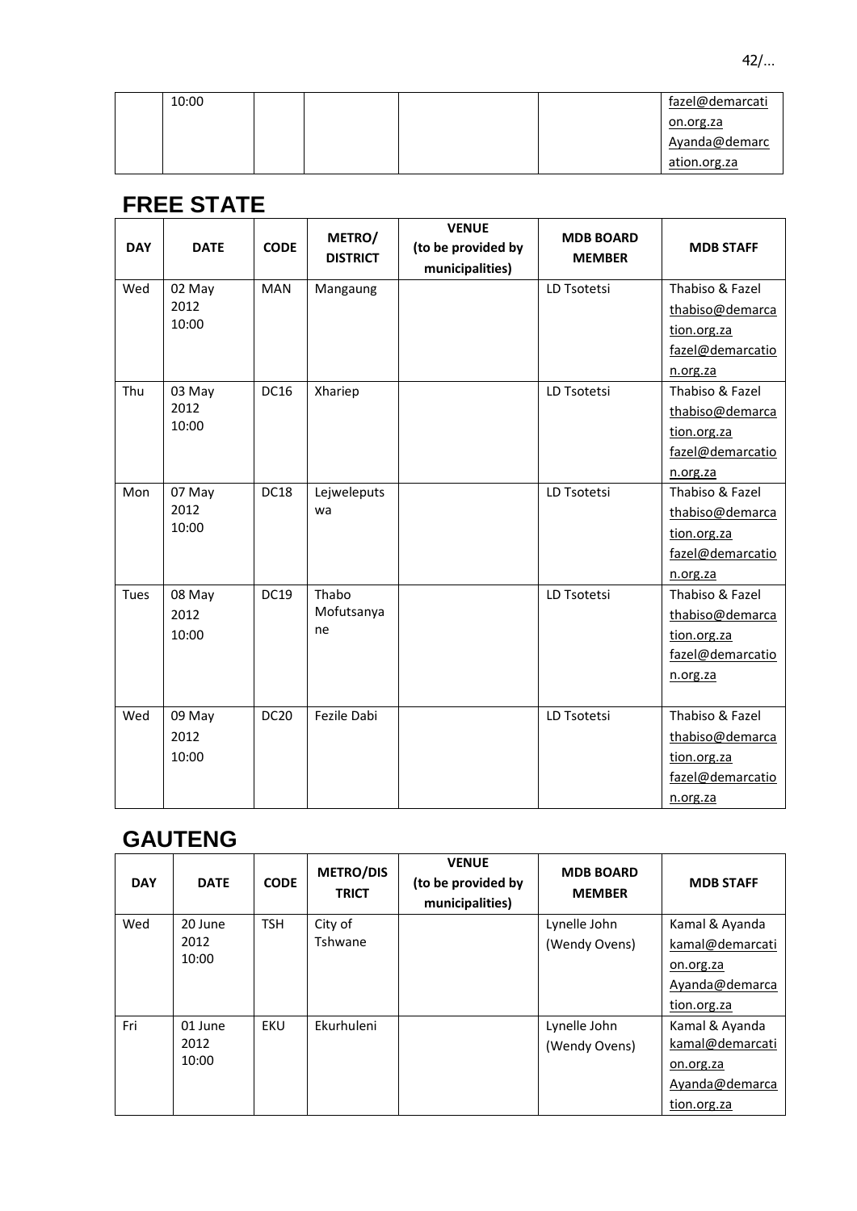| | 10:00 | | | | | fazel@demarcation.org.za Ayanda@demarcation.org.za |
|---|---|---|---|---|---|---|

## FREE STATE

| DAY | DATE | CODE | METRO/ DISTRICT | VENUE (to be provided by municipalities) | MDB BOARD MEMBER | MDB STAFF |
|---|---|---|---|---|---|---|
| Wed | 02 May 2012 10:00 | MAN | Mangaung | | LD Tsotetsi | Thabiso & Fazel thabiso@demarcation.org.za fazel@demarcation.org.za |
| Thu | 03 May 2012 10:00 | DC16 | Xhariep | | LD Tsotetsi | Thabiso & Fazel thabiso@demarcation.org.za fazel@demarcation.org.za |
| Mon | 07 May 2012 10:00 | DC18 | Lejweleputswa | | LD Tsotetsi | Thabiso & Fazel thabiso@demarcation.org.za fazel@demarcation.org.za |
| Tues | 08 May 2012 10:00 | DC19 | Thabo Mofutsanyane | | LD Tsotetsi | Thabiso & Fazel thabiso@demarcation.org.za fazel@demarcation.org.za |
| Wed | 09 May 2012 10:00 | DC20 | Fezile Dabi | | LD Tsotetsi | Thabiso & Fazel thabiso@demarcation.org.za fazel@demarcation.org.za |

## GAUTENG

| DAY | DATE | CODE | METRO/DISTRICT | VENUE (to be provided by municipalities) | MDB BOARD MEMBER | MDB STAFF |
|---|---|---|---|---|---|---|
| Wed | 20 June 2012 10:00 | TSH | City of Tshwane | | Lynelle John (Wendy Ovens) | Kamal & Ayanda kamal@demarcation.org.za Ayanda@demarcation.org.za |
| Fri | 01 June 2012 10:00 | EKU | Ekurhuleni | | Lynelle John (Wendy Ovens) | Kamal & Ayanda kamal@demarcation.org.za Ayanda@demarcation.org.za |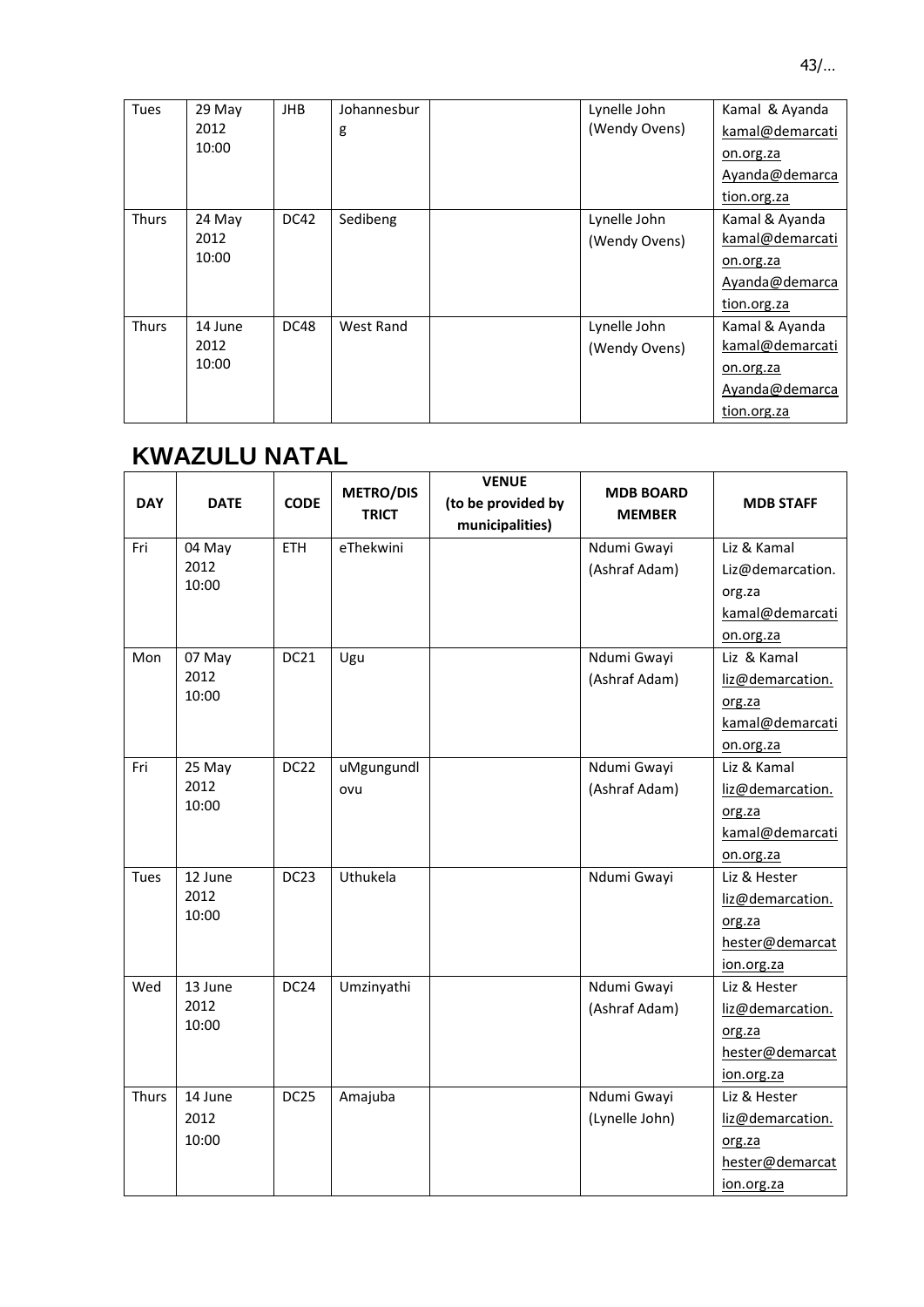| Tues | 29 May 2012 10:00 | JHB | Johannesburg | | Lynelle John (Wendy Ovens) | Kamal & Ayanda kamal@demarcation.org.za Ayanda@demarcation.org.za |
|---|---|---|---|---|---|---|
| Thurs | 24 May 2012 10:00 | DC42 | Sedibeng | | Lynelle John (Wendy Ovens) | Kamal & Ayanda kamal@demarcation.org.za Ayanda@demarcation.org.za |
| Thurs | 14 June 2012 10:00 | DC48 | West Rand | | Lynelle John (Wendy Ovens) | Kamal & Ayanda kamal@demarcation.org.za Ayanda@demarcation.org.za |

## KWAZULU NATAL

| DAY | DATE | CODE | METRO/DISTRICT | VENUE (to be provided by municipalities) | MDB BOARD MEMBER | MDB STAFF |
|---|---|---|---|---|---|---|
| Fri | 04 May 2012 10:00 | ETH | eThekwini | | Ndumi Gwayi (Ashraf Adam) | Liz & Kamal Liz@demarcation.org.za kamal@demarcation.org.za |
| Mon | 07 May 2012 10:00 | DC21 | Ugu | | Ndumi Gwayi (Ashraf Adam) | Liz & Kamal liz@demarcation.org.za kamal@demarcation.org.za |
| Fri | 25 May 2012 10:00 | DC22 | uMgungundlovu | | Ndumi Gwayi (Ashraf Adam) | Liz & Kamal liz@demarcation.org.za kamal@demarcation.org.za |
| Tues | 12 June 2012 10:00 | DC23 | Uthukela | | Ndumi Gwayi | Liz & Hester liz@demarcation.org.za hester@demarcation.org.za |
| Wed | 13 June 2012 10:00 | DC24 | Umzinyathi | | Ndumi Gwayi (Ashraf Adam) | Liz & Hester liz@demarcation.org.za hester@demarcation.org.za |
| Thurs | 14 June 2012 10:00 | DC25 | Amajuba | | Ndumi Gwayi (Lynelle John) | Liz & Hester liz@demarcation.org.za hester@demarcation.org.za |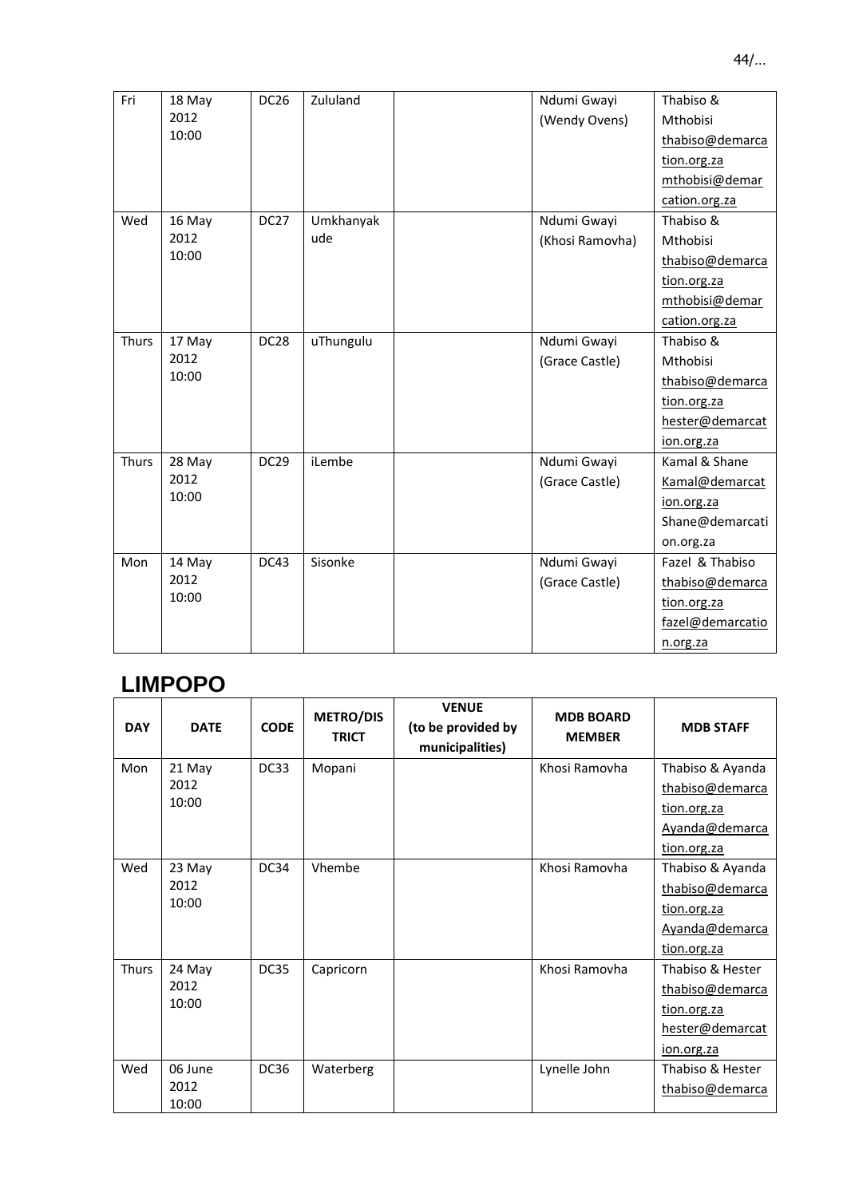| Fri | 18 May 2012 10:00 | DC26 | Zululand | | Ndumi Gwayi (Wendy Ovens) | Thabiso & Mthobisi thabiso@demarcation.org.za mthobisi@demarcation.org.za |
|---|---|---|---|---|---|---|
| Wed | 16 May 2012 10:00 | DC27 | Umkhanyakude | | Ndumi Gwayi (Khosi Ramovha) | Thabiso & Mthobisi thabiso@demarcation.org.za mthobisi@demarcation.org.za |
| Thurs | 17 May 2012 10:00 | DC28 | uThungulu | | Ndumi Gwayi (Grace Castle) | Thabiso & Mthobisi thabiso@demarcation.org.za hester@demarcation.org.za |
| Thurs | 28 May 2012 10:00 | DC29 | iLembe | | Ndumi Gwayi (Grace Castle) | Kamal & Shane Kamal@demarcation.org.za Shane@demarcation.org.za |
| Mon | 14 May 2012 10:00 | DC43 | Sisonke | | Ndumi Gwayi (Grace Castle) | Fazel & Thabiso thabiso@demarcation.org.za fazel@demarcation.org.za |

## LIMPOPO

| DAY | DATE | CODE | METRO/DISTRICT | VENUE (to be provided by municipalities) | MDB BOARD MEMBER | MDB STAFF |
|---|---|---|---|---|---|---|
| Mon | 21 May 2012 10:00 | DC33 | Mopani | | Khosi Ramovha | Thabiso & Ayanda thabiso@demarcation.org.za Ayanda@demarcation.org.za |
| Wed | 23 May 2012 10:00 | DC34 | Vhembe | | Khosi Ramovha | Thabiso & Ayanda thabiso@demarcation.org.za Ayanda@demarcation.org.za |
| Thurs | 24 May 2012 10:00 | DC35 | Capricorn | | Khosi Ramovha | Thabiso & Hester thabiso@demarcation.org.za hester@demarcation.org.za |
| Wed | 06 June 2012 10:00 | DC36 | Waterberg | | Lynelle John | Thabiso & Hester thabiso@demarca |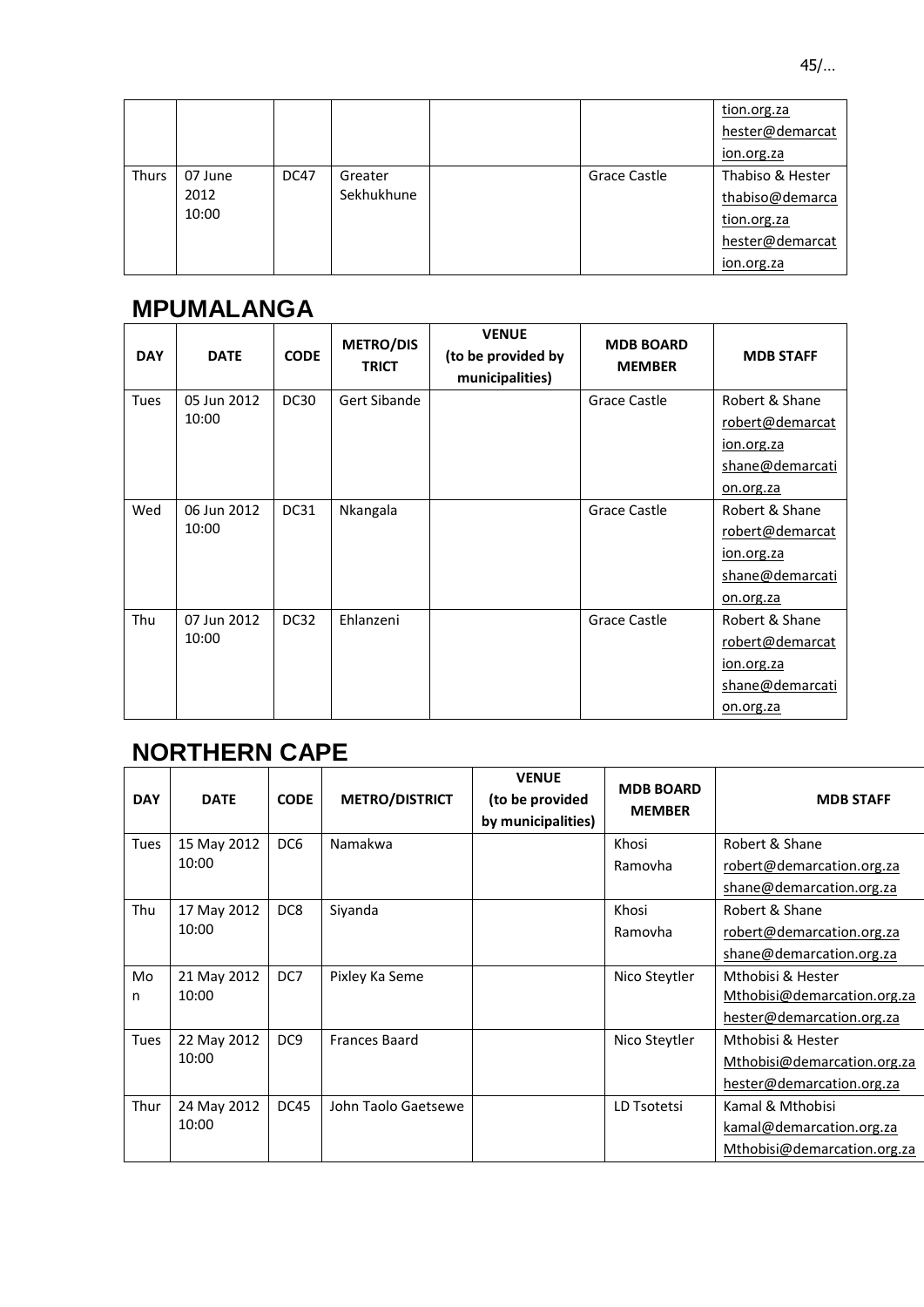| | | | | | | tion.org.za hester@demarcation.org.za |
|---|---|---|---|---|---|---|
| Thurs | 07 June 2012 10:00 | DC47 | Greater Sekhukhune | | Grace Castle | Thabiso & Hester thabiso@demarcation.org.za hester@demarcation.org.za |

## MPUMALANGA

| DAY | DATE | CODE | METRO/DISTRICT | VENUE (to be provided by municipalities) | MDB BOARD MEMBER | MDB STAFF |
|---|---|---|---|---|---|---|
| Tues | 05 Jun 2012 10:00 | DC30 | Gert Sibande | | Grace Castle | Robert & Shane robert@demarcation.org.za shane@demarcation.org.za |
| Wed | 06 Jun 2012 10:00 | DC31 | Nkangala | | Grace Castle | Robert & Shane robert@demarcation.org.za shane@demarcation.org.za |
| Thu | 07 Jun 2012 10:00 | DC32 | Ehlanzeni | | Grace Castle | Robert & Shane robert@demarcation.org.za shane@demarcation.org.za |

## NORTHERN CAPE

| DAY | DATE | CODE | METRO/DISTRICT | VENUE (to be provided by municipalities) | MDB BOARD MEMBER | MDB STAFF |
|---|---|---|---|---|---|---|
| Tues | 15 May 2012 10:00 | DC6 | Namakwa | | Khosi Ramovha | Robert & Shane robert@demarcation.org.za shane@demarcation.org.za |
| Thu | 17 May 2012 10:00 | DC8 | Siyanda | | Khosi Ramovha | Robert & Shane robert@demarcation.org.za shane@demarcation.org.za |
| Mon | 21 May 2012 10:00 | DC7 | Pixley Ka Seme | | Nico Steytler | Mthobisi & Hester Mthobisi@demarcation.org.za hester@demarcation.org.za |
| Tues | 22 May 2012 10:00 | DC9 | Frances Baard | | Nico Steytler | Mthobisi & Hester Mthobisi@demarcation.org.za hester@demarcation.org.za |
| Thur | 24 May 2012 10:00 | DC45 | John Taolo Gaetsewe | | LD Tsotetsi | Kamal & Mthobisi kamal@demarcation.org.za Mthobisi@demarcation.org.za |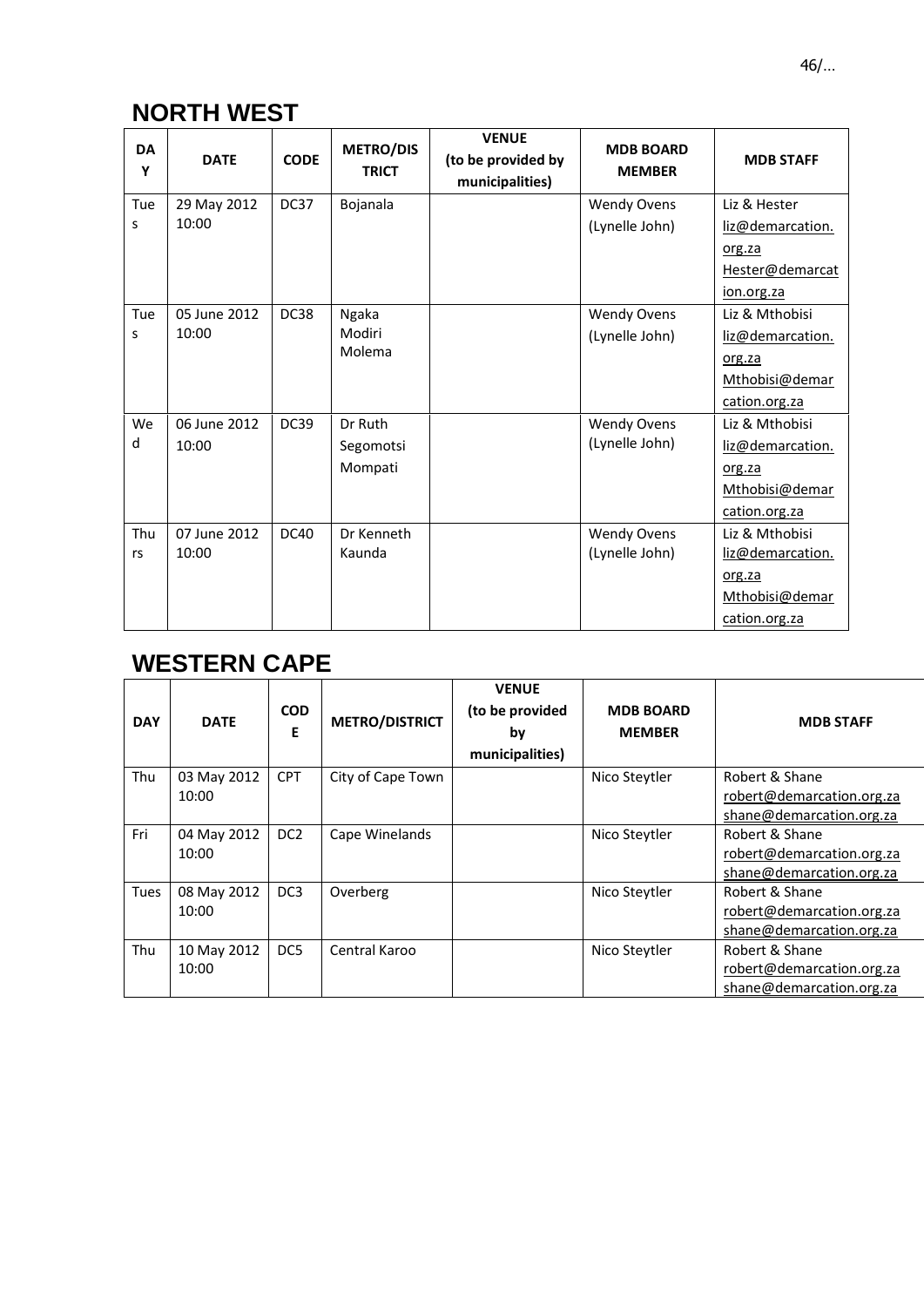## NORTH WEST

| DAY | DATE | CODE | METRO/DISTRICT | VENUE (to be provided by municipalities) | MDB BOARD MEMBER | MDB STAFF |
|---|---|---|---|---|---|---|
| Tues | 29 May 2012 10:00 | DC37 | Bojanala | | Wendy Ovens (Lynelle John) | Liz & Hester liz@demarcation.org.za Hester@demarcation.org.za |
| Tues | 05 June 2012 10:00 | DC38 | Ngaka Modiri Molema | | Wendy Ovens (Lynelle John) | Liz & Mthobisi liz@demarcation.org.za Mthobisi@demarcation.org.za |
| Wed | 06 June 2012 10:00 | DC39 | Dr Ruth Segomotsi Mompati | | Wendy Ovens (Lynelle John) | Liz & Mthobisi liz@demarcation.org.za Mthobisi@demarcation.org.za |
| Thurs | 07 June 2012 10:00 | DC40 | Dr Kenneth Kaunda | | Wendy Ovens (Lynelle John) | Liz & Mthobisi liz@demarcation.org.za Mthobisi@demarcation.org.za |

## WESTERN CAPE

| DAY | DATE | CODE | METRO/DISTRICT | VENUE (to be provided by municipalities) | MDB BOARD MEMBER | MDB STAFF |
|---|---|---|---|---|---|---|
| Thu | 03 May 2012 10:00 | CPT | City of Cape Town | | Nico Steytler | Robert & Shane robert@demarcation.org.za shane@demarcation.org.za |
| Fri | 04 May 2012 10:00 | DC2 | Cape Winelands | | Nico Steytler | Robert & Shane robert@demarcation.org.za shane@demarcation.org.za |
| Tues | 08 May 2012 10:00 | DC3 | Overberg | | Nico Steytler | Robert & Shane robert@demarcation.org.za shane@demarcation.org.za |
| Thu | 10 May 2012 10:00 | DC5 | Central Karoo | | Nico Steytler | Robert & Shane robert@demarcation.org.za shane@demarcation.org.za |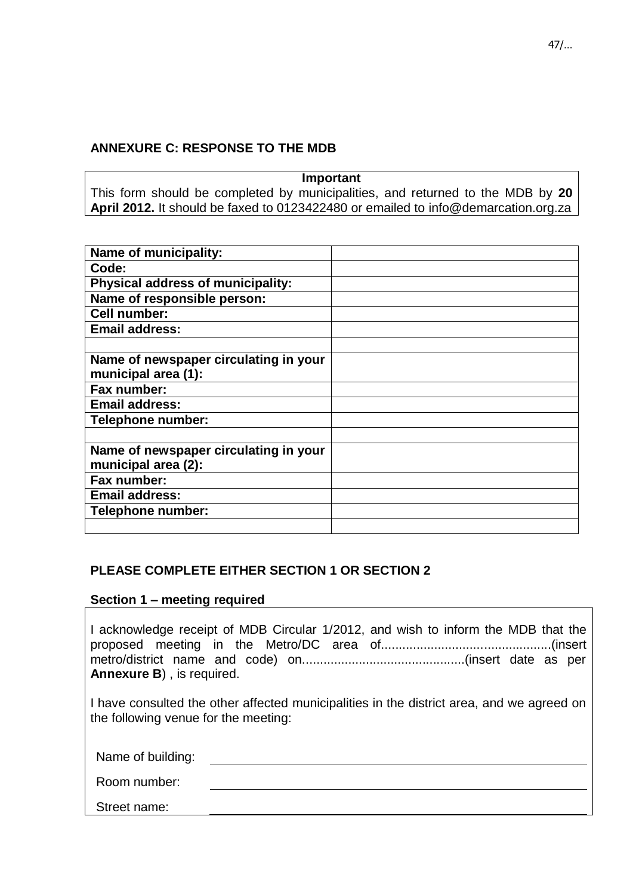## ANNEXURE C: RESPONSE TO THE MDB

| Important |
|---|
| This form should be completed by municipalities, and returned to the MDB by **20 April 2012.** It should be faxed to 0123422480 or emailed to info@demarcation.org.za |

| | |
|---|---|
| **Name of municipality:** | |
| **Code:** | |
| **Physical address of municipality:** | |
| **Name of responsible person:** | |
| **Cell number:** | |
| **Email address:** | |
| | |
| **Name of newspaper circulating in your municipal area (1):** | |
| **Fax number:** | |
| **Email address:** | |
| **Telephone number:** | |
| | |
| **Name of newspaper circulating in your municipal area (2):** | |
| **Fax number:** | |
| **Email address:** | |
| **Telephone number:** | |
| | |

**PLEASE COMPLETE EITHER SECTION 1 OR SECTION 2**

**Section 1 – meeting required**

I acknowledge receipt of MDB Circular 1/2012, and wish to inform the MDB that the proposed meeting in the Metro/DC area of...............................................(insert metro/district name and code) on.............................................(insert date as per **Annexure B**) , is required.

I have consulted the other affected municipalities in the district area, and we agreed on the following venue for the meeting:

Name of building: ____________________________________________

Room number: ____________________________________________

Street name: ____________________________________________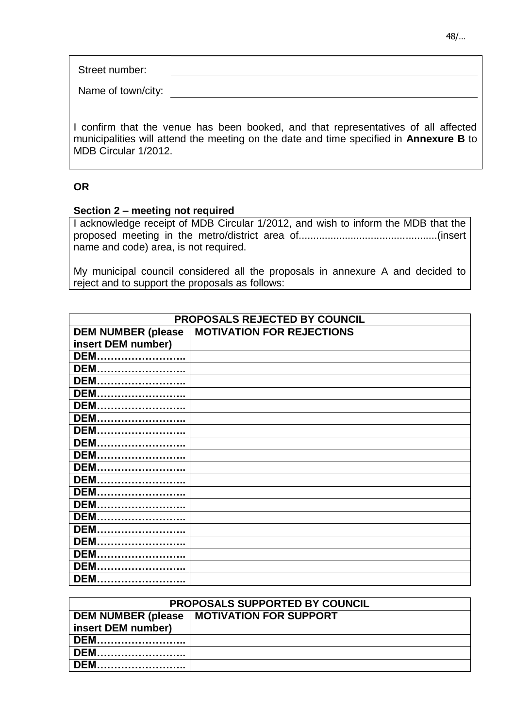| | |
|---|---|
| Street number: | |
| Name of town/city: | |

I confirm that the venue has been booked, and that representatives of all affected municipalities will attend the meeting on the date and time specified in **Annexure B** to MDB Circular 1/2012.

**OR**

**Section 2 – meeting not required**

I acknowledge receipt of MDB Circular 1/2012, and wish to inform the MDB that the proposed meeting in the metro/district area of...............................................(insert name and code) area, is not required.

My municipal council considered all the proposals in annexure A and decided to reject and to support the proposals as follows:

| **PROPOSALS REJECTED BY COUNCIL** | |
|---|---|
| **DEM NUMBER (please insert DEM number)** | **MOTIVATION FOR REJECTIONS** |
| **DEM……………………..** | |
| **DEM……………………..** | |
| **DEM……………………..** | |
| **DEM……………………..** | |
| **DEM……………………..** | |
| **DEM……………………..** | |
| **DEM……………………..** | |
| **DEM……………………..** | |
| **DEM……………………..** | |
| **DEM……………………..** | |
| **DEM……………………..** | |
| **DEM……………………..** | |
| **DEM……………………..** | |
| **DEM……………………..** | |
| **DEM……………………..** | |
| **DEM……………………..** | |
| **DEM……………………..** | |
| **DEM……………………..** | |
| **DEM……………………..** | |

| **PROPOSALS SUPPORTED BY COUNCIL** | |
|---|---|
| **DEM NUMBER (please insert DEM number)** | **MOTIVATION FOR SUPPORT** |
| **DEM……………………..** | |
| **DEM……………………..** | |
| **DEM……………………..** | |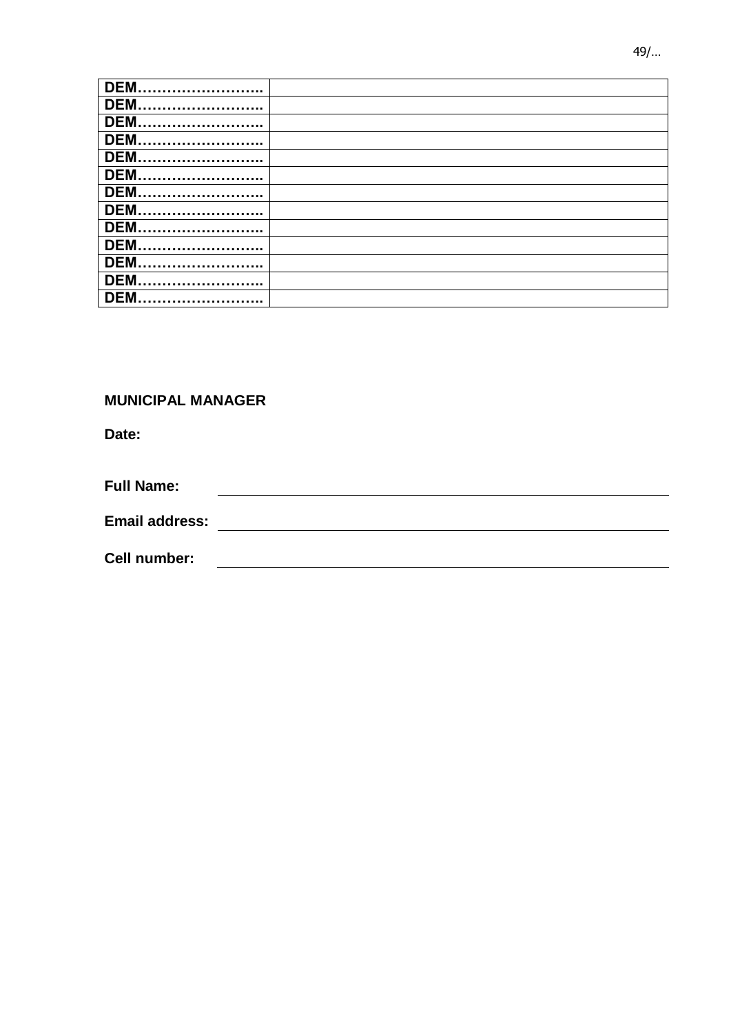| | |
|---|---|
| **DEM……………………..** | |
| **DEM……………………..** | |
| **DEM……………………..** | |
| **DEM……………………..** | |
| **DEM……………………..** | |
| **DEM……………………..** | |
| **DEM……………………..** | |
| **DEM……………………..** | |
| **DEM……………………..** | |
| **DEM……………………..** | |
| **DEM……………………..** | |
| **DEM……………………..** | |
| **DEM……………………..** | |

**MUNICIPAL MANAGER**

**Date:**

**Full Name:** \_\_\_\_\_\_\_\_\_\_\_\_\_\_\_\_\_\_\_\_\_\_\_\_\_\_\_\_\_\_\_\_\_\_\_\_\_\_\_\_

**Email address:** \_\_\_\_\_\_\_\_\_\_\_\_\_\_\_\_\_\_\_\_\_\_\_\_\_\_\_\_\_\_\_\_\_\_\_\_\_\_\_\_

**Cell number:** \_\_\_\_\_\_\_\_\_\_\_\_\_\_\_\_\_\_\_\_\_\_\_\_\_\_\_\_\_\_\_\_\_\_\_\_\_\_\_\_